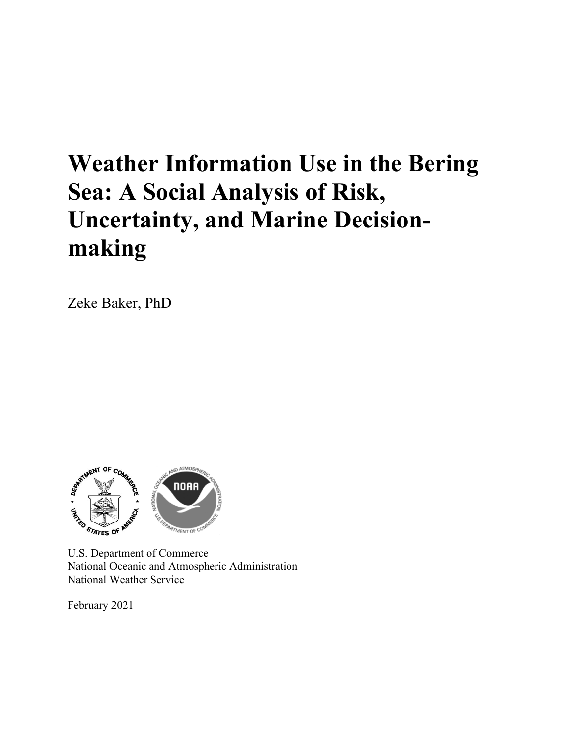# Weather Information Use in the Bering Sea: A Social Analysis of Risk, Uncertainty, and Marine Decision-making

Zeke Baker, PhD

U.S. Department of Commerce
National Oceanic and Atmospheric Administration
National Weather Service

February 2021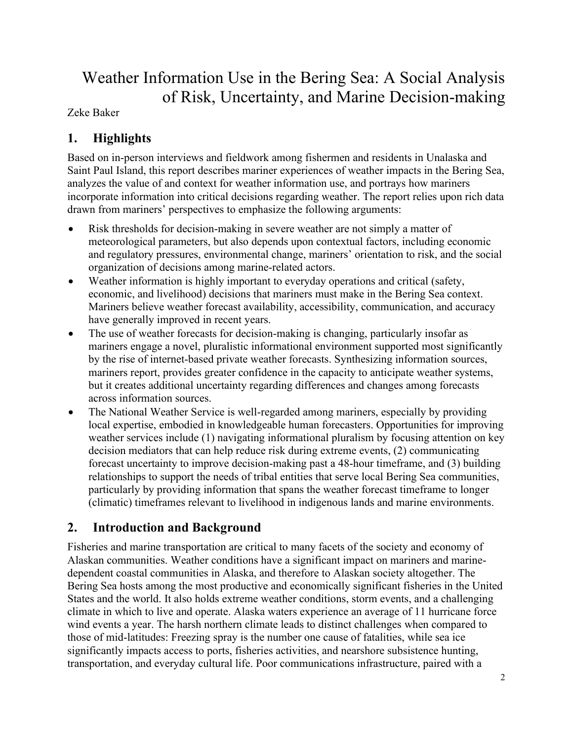# Weather Information Use in the Bering Sea: A Social Analysis of Risk, Uncertainty, and Marine Decision-making

Zeke Baker

## 1. Highlights

Based on in-person interviews and fieldwork among fishermen and residents in Unalaska and Saint Paul Island, this report describes mariner experiences of weather impacts in the Bering Sea, analyzes the value of and context for weather information use, and portrays how mariners incorporate information into critical decisions regarding weather. The report relies upon rich data drawn from mariners' perspectives to emphasize the following arguments:

- Risk thresholds for decision-making in severe weather are not simply a matter of meteorological parameters, but also depends upon contextual factors, including economic and regulatory pressures, environmental change, mariners' orientation to risk, and the social organization of decisions among marine-related actors.
- Weather information is highly important to everyday operations and critical (safety, economic, and livelihood) decisions that mariners must make in the Bering Sea context. Mariners believe weather forecast availability, accessibility, communication, and accuracy have generally improved in recent years.
- The use of weather forecasts for decision-making is changing, particularly insofar as mariners engage a novel, pluralistic informational environment supported most significantly by the rise of internet-based private weather forecasts. Synthesizing information sources, mariners report, provides greater confidence in the capacity to anticipate weather systems, but it creates additional uncertainty regarding differences and changes among forecasts across information sources.
- The National Weather Service is well-regarded among mariners, especially by providing local expertise, embodied in knowledgeable human forecasters. Opportunities for improving weather services include (1) navigating informational pluralism by focusing attention on key decision mediators that can help reduce risk during extreme events, (2) communicating forecast uncertainty to improve decision-making past a 48-hour timeframe, and (3) building relationships to support the needs of tribal entities that serve local Bering Sea communities, particularly by providing information that spans the weather forecast timeframe to longer (climatic) timeframes relevant to livelihood in indigenous lands and marine environments.

## 2. Introduction and Background

Fisheries and marine transportation are critical to many facets of the society and economy of Alaskan communities. Weather conditions have a significant impact on mariners and marine-dependent coastal communities in Alaska, and therefore to Alaskan society altogether. The Bering Sea hosts among the most productive and economically significant fisheries in the United States and the world. It also holds extreme weather conditions, storm events, and a challenging climate in which to live and operate. Alaska waters experience an average of 11 hurricane force wind events a year. The harsh northern climate leads to distinct challenges when compared to those of mid-latitudes: Freezing spray is the number one cause of fatalities, while sea ice significantly impacts access to ports, fisheries activities, and nearshore subsistence hunting, transportation, and everyday cultural life. Poor communications infrastructure, paired with a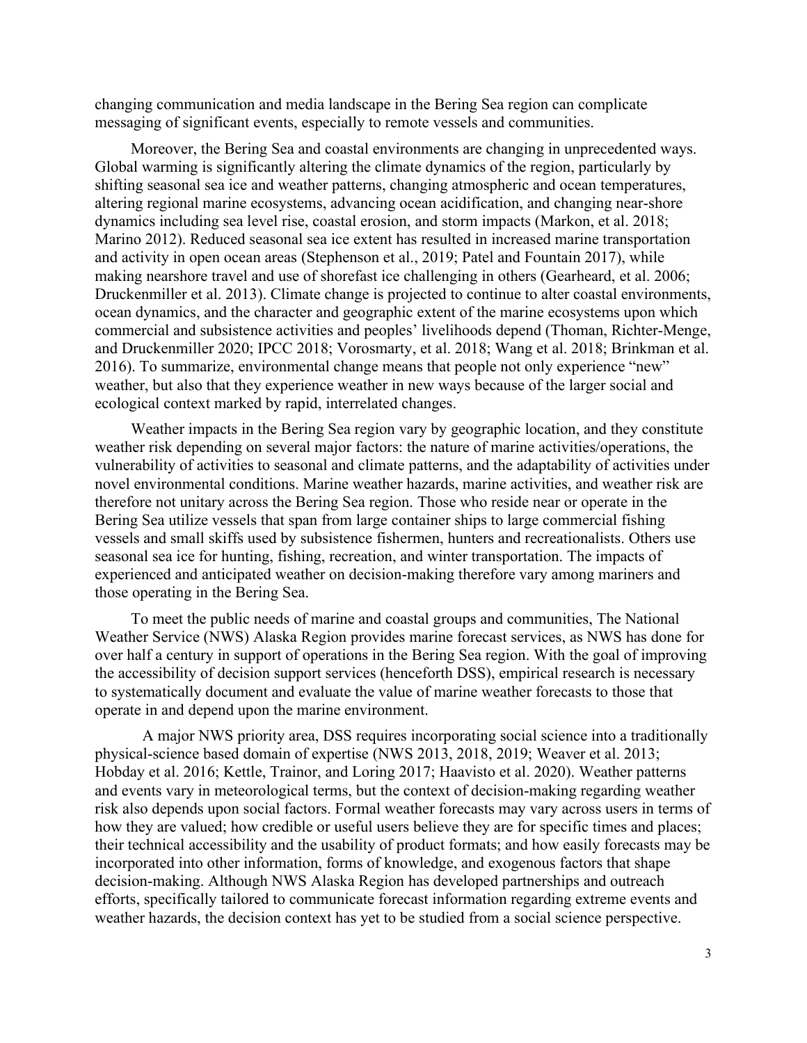changing communication and media landscape in the Bering Sea region can complicate messaging of significant events, especially to remote vessels and communities.

Moreover, the Bering Sea and coastal environments are changing in unprecedented ways. Global warming is significantly altering the climate dynamics of the region, particularly by shifting seasonal sea ice and weather patterns, changing atmospheric and ocean temperatures, altering regional marine ecosystems, advancing ocean acidification, and changing near-shore dynamics including sea level rise, coastal erosion, and storm impacts (Markon, et al. 2018; Marino 2012). Reduced seasonal sea ice extent has resulted in increased marine transportation and activity in open ocean areas (Stephenson et al., 2019; Patel and Fountain 2017), while making nearshore travel and use of shorefast ice challenging in others (Gearheard, et al. 2006; Druckenmiller et al. 2013). Climate change is projected to continue to alter coastal environments, ocean dynamics, and the character and geographic extent of the marine ecosystems upon which commercial and subsistence activities and peoples' livelihoods depend (Thoman, Richter-Menge, and Druckenmiller 2020; IPCC 2018; Vorosmarty, et al. 2018; Wang et al. 2018; Brinkman et al. 2016). To summarize, environmental change means that people not only experience "new" weather, but also that they experience weather in new ways because of the larger social and ecological context marked by rapid, interrelated changes.

Weather impacts in the Bering Sea region vary by geographic location, and they constitute weather risk depending on several major factors: the nature of marine activities/operations, the vulnerability of activities to seasonal and climate patterns, and the adaptability of activities under novel environmental conditions. Marine weather hazards, marine activities, and weather risk are therefore not unitary across the Bering Sea region. Those who reside near or operate in the Bering Sea utilize vessels that span from large container ships to large commercial fishing vessels and small skiffs used by subsistence fishermen, hunters and recreationalists. Others use seasonal sea ice for hunting, fishing, recreation, and winter transportation. The impacts of experienced and anticipated weather on decision-making therefore vary among mariners and those operating in the Bering Sea.

To meet the public needs of marine and coastal groups and communities, The National Weather Service (NWS) Alaska Region provides marine forecast services, as NWS has done for over half a century in support of operations in the Bering Sea region. With the goal of improving the accessibility of decision support services (henceforth DSS), empirical research is necessary to systematically document and evaluate the value of marine weather forecasts to those that operate in and depend upon the marine environment.

A major NWS priority area, DSS requires incorporating social science into a traditionally physical-science based domain of expertise (NWS 2013, 2018, 2019; Weaver et al. 2013; Hobday et al. 2016; Kettle, Trainor, and Loring 2017; Haavisto et al. 2020). Weather patterns and events vary in meteorological terms, but the context of decision-making regarding weather risk also depends upon social factors. Formal weather forecasts may vary across users in terms of how they are valued; how credible or useful users believe they are for specific times and places; their technical accessibility and the usability of product formats; and how easily forecasts may be incorporated into other information, forms of knowledge, and exogenous factors that shape decision-making. Although NWS Alaska Region has developed partnerships and outreach efforts, specifically tailored to communicate forecast information regarding extreme events and weather hazards, the decision context has yet to be studied from a social science perspective.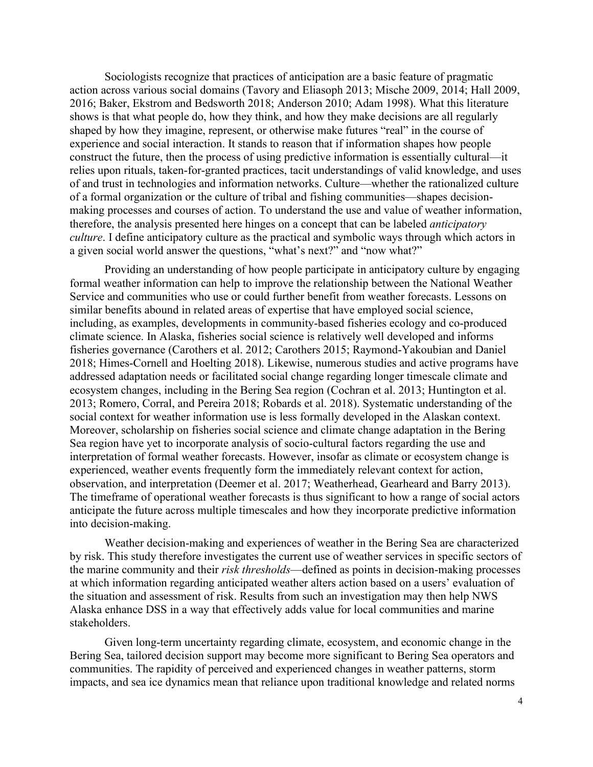Sociologists recognize that practices of anticipation are a basic feature of pragmatic action across various social domains (Tavory and Eliasoph 2013; Mische 2009, 2014; Hall 2009, 2016; Baker, Ekstrom and Bedsworth 2018; Anderson 2010; Adam 1998). What this literature shows is that what people do, how they think, and how they make decisions are all regularly shaped by how they imagine, represent, or otherwise make futures "real" in the course of experience and social interaction. It stands to reason that if information shapes how people construct the future, then the process of using predictive information is essentially cultural—it relies upon rituals, taken-for-granted practices, tacit understandings of valid knowledge, and uses of and trust in technologies and information networks. Culture—whether the rationalized culture of a formal organization or the culture of tribal and fishing communities—shapes decision-making processes and courses of action. To understand the use and value of weather information, therefore, the analysis presented here hinges on a concept that can be labeled *anticipatory culture*. I define anticipatory culture as the practical and symbolic ways through which actors in a given social world answer the questions, "what's next?" and "now what?"

Providing an understanding of how people participate in anticipatory culture by engaging formal weather information can help to improve the relationship between the National Weather Service and communities who use or could further benefit from weather forecasts. Lessons on similar benefits abound in related areas of expertise that have employed social science, including, as examples, developments in community-based fisheries ecology and co-produced climate science. In Alaska, fisheries social science is relatively well developed and informs fisheries governance (Carothers et al. 2012; Carothers 2015; Raymond-Yakoubian and Daniel 2018; Himes-Cornell and Hoelting 2018). Likewise, numerous studies and active programs have addressed adaptation needs or facilitated social change regarding longer timescale climate and ecosystem changes, including in the Bering Sea region (Cochran et al. 2013; Huntington et al. 2013; Romero, Corral, and Pereira 2018; Robards et al. 2018). Systematic understanding of the social context for weather information use is less formally developed in the Alaskan context. Moreover, scholarship on fisheries social science and climate change adaptation in the Bering Sea region have yet to incorporate analysis of socio-cultural factors regarding the use and interpretation of formal weather forecasts. However, insofar as climate or ecosystem change is experienced, weather events frequently form the immediately relevant context for action, observation, and interpretation (Deemer et al. 2017; Weatherhead, Gearheard and Barry 2013). The timeframe of operational weather forecasts is thus significant to how a range of social actors anticipate the future across multiple timescales and how they incorporate predictive information into decision-making.

Weather decision-making and experiences of weather in the Bering Sea are characterized by risk. This study therefore investigates the current use of weather services in specific sectors of the marine community and their *risk thresholds*—defined as points in decision-making processes at which information regarding anticipated weather alters action based on a users' evaluation of the situation and assessment of risk. Results from such an investigation may then help NWS Alaska enhance DSS in a way that effectively adds value for local communities and marine stakeholders.

Given long-term uncertainty regarding climate, ecosystem, and economic change in the Bering Sea, tailored decision support may become more significant to Bering Sea operators and communities. The rapidity of perceived and experienced changes in weather patterns, storm impacts, and sea ice dynamics mean that reliance upon traditional knowledge and related norms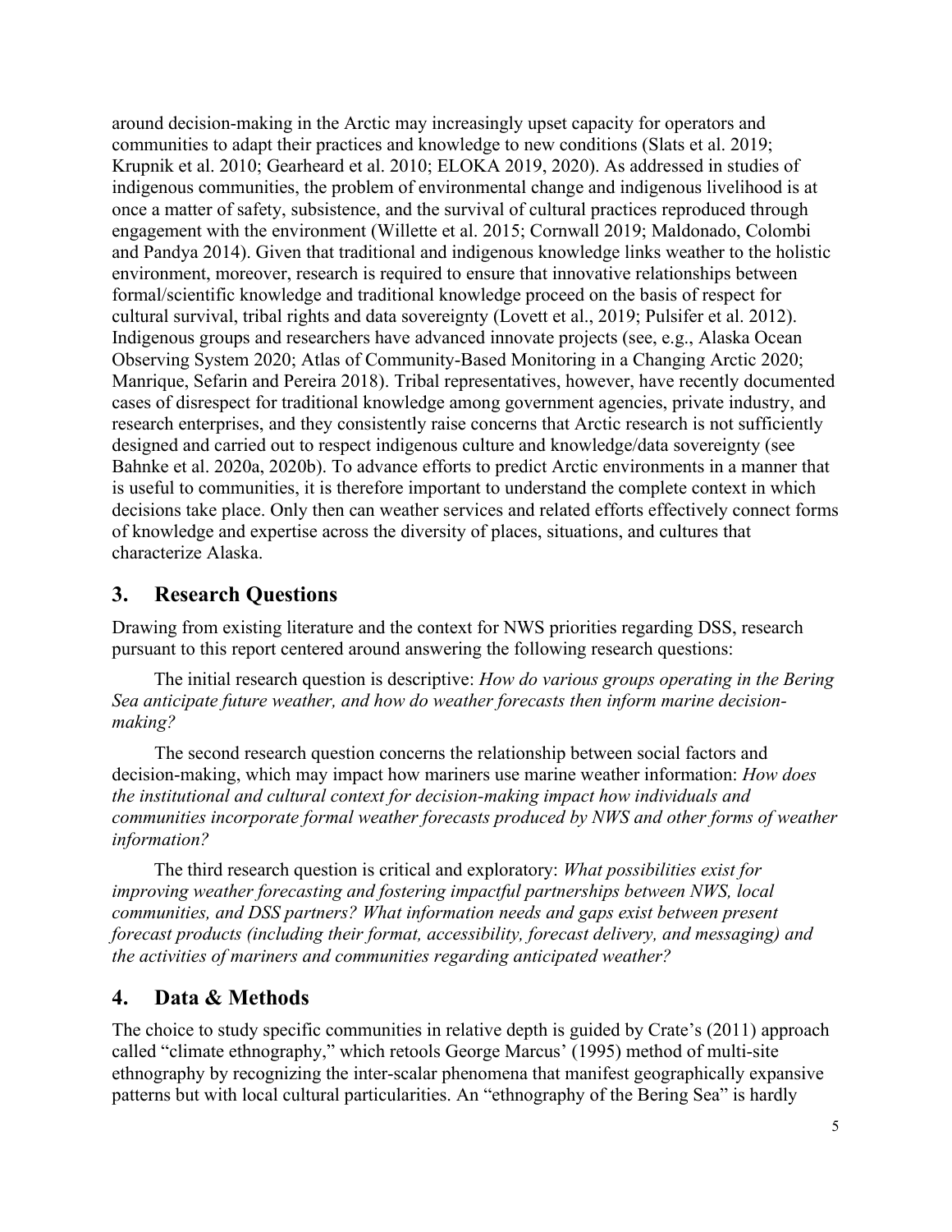around decision-making in the Arctic may increasingly upset capacity for operators and communities to adapt their practices and knowledge to new conditions (Slats et al. 2019; Krupnik et al. 2010; Gearheard et al. 2010; ELOKA 2019, 2020). As addressed in studies of indigenous communities, the problem of environmental change and indigenous livelihood is at once a matter of safety, subsistence, and the survival of cultural practices reproduced through engagement with the environment (Willette et al. 2015; Cornwall 2019; Maldonado, Colombi and Pandya 2014). Given that traditional and indigenous knowledge links weather to the holistic environment, moreover, research is required to ensure that innovative relationships between formal/scientific knowledge and traditional knowledge proceed on the basis of respect for cultural survival, tribal rights and data sovereignty (Lovett et al., 2019; Pulsifer et al. 2012). Indigenous groups and researchers have advanced innovate projects (see, e.g., Alaska Ocean Observing System 2020; Atlas of Community-Based Monitoring in a Changing Arctic 2020; Manrique, Sefarin and Pereira 2018). Tribal representatives, however, have recently documented cases of disrespect for traditional knowledge among government agencies, private industry, and research enterprises, and they consistently raise concerns that Arctic research is not sufficiently designed and carried out to respect indigenous culture and knowledge/data sovereignty (see Bahnke et al. 2020a, 2020b). To advance efforts to predict Arctic environments in a manner that is useful to communities, it is therefore important to understand the complete context in which decisions take place. Only then can weather services and related efforts effectively connect forms of knowledge and expertise across the diversity of places, situations, and cultures that characterize Alaska.

## 3. Research Questions

Drawing from existing literature and the context for NWS priorities regarding DSS, research pursuant to this report centered around answering the following research questions:

The initial research question is descriptive: *How do various groups operating in the Bering Sea anticipate future weather, and how do weather forecasts then inform marine decision-making?*

The second research question concerns the relationship between social factors and decision-making, which may impact how mariners use marine weather information: *How does the institutional and cultural context for decision-making impact how individuals and communities incorporate formal weather forecasts produced by NWS and other forms of weather information?*

The third research question is critical and exploratory: *What possibilities exist for improving weather forecasting and fostering impactful partnerships between NWS, local communities, and DSS partners? What information needs and gaps exist between present forecast products (including their format, accessibility, forecast delivery, and messaging) and the activities of mariners and communities regarding anticipated weather?*

## 4. Data & Methods

The choice to study specific communities in relative depth is guided by Crate's (2011) approach called "climate ethnography," which retools George Marcus' (1995) method of multi-site ethnography by recognizing the inter-scalar phenomena that manifest geographically expansive patterns but with local cultural particularities. An "ethnography of the Bering Sea" is hardly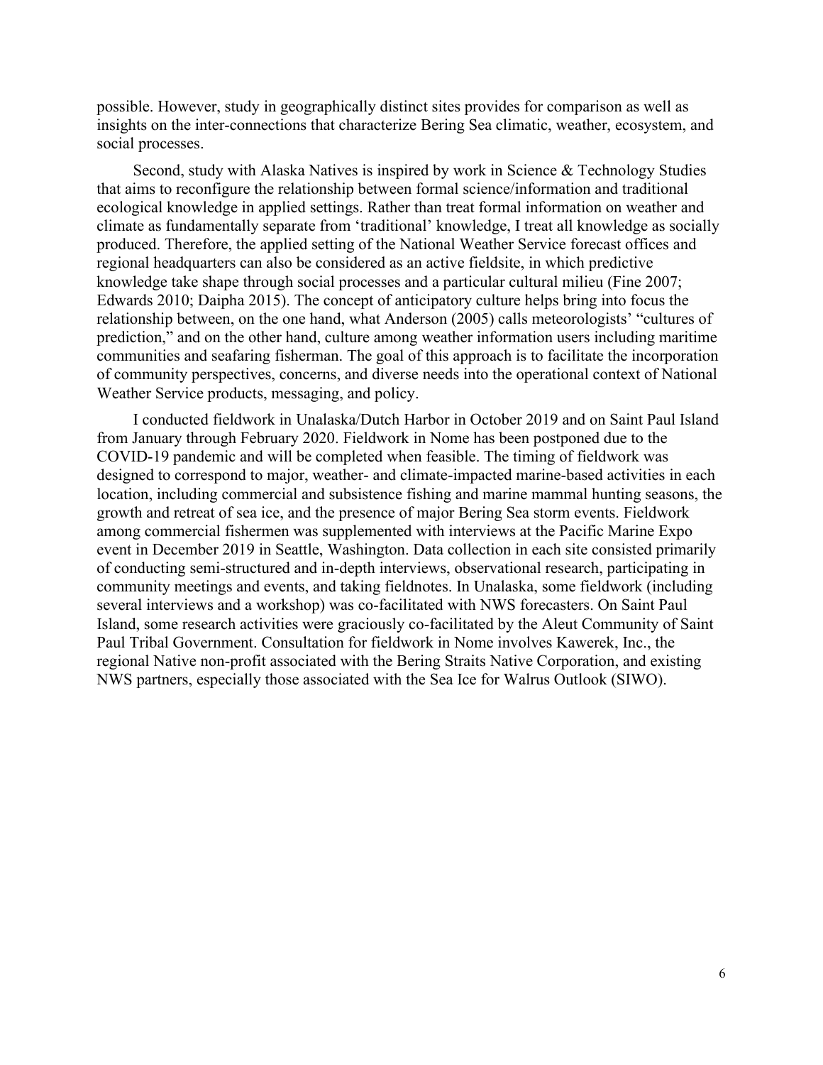possible. However, study in geographically distinct sites provides for comparison as well as insights on the inter-connections that characterize Bering Sea climatic, weather, ecosystem, and social processes.

Second, study with Alaska Natives is inspired by work in Science & Technology Studies that aims to reconfigure the relationship between formal science/information and traditional ecological knowledge in applied settings. Rather than treat formal information on weather and climate as fundamentally separate from 'traditional' knowledge, I treat all knowledge as socially produced. Therefore, the applied setting of the National Weather Service forecast offices and regional headquarters can also be considered as an active fieldsite, in which predictive knowledge take shape through social processes and a particular cultural milieu (Fine 2007; Edwards 2010; Daipha 2015). The concept of anticipatory culture helps bring into focus the relationship between, on the one hand, what Anderson (2005) calls meteorologists' "cultures of prediction," and on the other hand, culture among weather information users including maritime communities and seafaring fisherman. The goal of this approach is to facilitate the incorporation of community perspectives, concerns, and diverse needs into the operational context of National Weather Service products, messaging, and policy.

I conducted fieldwork in Unalaska/Dutch Harbor in October 2019 and on Saint Paul Island from January through February 2020. Fieldwork in Nome has been postponed due to the COVID-19 pandemic and will be completed when feasible. The timing of fieldwork was designed to correspond to major, weather- and climate-impacted marine-based activities in each location, including commercial and subsistence fishing and marine mammal hunting seasons, the growth and retreat of sea ice, and the presence of major Bering Sea storm events. Fieldwork among commercial fishermen was supplemented with interviews at the Pacific Marine Expo event in December 2019 in Seattle, Washington. Data collection in each site consisted primarily of conducting semi-structured and in-depth interviews, observational research, participating in community meetings and events, and taking fieldnotes. In Unalaska, some fieldwork (including several interviews and a workshop) was co-facilitated with NWS forecasters. On Saint Paul Island, some research activities were graciously co-facilitated by the Aleut Community of Saint Paul Tribal Government. Consultation for fieldwork in Nome involves Kawerek, Inc., the regional Native non-profit associated with the Bering Straits Native Corporation, and existing NWS partners, especially those associated with the Sea Ice for Walrus Outlook (SIWO).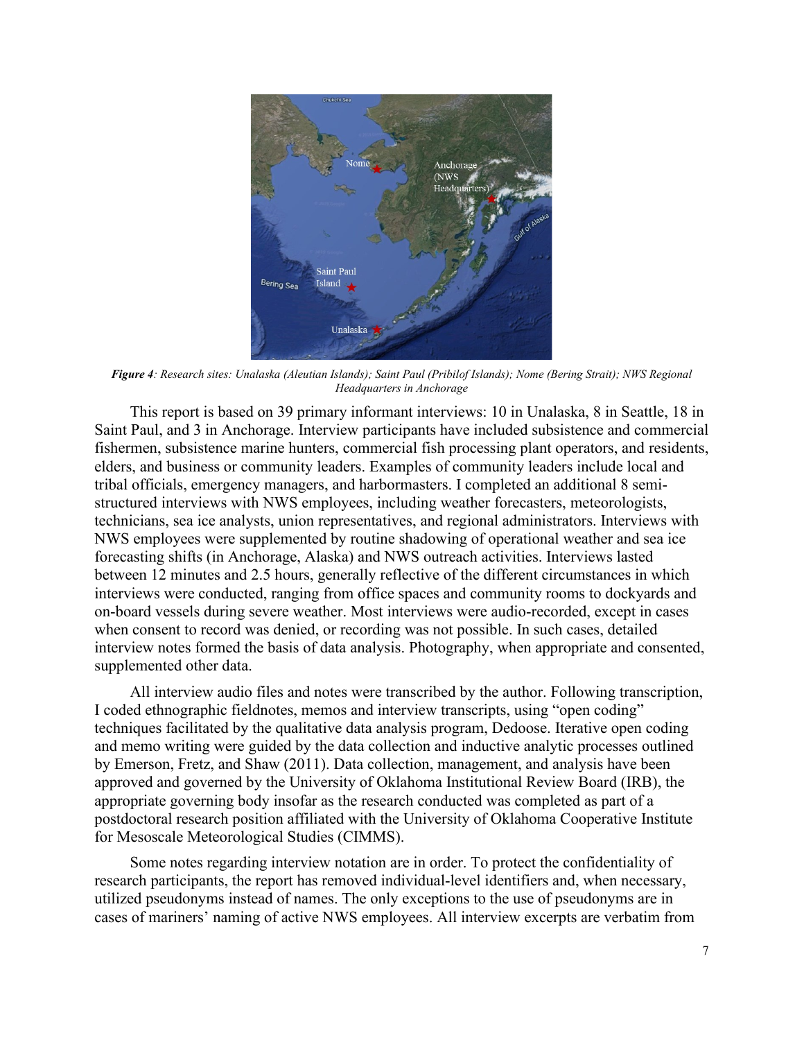***Figure 4**: Research sites: Unalaska (Aleutian Islands); Saint Paul (Pribilof Islands); Nome (Bering Strait); NWS Regional Headquarters in Anchorage*

This report is based on 39 primary informant interviews: 10 in Unalaska, 8 in Seattle, 18 in Saint Paul, and 3 in Anchorage. Interview participants have included subsistence and commercial fishermen, subsistence marine hunters, commercial fish processing plant operators, and residents, elders, and business or community leaders. Examples of community leaders include local and tribal officials, emergency managers, and harbormasters. I completed an additional 8 semi-structured interviews with NWS employees, including weather forecasters, meteorologists, technicians, sea ice analysts, union representatives, and regional administrators. Interviews with NWS employees were supplemented by routine shadowing of operational weather and sea ice forecasting shifts (in Anchorage, Alaska) and NWS outreach activities. Interviews lasted between 12 minutes and 2.5 hours, generally reflective of the different circumstances in which interviews were conducted, ranging from office spaces and community rooms to dockyards and on-board vessels during severe weather. Most interviews were audio-recorded, except in cases when consent to record was denied, or recording was not possible. In such cases, detailed interview notes formed the basis of data analysis. Photography, when appropriate and consented, supplemented other data.

All interview audio files and notes were transcribed by the author. Following transcription, I coded ethnographic fieldnotes, memos and interview transcripts, using "open coding" techniques facilitated by the qualitative data analysis program, Dedoose. Iterative open coding and memo writing were guided by the data collection and inductive analytic processes outlined by Emerson, Fretz, and Shaw (2011). Data collection, management, and analysis have been approved and governed by the University of Oklahoma Institutional Review Board (IRB), the appropriate governing body insofar as the research conducted was completed as part of a postdoctoral research position affiliated with the University of Oklahoma Cooperative Institute for Mesoscale Meteorological Studies (CIMMS).

Some notes regarding interview notation are in order. To protect the confidentiality of research participants, the report has removed individual-level identifiers and, when necessary, utilized pseudonyms instead of names. The only exceptions to the use of pseudonyms are in cases of mariners' naming of active NWS employees. All interview excerpts are verbatim from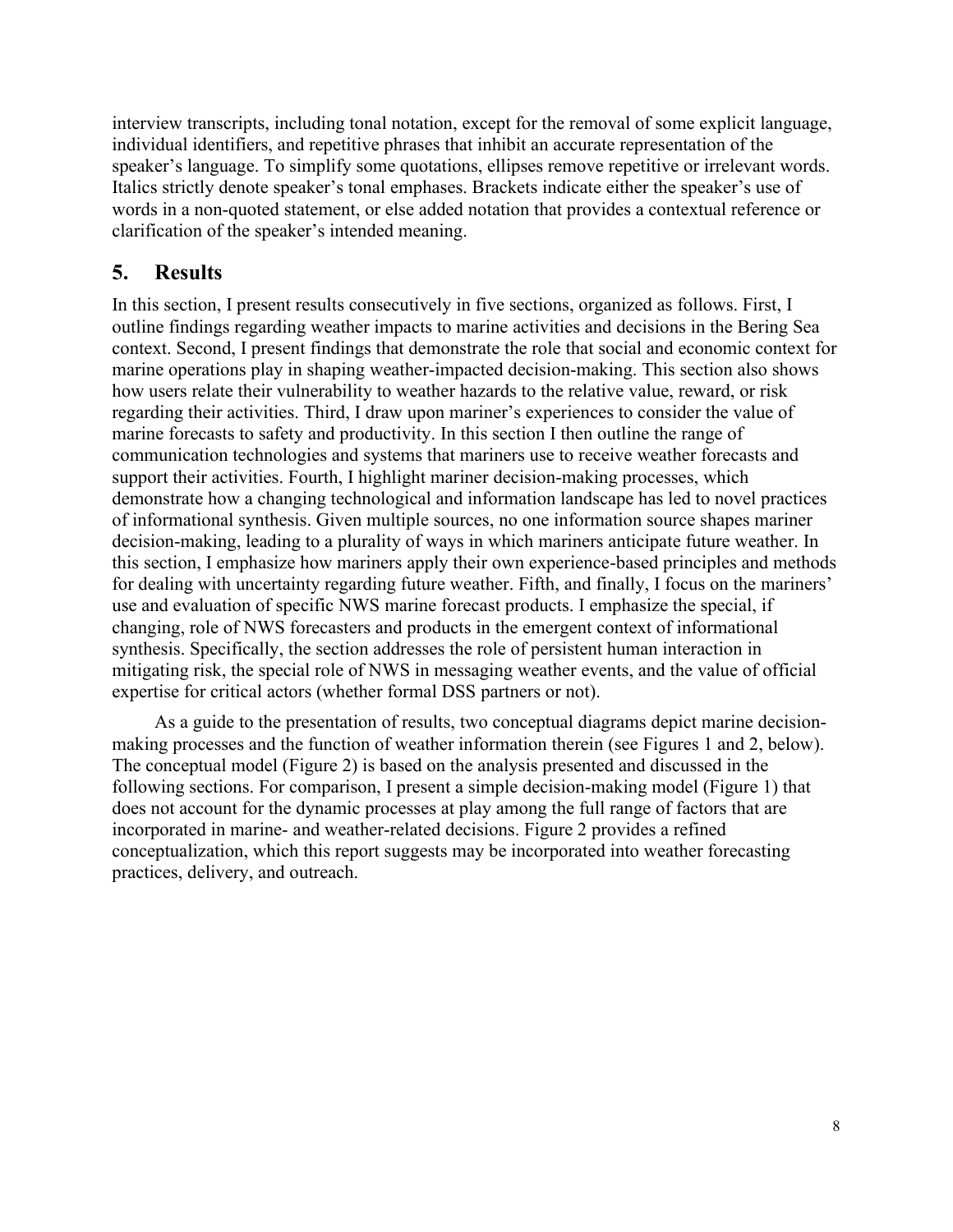interview transcripts, including tonal notation, except for the removal of some explicit language, individual identifiers, and repetitive phrases that inhibit an accurate representation of the speaker's language. To simplify some quotations, ellipses remove repetitive or irrelevant words. Italics strictly denote speaker's tonal emphases. Brackets indicate either the speaker's use of words in a non-quoted statement, or else added notation that provides a contextual reference or clarification of the speaker's intended meaning.

## 5. Results

In this section, I present results consecutively in five sections, organized as follows. First, I outline findings regarding weather impacts to marine activities and decisions in the Bering Sea context. Second, I present findings that demonstrate the role that social and economic context for marine operations play in shaping weather-impacted decision-making. This section also shows how users relate their vulnerability to weather hazards to the relative value, reward, or risk regarding their activities. Third, I draw upon mariner's experiences to consider the value of marine forecasts to safety and productivity. In this section I then outline the range of communication technologies and systems that mariners use to receive weather forecasts and support their activities. Fourth, I highlight mariner decision-making processes, which demonstrate how a changing technological and information landscape has led to novel practices of informational synthesis. Given multiple sources, no one information source shapes mariner decision-making, leading to a plurality of ways in which mariners anticipate future weather. In this section, I emphasize how mariners apply their own experience-based principles and methods for dealing with uncertainty regarding future weather. Fifth, and finally, I focus on the mariners' use and evaluation of specific NWS marine forecast products. I emphasize the special, if changing, role of NWS forecasters and products in the emergent context of informational synthesis. Specifically, the section addresses the role of persistent human interaction in mitigating risk, the special role of NWS in messaging weather events, and the value of official expertise for critical actors (whether formal DSS partners or not).

As a guide to the presentation of results, two conceptual diagrams depict marine decision-making processes and the function of weather information therein (see Figures 1 and 2, below). The conceptual model (Figure 2) is based on the analysis presented and discussed in the following sections. For comparison, I present a simple decision-making model (Figure 1) that does not account for the dynamic processes at play among the full range of factors that are incorporated in marine- and weather-related decisions. Figure 2 provides a refined conceptualization, which this report suggests may be incorporated into weather forecasting practices, delivery, and outreach.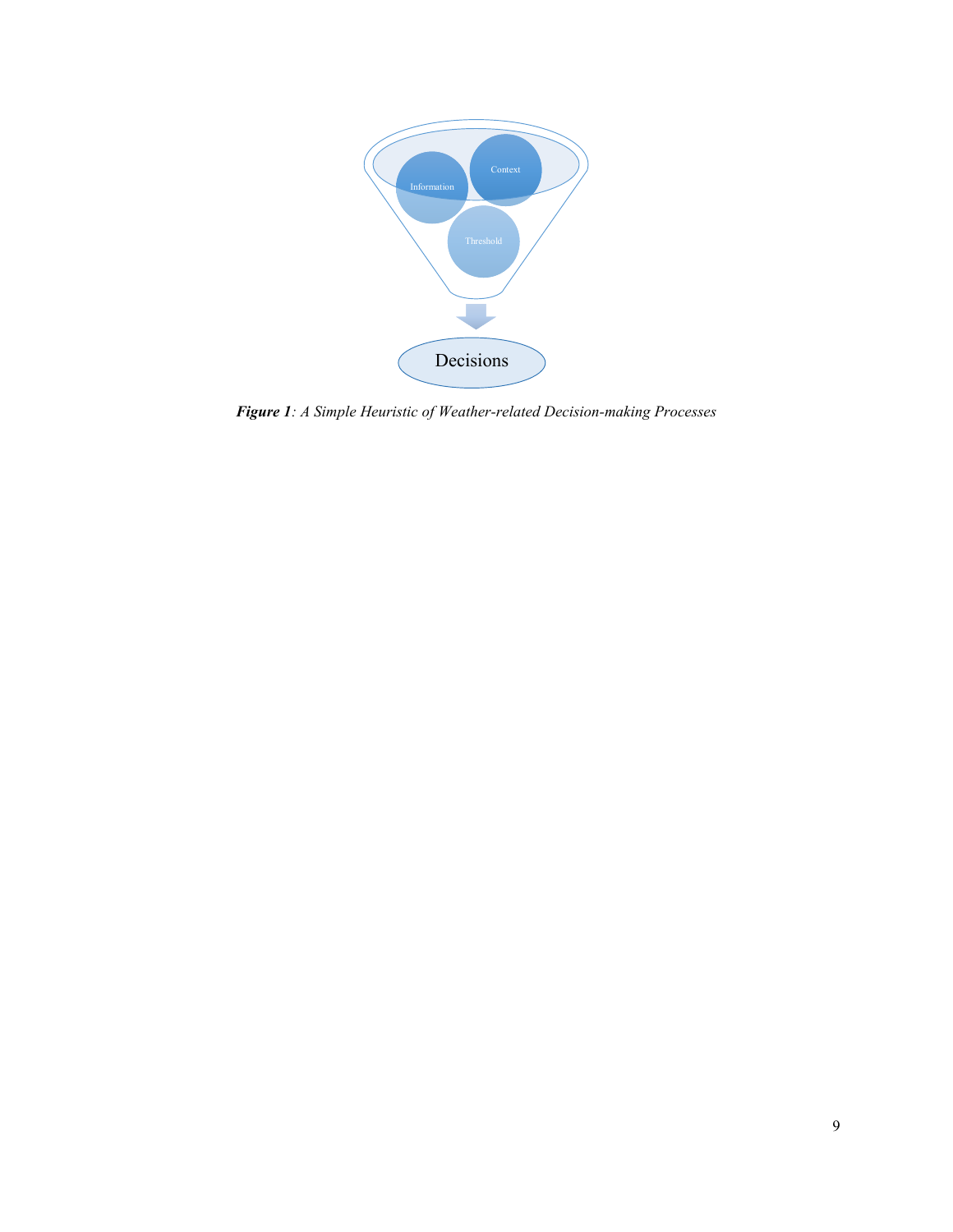***Figure 1**: A Simple Heuristic of Weather-related Decision-making Processes*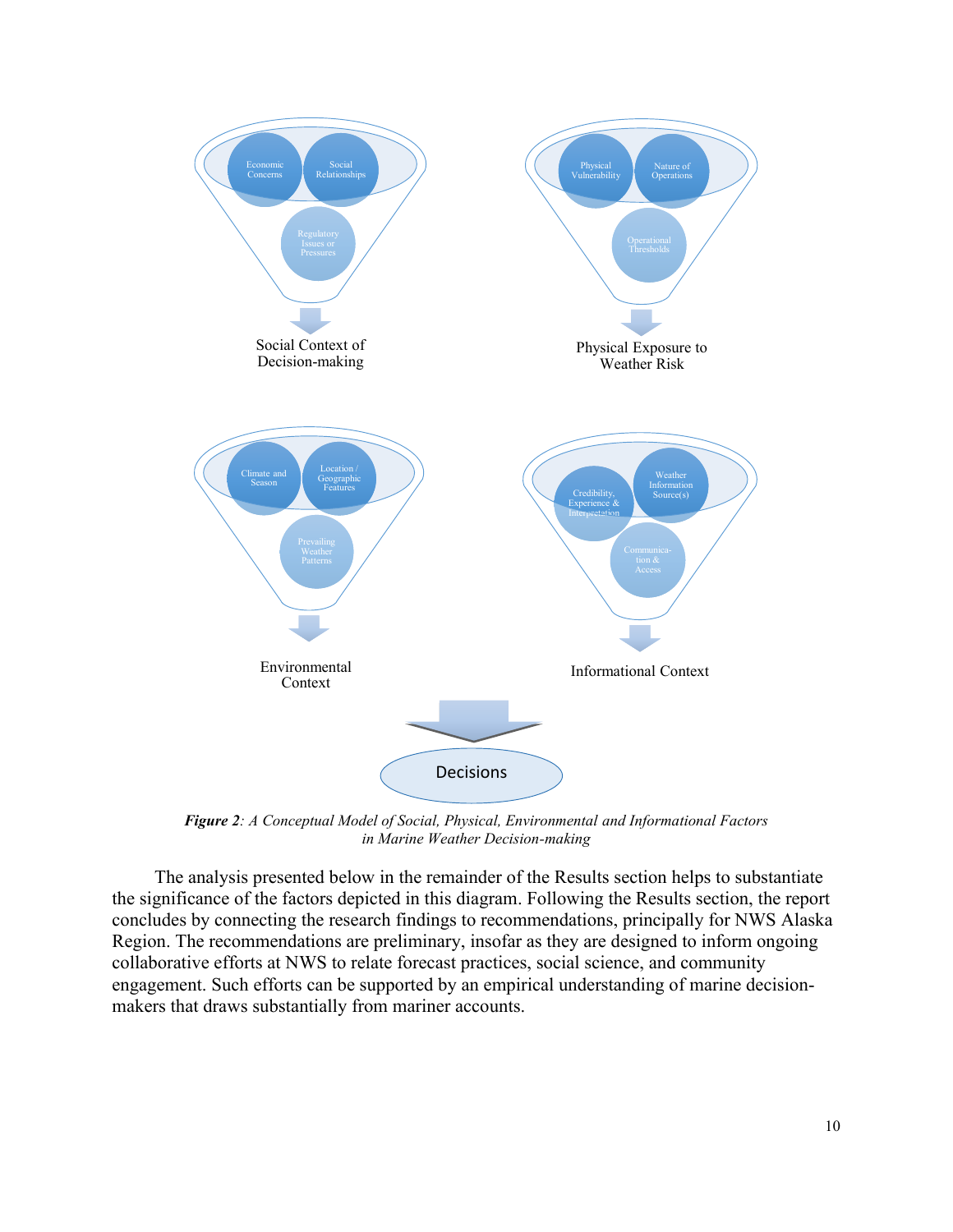Economic Concerns
Social Relationships
Regulatory Issues or Pressures

Social Context of Decision-making

Physical Vulnerability
Nature of Operations
Operational Thresholds

Physical Exposure to Weather Risk

Climate and Season
Location / Geographic Features
Prevailing Weather Patterns

Environmental Context

Credibility, Experience & Interpretation
Weather Information Source(s)
Communication & Access

Informational Context

Decisions

***Figure 2**: A Conceptual Model of Social, Physical, Environmental and Informational Factors in Marine Weather Decision-making*

The analysis presented below in the remainder of the Results section helps to substantiate the significance of the factors depicted in this diagram. Following the Results section, the report concludes by connecting the research findings to recommendations, principally for NWS Alaska Region. The recommendations are preliminary, insofar as they are designed to inform ongoing collaborative efforts at NWS to relate forecast practices, social science, and community engagement. Such efforts can be supported by an empirical understanding of marine decision-makers that draws substantially from mariner accounts.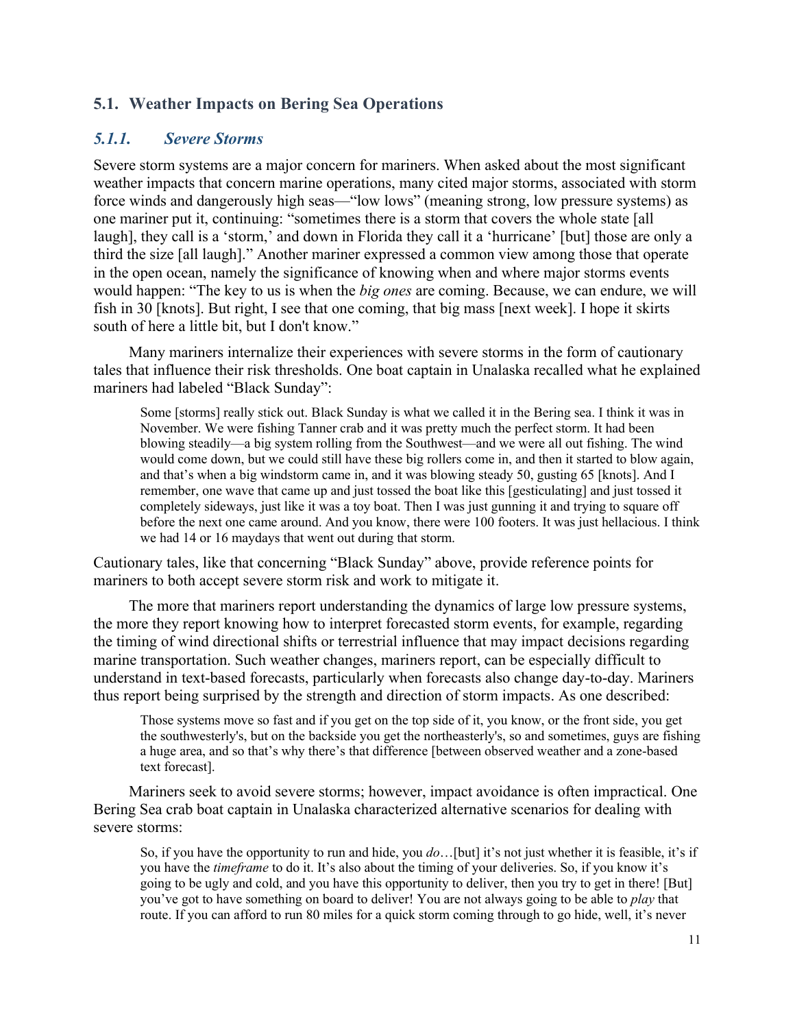## 5.1. Weather Impacts on Bering Sea Operations

### *5.1.1. Severe Storms*

Severe storm systems are a major concern for mariners. When asked about the most significant weather impacts that concern marine operations, many cited major storms, associated with storm force winds and dangerously high seas—"low lows" (meaning strong, low pressure systems) as one mariner put it, continuing: "sometimes there is a storm that covers the whole state [all laugh], they call is a 'storm,' and down in Florida they call it a 'hurricane' [but] those are only a third the size [all laugh]." Another mariner expressed a common view among those that operate in the open ocean, namely the significance of knowing when and where major storms events would happen: "The key to us is when the *big ones* are coming. Because, we can endure, we will fish in 30 [knots]. But right, I see that one coming, that big mass [next week]. I hope it skirts south of here a little bit, but I don't know."

Many mariners internalize their experiences with severe storms in the form of cautionary tales that influence their risk thresholds. One boat captain in Unalaska recalled what he explained mariners had labeled "Black Sunday":

> Some [storms] really stick out. Black Sunday is what we called it in the Bering sea. I think it was in November. We were fishing Tanner crab and it was pretty much the perfect storm. It had been blowing steadily—a big system rolling from the Southwest—and we were all out fishing. The wind would come down, but we could still have these big rollers come in, and then it started to blow again, and that's when a big windstorm came in, and it was blowing steady 50, gusting 65 [knots]. And I remember, one wave that came up and just tossed the boat like this [gesticulating] and just tossed it completely sideways, just like it was a toy boat. Then I was just gunning it and trying to square off before the next one came around. And you know, there were 100 footers. It was just hellacious. I think we had 14 or 16 maydays that went out during that storm.

Cautionary tales, like that concerning "Black Sunday" above, provide reference points for mariners to both accept severe storm risk and work to mitigate it.

The more that mariners report understanding the dynamics of large low pressure systems, the more they report knowing how to interpret forecasted storm events, for example, regarding the timing of wind directional shifts or terrestrial influence that may impact decisions regarding marine transportation. Such weather changes, mariners report, can be especially difficult to understand in text-based forecasts, particularly when forecasts also change day-to-day. Mariners thus report being surprised by the strength and direction of storm impacts. As one described:

> Those systems move so fast and if you get on the top side of it, you know, or the front side, you get the southwesterly's, but on the backside you get the northeasterly's, so and sometimes, guys are fishing a huge area, and so that's why there's that difference [between observed weather and a zone-based text forecast].

Mariners seek to avoid severe storms; however, impact avoidance is often impractical. One Bering Sea crab boat captain in Unalaska characterized alternative scenarios for dealing with severe storms:

> So, if you have the opportunity to run and hide, you *do*…[but] it's not just whether it is feasible, it's if you have the *timeframe* to do it. It's also about the timing of your deliveries. So, if you know it's going to be ugly and cold, and you have this opportunity to deliver, then you try to get in there! [But] you've got to have something on board to deliver! You are not always going to be able to *play* that route. If you can afford to run 80 miles for a quick storm coming through to go hide, well, it's never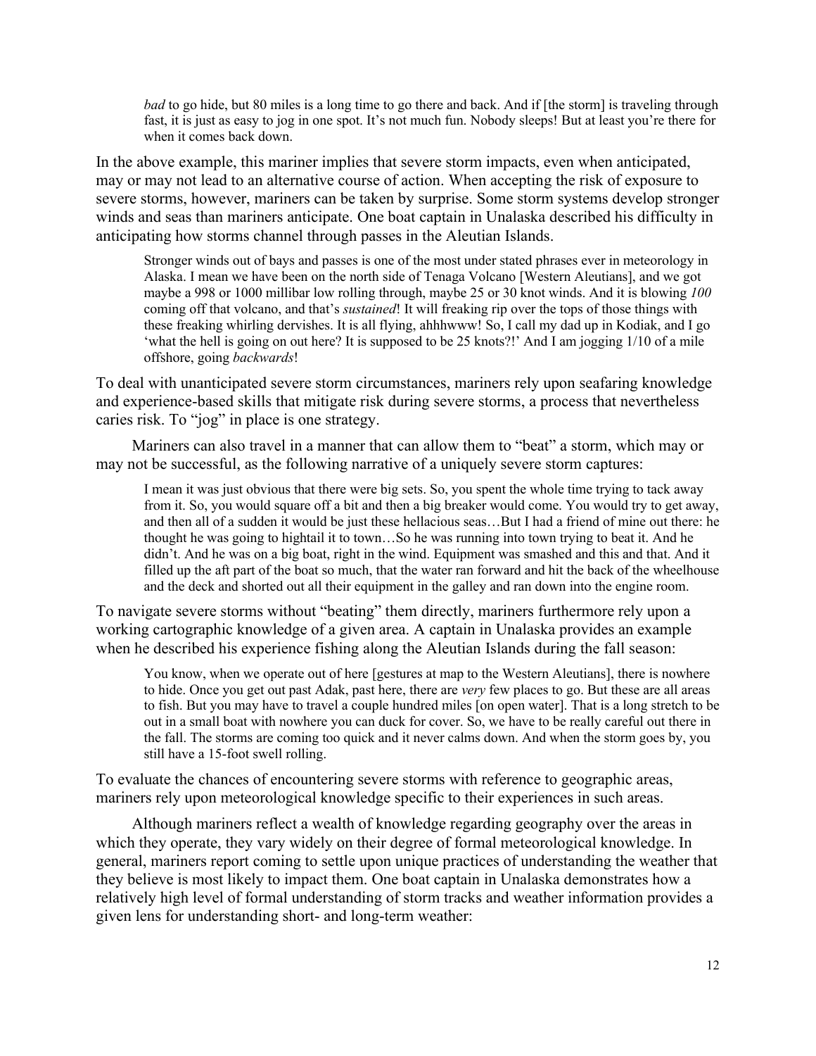> *bad* to go hide, but 80 miles is a long time to go there and back. And if [the storm] is traveling through fast, it is just as easy to jog in one spot. It's not much fun. Nobody sleeps! But at least you're there for when it comes back down.

In the above example, this mariner implies that severe storm impacts, even when anticipated, may or may not lead to an alternative course of action. When accepting the risk of exposure to severe storms, however, mariners can be taken by surprise. Some storm systems develop stronger winds and seas than mariners anticipate. One boat captain in Unalaska described his difficulty in anticipating how storms channel through passes in the Aleutian Islands.

> Stronger winds out of bays and passes is one of the most under stated phrases ever in meteorology in Alaska. I mean we have been on the north side of Tenaga Volcano [Western Aleutians], and we got maybe a 998 or 1000 millibar low rolling through, maybe 25 or 30 knot winds. And it is blowing *100* coming off that volcano, and that's *sustained*! It will freaking rip over the tops of those things with these freaking whirling dervishes. It is all flying, ahhhwww! So, I call my dad up in Kodiak, and I go 'what the hell is going on out here? It is supposed to be 25 knots?!' And I am jogging 1/10 of a mile offshore, going *backwards*!

To deal with unanticipated severe storm circumstances, mariners rely upon seafaring knowledge and experience-based skills that mitigate risk during severe storms, a process that nevertheless caries risk. To "jog" in place is one strategy.

Mariners can also travel in a manner that can allow them to "beat" a storm, which may or may not be successful, as the following narrative of a uniquely severe storm captures:

> I mean it was just obvious that there were big sets. So, you spent the whole time trying to tack away from it. So, you would square off a bit and then a big breaker would come. You would try to get away, and then all of a sudden it would be just these hellacious seas…But I had a friend of mine out there: he thought he was going to hightail it to town…So he was running into town trying to beat it. And he didn't. And he was on a big boat, right in the wind. Equipment was smashed and this and that. And it filled up the aft part of the boat so much, that the water ran forward and hit the back of the wheelhouse and the deck and shorted out all their equipment in the galley and ran down into the engine room.

To navigate severe storms without "beating" them directly, mariners furthermore rely upon a working cartographic knowledge of a given area. A captain in Unalaska provides an example when he described his experience fishing along the Aleutian Islands during the fall season:

> You know, when we operate out of here [gestures at map to the Western Aleutians], there is nowhere to hide. Once you get out past Adak, past here, there are *very* few places to go. But these are all areas to fish. But you may have to travel a couple hundred miles [on open water]. That is a long stretch to be out in a small boat with nowhere you can duck for cover. So, we have to be really careful out there in the fall. The storms are coming too quick and it never calms down. And when the storm goes by, you still have a 15-foot swell rolling.

To evaluate the chances of encountering severe storms with reference to geographic areas, mariners rely upon meteorological knowledge specific to their experiences in such areas.

Although mariners reflect a wealth of knowledge regarding geography over the areas in which they operate, they vary widely on their degree of formal meteorological knowledge. In general, mariners report coming to settle upon unique practices of understanding the weather that they believe is most likely to impact them. One boat captain in Unalaska demonstrates how a relatively high level of formal understanding of storm tracks and weather information provides a given lens for understanding short- and long-term weather: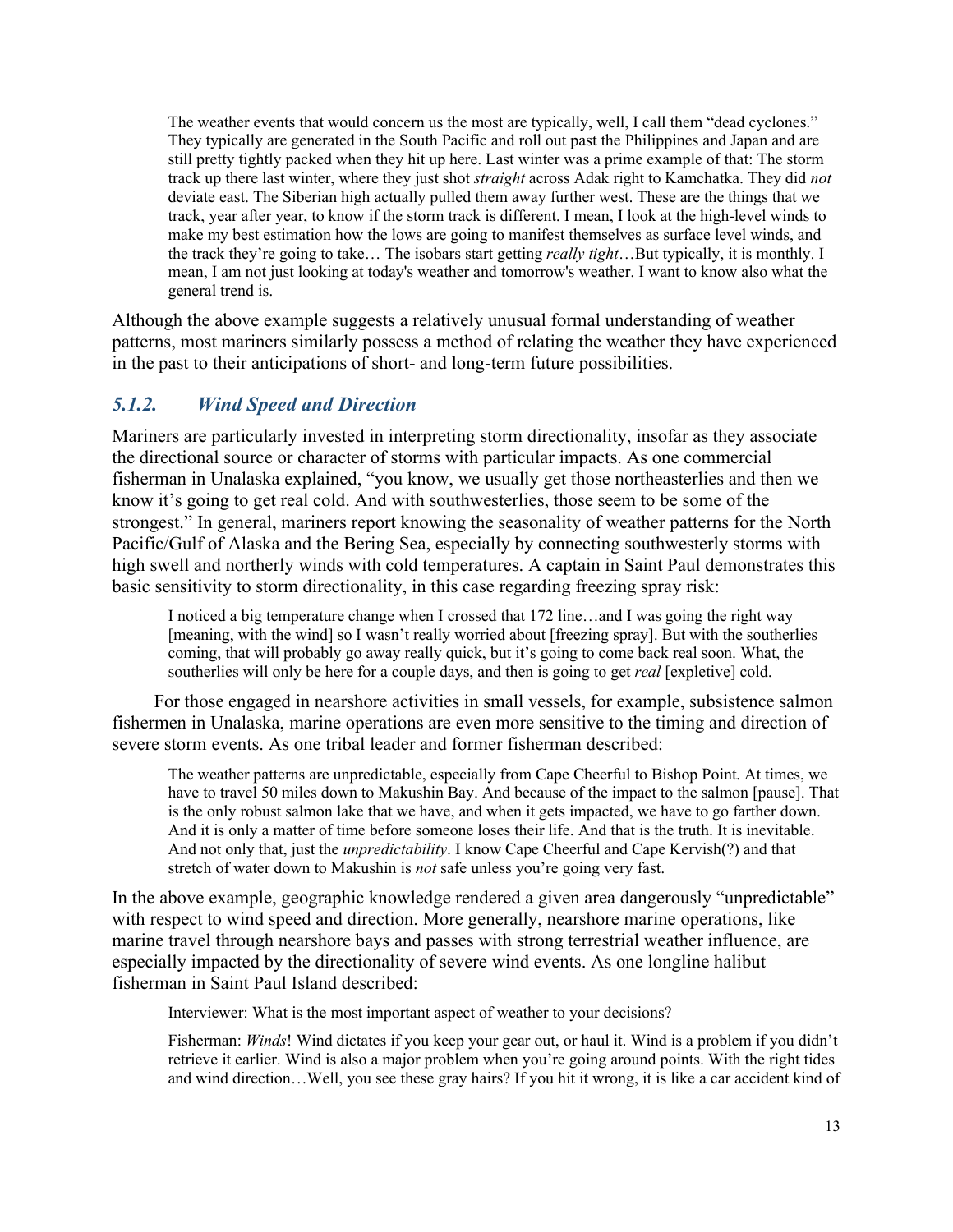> The weather events that would concern us the most are typically, well, I call them "dead cyclones." They typically are generated in the South Pacific and roll out past the Philippines and Japan and are still pretty tightly packed when they hit up here. Last winter was a prime example of that: The storm track up there last winter, where they just shot *straight* across Adak right to Kamchatka. They did *not* deviate east. The Siberian high actually pulled them away further west. These are the things that we track, year after year, to know if the storm track is different. I mean, I look at the high-level winds to make my best estimation how the lows are going to manifest themselves as surface level winds, and the track they're going to take… The isobars start getting *really tight*…But typically, it is monthly. I mean, I am not just looking at today's weather and tomorrow's weather. I want to know also what the general trend is.

Although the above example suggests a relatively unusual formal understanding of weather patterns, most mariners similarly possess a method of relating the weather they have experienced in the past to their anticipations of short- and long-term future possibilities.

### *5.1.2. Wind Speed and Direction*

Mariners are particularly invested in interpreting storm directionality, insofar as they associate the directional source or character of storms with particular impacts. As one commercial fisherman in Unalaska explained, "you know, we usually get those northeasterlies and then we know it's going to get real cold. And with southwesterlies, those seem to be some of the strongest." In general, mariners report knowing the seasonality of weather patterns for the North Pacific/Gulf of Alaska and the Bering Sea, especially by connecting southwesterly storms with high swell and northerly winds with cold temperatures. A captain in Saint Paul demonstrates this basic sensitivity to storm directionality, in this case regarding freezing spray risk:

> I noticed a big temperature change when I crossed that 172 line…and I was going the right way [meaning, with the wind] so I wasn't really worried about [freezing spray]. But with the southerlies coming, that will probably go away really quick, but it's going to come back real soon. What, the southerlies will only be here for a couple days, and then is going to get *real* [expletive] cold.

For those engaged in nearshore activities in small vessels, for example, subsistence salmon fishermen in Unalaska, marine operations are even more sensitive to the timing and direction of severe storm events. As one tribal leader and former fisherman described:

> The weather patterns are unpredictable, especially from Cape Cheerful to Bishop Point. At times, we have to travel 50 miles down to Makushin Bay. And because of the impact to the salmon [pause]. That is the only robust salmon lake that we have, and when it gets impacted, we have to go farther down. And it is only a matter of time before someone loses their life. And that is the truth. It is inevitable. And not only that, just the *unpredictability*. I know Cape Cheerful and Cape Kervish(?) and that stretch of water down to Makushin is *not* safe unless you're going very fast.

In the above example, geographic knowledge rendered a given area dangerously "unpredictable" with respect to wind speed and direction. More generally, nearshore marine operations, like marine travel through nearshore bays and passes with strong terrestrial weather influence, are especially impacted by the directionality of severe wind events. As one longline halibut fisherman in Saint Paul Island described:

> Interviewer: What is the most important aspect of weather to your decisions?
>
> Fisherman: *Winds*! Wind dictates if you keep your gear out, or haul it. Wind is a problem if you didn't retrieve it earlier. Wind is also a major problem when you're going around points. With the right tides and wind direction…Well, you see these gray hairs? If you hit it wrong, it is like a car accident kind of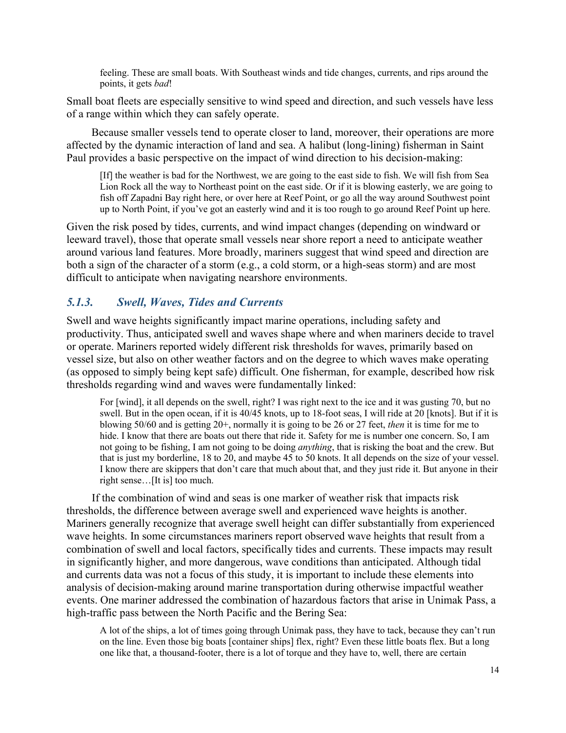> feeling. These are small boats. With Southeast winds and tide changes, currents, and rips around the points, it gets *bad*!

Small boat fleets are especially sensitive to wind speed and direction, and such vessels have less of a range within which they can safely operate.

Because smaller vessels tend to operate closer to land, moreover, their operations are more affected by the dynamic interaction of land and sea. A halibut (long-lining) fisherman in Saint Paul provides a basic perspective on the impact of wind direction to his decision-making:

> [If] the weather is bad for the Northwest, we are going to the east side to fish. We will fish from Sea Lion Rock all the way to Northeast point on the east side. Or if it is blowing easterly, we are going to fish off Zapadni Bay right here, or over here at Reef Point, or go all the way around Southwest point up to North Point, if you've got an easterly wind and it is too rough to go around Reef Point up here.

Given the risk posed by tides, currents, and wind impact changes (depending on windward or leeward travel), those that operate small vessels near shore report a need to anticipate weather around various land features. More broadly, mariners suggest that wind speed and direction are both a sign of the character of a storm (e.g., a cold storm, or a high-seas storm) and are most difficult to anticipate when navigating nearshore environments.

### *5.1.3. Swell, Waves, Tides and Currents*

Swell and wave heights significantly impact marine operations, including safety and productivity. Thus, anticipated swell and waves shape where and when mariners decide to travel or operate. Mariners reported widely different risk thresholds for waves, primarily based on vessel size, but also on other weather factors and on the degree to which waves make operating (as opposed to simply being kept safe) difficult. One fisherman, for example, described how risk thresholds regarding wind and waves were fundamentally linked:

> For [wind], it all depends on the swell, right? I was right next to the ice and it was gusting 70, but no swell. But in the open ocean, if it is 40/45 knots, up to 18-foot seas, I will ride at 20 [knots]. But if it is blowing 50/60 and is getting 20+, normally it is going to be 26 or 27 feet, *then* it is time for me to hide. I know that there are boats out there that ride it. Safety for me is number one concern. So, I am not going to be fishing, I am not going to be doing *anything*, that is risking the boat and the crew. But that is just my borderline, 18 to 20, and maybe 45 to 50 knots. It all depends on the size of your vessel. I know there are skippers that don't care that much about that, and they just ride it. But anyone in their right sense…[It is] too much.

If the combination of wind and seas is one marker of weather risk that impacts risk thresholds, the difference between average swell and experienced wave heights is another. Mariners generally recognize that average swell height can differ substantially from experienced wave heights. In some circumstances mariners report observed wave heights that result from a combination of swell and local factors, specifically tides and currents. These impacts may result in significantly higher, and more dangerous, wave conditions than anticipated. Although tidal and currents data was not a focus of this study, it is important to include these elements into analysis of decision-making around marine transportation during otherwise impactful weather events. One mariner addressed the combination of hazardous factors that arise in Unimak Pass, a high-traffic pass between the North Pacific and the Bering Sea:

> A lot of the ships, a lot of times going through Unimak pass, they have to tack, because they can't run on the line. Even those big boats [container ships] flex, right? Even these little boats flex. But a long one like that, a thousand-footer, there is a lot of torque and they have to, well, there are certain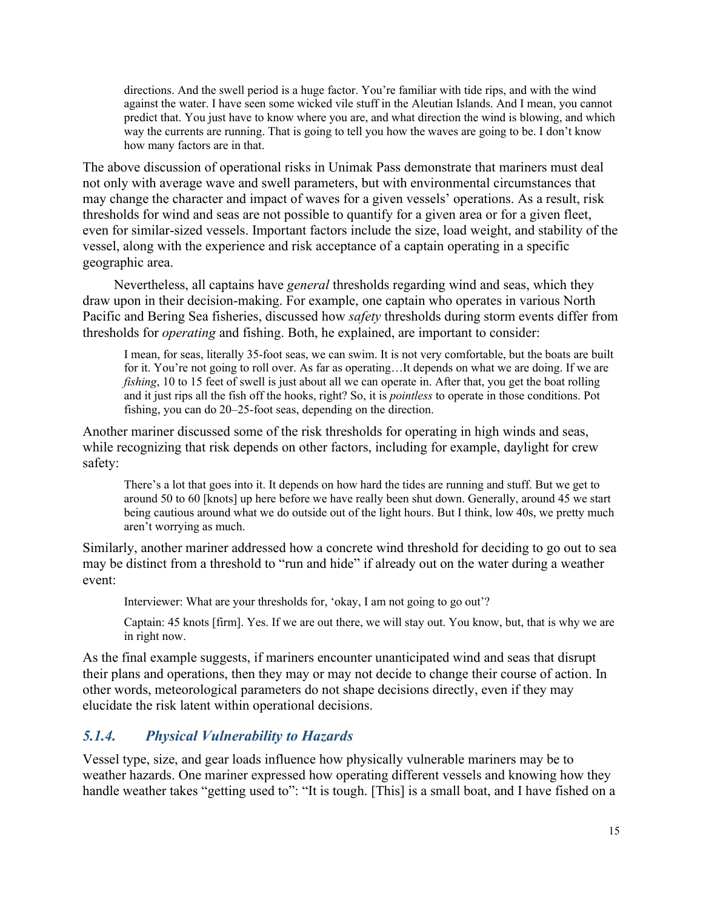> directions. And the swell period is a huge factor. You're familiar with tide rips, and with the wind against the water. I have seen some wicked vile stuff in the Aleutian Islands. And I mean, you cannot predict that. You just have to know where you are, and what direction the wind is blowing, and which way the currents are running. That is going to tell you how the waves are going to be. I don't know how many factors are in that.

The above discussion of operational risks in Unimak Pass demonstrate that mariners must deal not only with average wave and swell parameters, but with environmental circumstances that may change the character and impact of waves for a given vessels' operations. As a result, risk thresholds for wind and seas are not possible to quantify for a given area or for a given fleet, even for similar-sized vessels. Important factors include the size, load weight, and stability of the vessel, along with the experience and risk acceptance of a captain operating in a specific geographic area.

Nevertheless, all captains have *general* thresholds regarding wind and seas, which they draw upon in their decision-making. For example, one captain who operates in various North Pacific and Bering Sea fisheries, discussed how *safety* thresholds during storm events differ from thresholds for *operating* and fishing. Both, he explained, are important to consider:

> I mean, for seas, literally 35-foot seas, we can swim. It is not very comfortable, but the boats are built for it. You're not going to roll over. As far as operating…It depends on what we are doing. If we are *fishing*, 10 to 15 feet of swell is just about all we can operate in. After that, you get the boat rolling and it just rips all the fish off the hooks, right? So, it is *pointless* to operate in those conditions. Pot fishing, you can do 20–25-foot seas, depending on the direction.

Another mariner discussed some of the risk thresholds for operating in high winds and seas, while recognizing that risk depends on other factors, including for example, daylight for crew safety:

> There's a lot that goes into it. It depends on how hard the tides are running and stuff. But we get to around 50 to 60 [knots] up here before we have really been shut down. Generally, around 45 we start being cautious around what we do outside out of the light hours. But I think, low 40s, we pretty much aren't worrying as much.

Similarly, another mariner addressed how a concrete wind threshold for deciding to go out to sea may be distinct from a threshold to "run and hide" if already out on the water during a weather event:

> Interviewer: What are your thresholds for, 'okay, I am not going to go out'?
>
> Captain: 45 knots [firm]. Yes. If we are out there, we will stay out. You know, but, that is why we are in right now.

As the final example suggests, if mariners encounter unanticipated wind and seas that disrupt their plans and operations, then they may or may not decide to change their course of action. In other words, meteorological parameters do not shape decisions directly, even if they may elucidate the risk latent within operational decisions.

### *5.1.4. Physical Vulnerability to Hazards*

Vessel type, size, and gear loads influence how physically vulnerable mariners may be to weather hazards. One mariner expressed how operating different vessels and knowing how they handle weather takes "getting used to": "It is tough. [This] is a small boat, and I have fished on a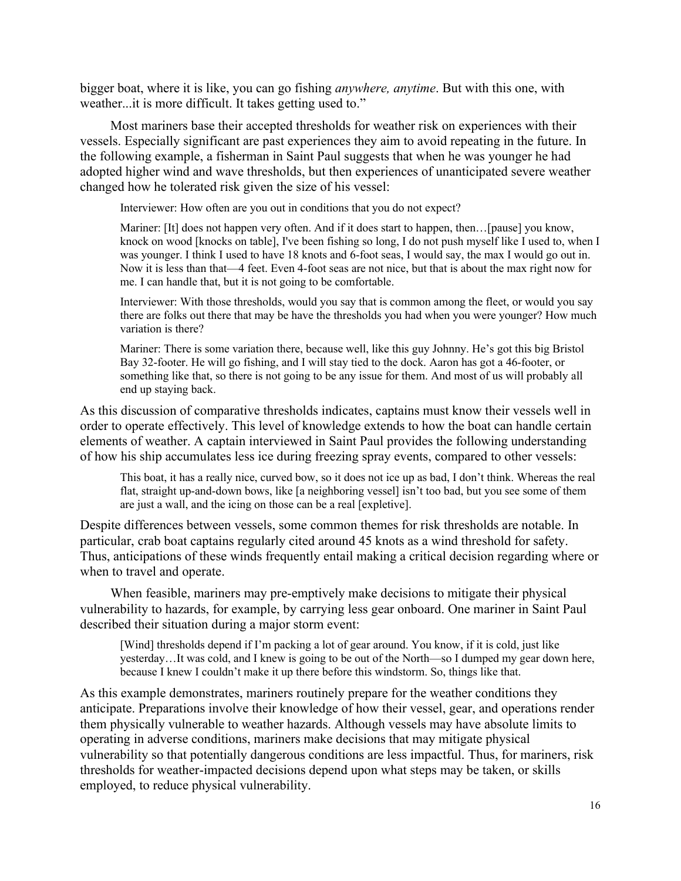bigger boat, where it is like, you can go fishing *anywhere, anytime*. But with this one, with weather...it is more difficult. It takes getting used to."

Most mariners base their accepted thresholds for weather risk on experiences with their vessels. Especially significant are past experiences they aim to avoid repeating in the future. In the following example, a fisherman in Saint Paul suggests that when he was younger he had adopted higher wind and wave thresholds, but then experiences of unanticipated severe weather changed how he tolerated risk given the size of his vessel:

> Interviewer: How often are you out in conditions that you do not expect?
>
> Mariner: [It] does not happen very often. And if it does start to happen, then…[pause] you know, knock on wood [knocks on table], I've been fishing so long, I do not push myself like I used to, when I was younger. I think I used to have 18 knots and 6-foot seas, I would say, the max I would go out in. Now it is less than that—4 feet. Even 4-foot seas are not nice, but that is about the max right now for me. I can handle that, but it is not going to be comfortable.
>
> Interviewer: With those thresholds, would you say that is common among the fleet, or would you say there are folks out there that may be have the thresholds you had when you were younger? How much variation is there?
>
> Mariner: There is some variation there, because well, like this guy Johnny. He's got this big Bristol Bay 32-footer. He will go fishing, and I will stay tied to the dock. Aaron has got a 46-footer, or something like that, so there is not going to be any issue for them. And most of us will probably all end up staying back.

As this discussion of comparative thresholds indicates, captains must know their vessels well in order to operate effectively. This level of knowledge extends to how the boat can handle certain elements of weather. A captain interviewed in Saint Paul provides the following understanding of how his ship accumulates less ice during freezing spray events, compared to other vessels:

> This boat, it has a really nice, curved bow, so it does not ice up as bad, I don't think. Whereas the real flat, straight up-and-down bows, like [a neighboring vessel] isn't too bad, but you see some of them are just a wall, and the icing on those can be a real [expletive].

Despite differences between vessels, some common themes for risk thresholds are notable. In particular, crab boat captains regularly cited around 45 knots as a wind threshold for safety. Thus, anticipations of these winds frequently entail making a critical decision regarding where or when to travel and operate.

When feasible, mariners may pre-emptively make decisions to mitigate their physical vulnerability to hazards, for example, by carrying less gear onboard. One mariner in Saint Paul described their situation during a major storm event:

> [Wind] thresholds depend if I'm packing a lot of gear around. You know, if it is cold, just like yesterday…It was cold, and I knew is going to be out of the North—so I dumped my gear down here, because I knew I couldn't make it up there before this windstorm. So, things like that.

As this example demonstrates, mariners routinely prepare for the weather conditions they anticipate. Preparations involve their knowledge of how their vessel, gear, and operations render them physically vulnerable to weather hazards. Although vessels may have absolute limits to operating in adverse conditions, mariners make decisions that may mitigate physical vulnerability so that potentially dangerous conditions are less impactful. Thus, for mariners, risk thresholds for weather-impacted decisions depend upon what steps may be taken, or skills employed, to reduce physical vulnerability.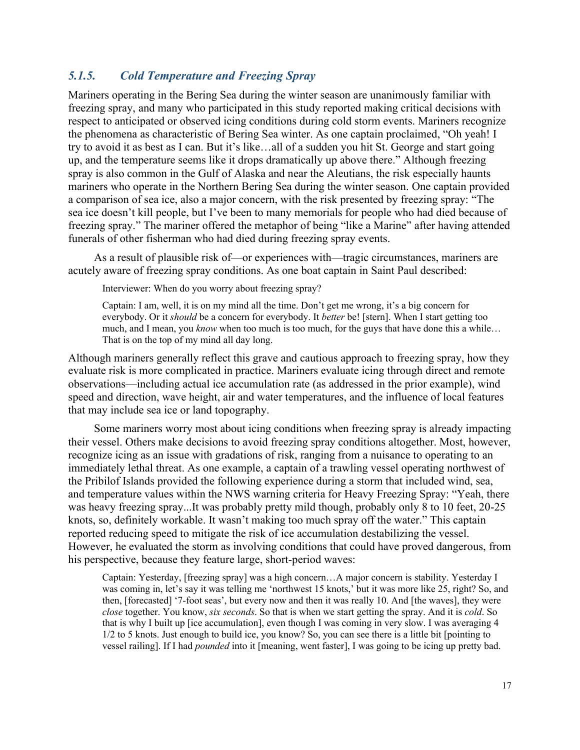### *5.1.5. Cold Temperature and Freezing Spray*

Mariners operating in the Bering Sea during the winter season are unanimously familiar with freezing spray, and many who participated in this study reported making critical decisions with respect to anticipated or observed icing conditions during cold storm events. Mariners recognize the phenomena as characteristic of Bering Sea winter. As one captain proclaimed, "Oh yeah! I try to avoid it as best as I can. But it's like…all of a sudden you hit St. George and start going up, and the temperature seems like it drops dramatically up above there." Although freezing spray is also common in the Gulf of Alaska and near the Aleutians, the risk especially haunts mariners who operate in the Northern Bering Sea during the winter season. One captain provided a comparison of sea ice, also a major concern, with the risk presented by freezing spray: "The sea ice doesn't kill people, but I've been to many memorials for people who had died because of freezing spray." The mariner offered the metaphor of being "like a Marine" after having attended funerals of other fisherman who had died during freezing spray events.

As a result of plausible risk of—or experiences with—tragic circumstances, mariners are acutely aware of freezing spray conditions. As one boat captain in Saint Paul described:

> Interviewer: When do you worry about freezing spray?
>
> Captain: I am, well, it is on my mind all the time. Don't get me wrong, it's a big concern for everybody. Or it *should* be a concern for everybody. It *better* be! [stern]. When I start getting too much, and I mean, you *know* when too much is too much, for the guys that have done this a while… That is on the top of my mind all day long.

Although mariners generally reflect this grave and cautious approach to freezing spray, how they evaluate risk is more complicated in practice. Mariners evaluate icing through direct and remote observations—including actual ice accumulation rate (as addressed in the prior example), wind speed and direction, wave height, air and water temperatures, and the influence of local features that may include sea ice or land topography.

Some mariners worry most about icing conditions when freezing spray is already impacting their vessel. Others make decisions to avoid freezing spray conditions altogether. Most, however, recognize icing as an issue with gradations of risk, ranging from a nuisance to operating to an immediately lethal threat. As one example, a captain of a trawling vessel operating northwest of the Pribilof Islands provided the following experience during a storm that included wind, sea, and temperature values within the NWS warning criteria for Heavy Freezing Spray: "Yeah, there was heavy freezing spray...It was probably pretty mild though, probably only 8 to 10 feet, 20-25 knots, so, definitely workable. It wasn't making too much spray off the water." This captain reported reducing speed to mitigate the risk of ice accumulation destabilizing the vessel. However, he evaluated the storm as involving conditions that could have proved dangerous, from his perspective, because they feature large, short-period waves:

> Captain: Yesterday, [freezing spray] was a high concern…A major concern is stability. Yesterday I was coming in, let's say it was telling me 'northwest 15 knots,' but it was more like 25, right? So, and then, [forecasted] '7-foot seas', but every now and then it was really 10. And [the waves], they were *close* together. You know, *six seconds*. So that is when we start getting the spray. And it is *cold*. So that is why I built up [ice accumulation], even though I was coming in very slow. I was averaging 4 1/2 to 5 knots. Just enough to build ice, you know? So, you can see there is a little bit [pointing to vessel railing]. If I had *pounded* into it [meaning, went faster], I was going to be icing up pretty bad.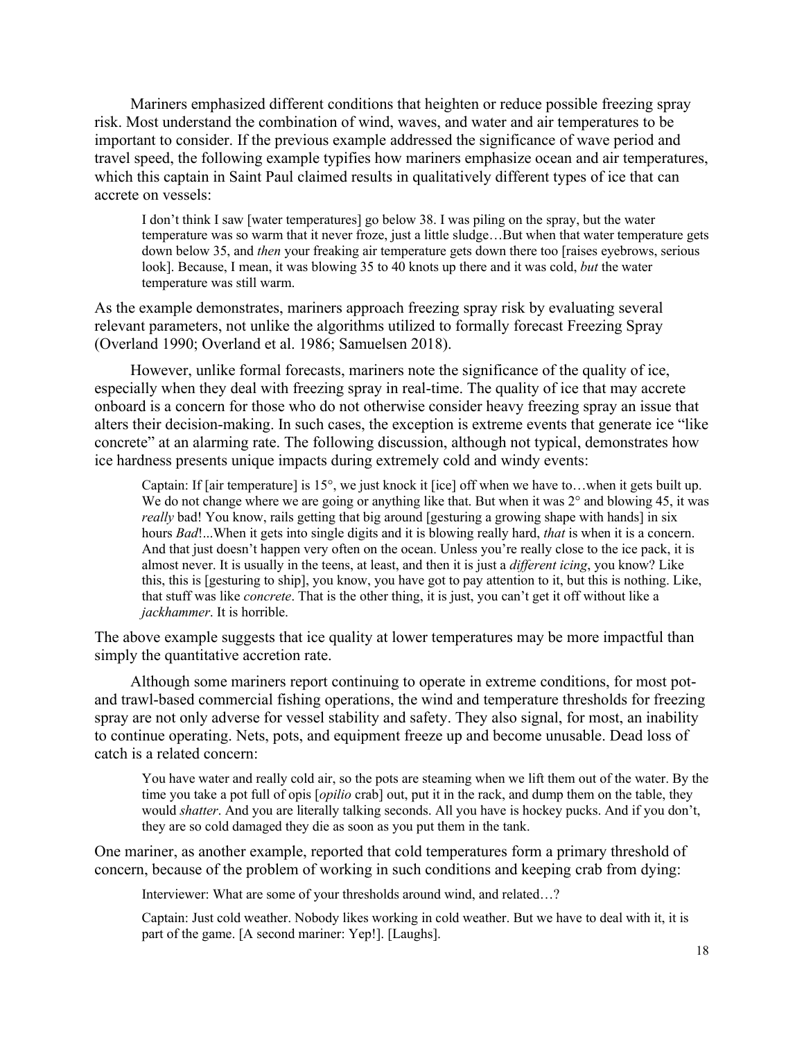Mariners emphasized different conditions that heighten or reduce possible freezing spray risk. Most understand the combination of wind, waves, and water and air temperatures to be important to consider. If the previous example addressed the significance of wave period and travel speed, the following example typifies how mariners emphasize ocean and air temperatures, which this captain in Saint Paul claimed results in qualitatively different types of ice that can accrete on vessels:

> I don't think I saw [water temperatures] go below 38. I was piling on the spray, but the water temperature was so warm that it never froze, just a little sludge…But when that water temperature gets down below 35, and *then* your freaking air temperature gets down there too [raises eyebrows, serious look]. Because, I mean, it was blowing 35 to 40 knots up there and it was cold, *but* the water temperature was still warm.

As the example demonstrates, mariners approach freezing spray risk by evaluating several relevant parameters, not unlike the algorithms utilized to formally forecast Freezing Spray (Overland 1990; Overland et al. 1986; Samuelsen 2018).

However, unlike formal forecasts, mariners note the significance of the quality of ice, especially when they deal with freezing spray in real-time. The quality of ice that may accrete onboard is a concern for those who do not otherwise consider heavy freezing spray an issue that alters their decision-making. In such cases, the exception is extreme events that generate ice "like concrete" at an alarming rate. The following discussion, although not typical, demonstrates how ice hardness presents unique impacts during extremely cold and windy events:

> Captain: If [air temperature] is 15°, we just knock it [ice] off when we have to…when it gets built up. We do not change where we are going or anything like that. But when it was 2° and blowing 45, it was *really* bad! You know, rails getting that big around [gesturing a growing shape with hands] in six hours *Bad*!...When it gets into single digits and it is blowing really hard, *that* is when it is a concern. And that just doesn't happen very often on the ocean. Unless you're really close to the ice pack, it is almost never. It is usually in the teens, at least, and then it is just a *different icing*, you know? Like this, this is [gesturing to ship], you know, you have got to pay attention to it, but this is nothing. Like, that stuff was like *concrete*. That is the other thing, it is just, you can't get it off without like a *jackhammer*. It is horrible.

The above example suggests that ice quality at lower temperatures may be more impactful than simply the quantitative accretion rate.

Although some mariners report continuing to operate in extreme conditions, for most pot- and trawl-based commercial fishing operations, the wind and temperature thresholds for freezing spray are not only adverse for vessel stability and safety. They also signal, for most, an inability to continue operating. Nets, pots, and equipment freeze up and become unusable. Dead loss of catch is a related concern:

> You have water and really cold air, so the pots are steaming when we lift them out of the water. By the time you take a pot full of opis [*opilio* crab] out, put it in the rack, and dump them on the table, they would *shatter*. And you are literally talking seconds. All you have is hockey pucks. And if you don't, they are so cold damaged they die as soon as you put them in the tank.

One mariner, as another example, reported that cold temperatures form a primary threshold of concern, because of the problem of working in such conditions and keeping crab from dying:

> Interviewer: What are some of your thresholds around wind, and related…?
>
> Captain: Just cold weather. Nobody likes working in cold weather. But we have to deal with it, it is part of the game. [A second mariner: Yep!]. [Laughs].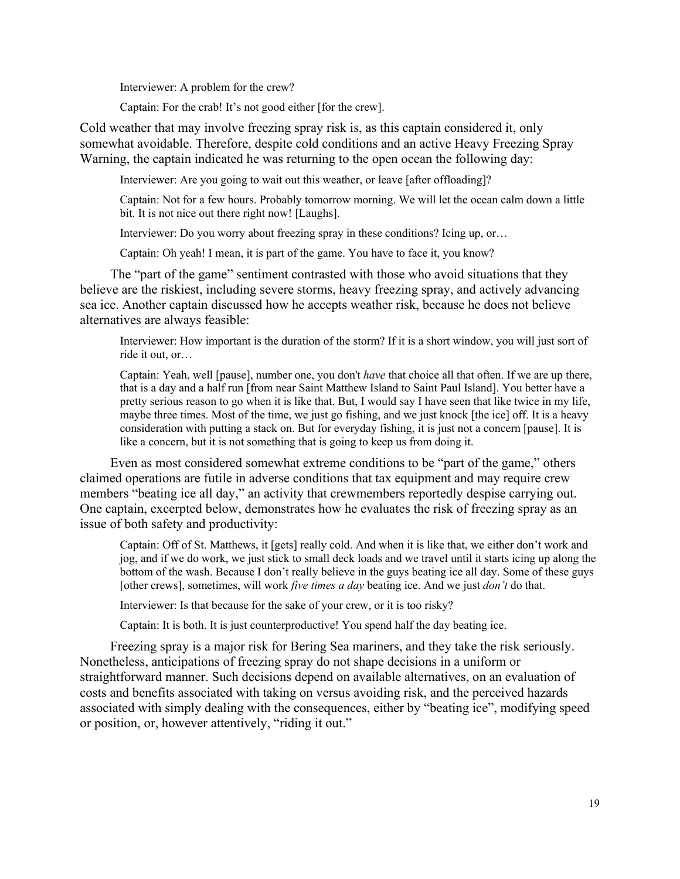> Interviewer: A problem for the crew?
>
> Captain: For the crab! It's not good either [for the crew].

Cold weather that may involve freezing spray risk is, as this captain considered it, only somewhat avoidable. Therefore, despite cold conditions and an active Heavy Freezing Spray Warning, the captain indicated he was returning to the open ocean the following day:

> Interviewer: Are you going to wait out this weather, or leave [after offloading]?
>
> Captain: Not for a few hours. Probably tomorrow morning. We will let the ocean calm down a little bit. It is not nice out there right now! [Laughs].
>
> Interviewer: Do you worry about freezing spray in these conditions? Icing up, or…
>
> Captain: Oh yeah! I mean, it is part of the game. You have to face it, you know?

The "part of the game" sentiment contrasted with those who avoid situations that they believe are the riskiest, including severe storms, heavy freezing spray, and actively advancing sea ice. Another captain discussed how he accepts weather risk, because he does not believe alternatives are always feasible:

> Interviewer: How important is the duration of the storm? If it is a short window, you will just sort of ride it out, or…
>
> Captain: Yeah, well [pause], number one, you don't *have* that choice all that often. If we are up there, that is a day and a half run [from near Saint Matthew Island to Saint Paul Island]. You better have a pretty serious reason to go when it is like that. But, I would say I have seen that like twice in my life, maybe three times. Most of the time, we just go fishing, and we just knock [the ice] off. It is a heavy consideration with putting a stack on. But for everyday fishing, it is just not a concern [pause]. It is like a concern, but it is not something that is going to keep us from doing it.

Even as most considered somewhat extreme conditions to be "part of the game," others claimed operations are futile in adverse conditions that tax equipment and may require crew members "beating ice all day," an activity that crewmembers reportedly despise carrying out. One captain, excerpted below, demonstrates how he evaluates the risk of freezing spray as an issue of both safety and productivity:

> Captain: Off of St. Matthews, it [gets] really cold. And when it is like that, we either don't work and jog, and if we do work, we just stick to small deck loads and we travel until it starts icing up along the bottom of the wash. Because I don't really believe in the guys beating ice all day. Some of these guys [other crews], sometimes, will work *five times a day* beating ice. And we just *don't* do that.
>
> Interviewer: Is that because for the sake of your crew, or it is too risky?
>
> Captain: It is both. It is just counterproductive! You spend half the day beating ice.

Freezing spray is a major risk for Bering Sea mariners, and they take the risk seriously. Nonetheless, anticipations of freezing spray do not shape decisions in a uniform or straightforward manner. Such decisions depend on available alternatives, on an evaluation of costs and benefits associated with taking on versus avoiding risk, and the perceived hazards associated with simply dealing with the consequences, either by "beating ice", modifying speed or position, or, however attentively, "riding it out."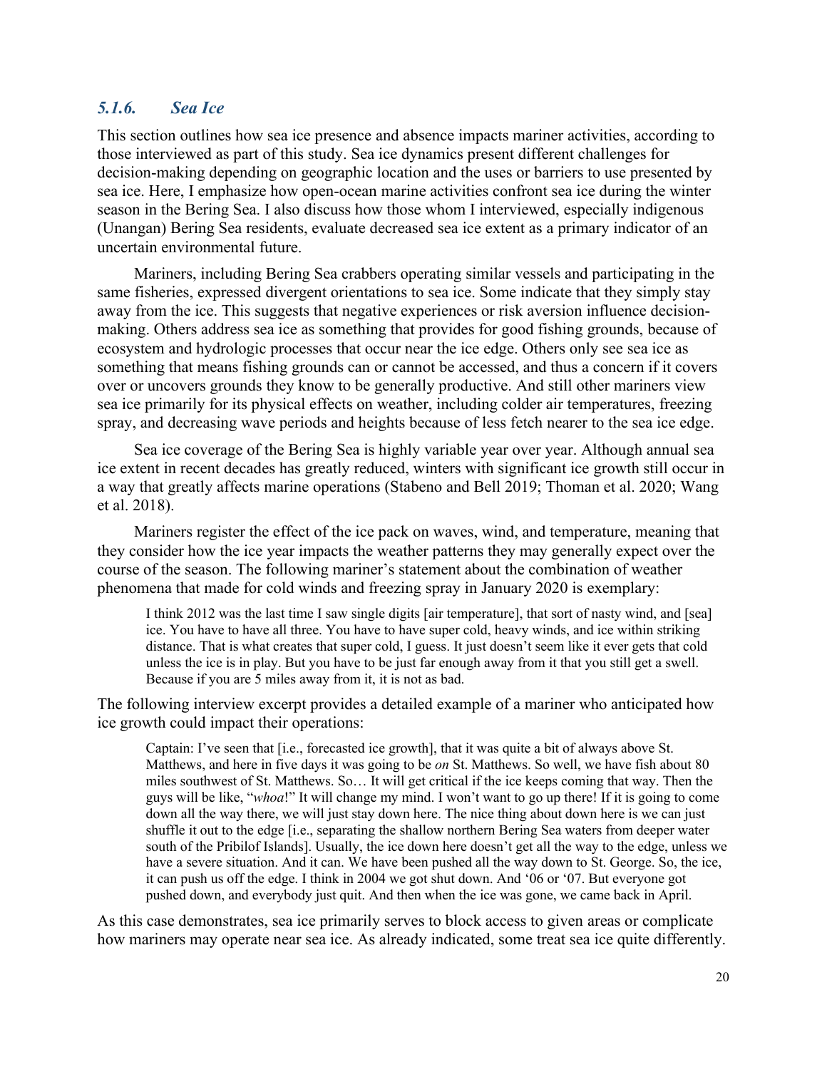### *5.1.6. Sea Ice*

This section outlines how sea ice presence and absence impacts mariner activities, according to those interviewed as part of this study. Sea ice dynamics present different challenges for decision-making depending on geographic location and the uses or barriers to use presented by sea ice. Here, I emphasize how open-ocean marine activities confront sea ice during the winter season in the Bering Sea. I also discuss how those whom I interviewed, especially indigenous (Unangan) Bering Sea residents, evaluate decreased sea ice extent as a primary indicator of an uncertain environmental future.

Mariners, including Bering Sea crabbers operating similar vessels and participating in the same fisheries, expressed divergent orientations to sea ice. Some indicate that they simply stay away from the ice. This suggests that negative experiences or risk aversion influence decision-making. Others address sea ice as something that provides for good fishing grounds, because of ecosystem and hydrologic processes that occur near the ice edge. Others only see sea ice as something that means fishing grounds can or cannot be accessed, and thus a concern if it covers over or uncovers grounds they know to be generally productive. And still other mariners view sea ice primarily for its physical effects on weather, including colder air temperatures, freezing spray, and decreasing wave periods and heights because of less fetch nearer to the sea ice edge.

Sea ice coverage of the Bering Sea is highly variable year over year. Although annual sea ice extent in recent decades has greatly reduced, winters with significant ice growth still occur in a way that greatly affects marine operations (Stabeno and Bell 2019; Thoman et al. 2020; Wang et al. 2018).

Mariners register the effect of the ice pack on waves, wind, and temperature, meaning that they consider how the ice year impacts the weather patterns they may generally expect over the course of the season. The following mariner's statement about the combination of weather phenomena that made for cold winds and freezing spray in January 2020 is exemplary:

> I think 2012 was the last time I saw single digits [air temperature], that sort of nasty wind, and [sea] ice. You have to have all three. You have to have super cold, heavy winds, and ice within striking distance. That is what creates that super cold, I guess. It just doesn't seem like it ever gets that cold unless the ice is in play. But you have to be just far enough away from it that you still get a swell. Because if you are 5 miles away from it, it is not as bad.

The following interview excerpt provides a detailed example of a mariner who anticipated how ice growth could impact their operations:

> Captain: I've seen that [i.e., forecasted ice growth], that it was quite a bit of always above St. Matthews, and here in five days it was going to be *on* St. Matthews. So well, we have fish about 80 miles southwest of St. Matthews. So… It will get critical if the ice keeps coming that way. Then the guys will be like, "*whoa*!" It will change my mind. I won't want to go up there! If it is going to come down all the way there, we will just stay down here. The nice thing about down here is we can just shuffle it out to the edge [i.e., separating the shallow northern Bering Sea waters from deeper water south of the Pribilof Islands]. Usually, the ice down here doesn't get all the way to the edge, unless we have a severe situation. And it can. We have been pushed all the way down to St. George. So, the ice, it can push us off the edge. I think in 2004 we got shut down. And '06 or '07. But everyone got pushed down, and everybody just quit. And then when the ice was gone, we came back in April.

As this case demonstrates, sea ice primarily serves to block access to given areas or complicate how mariners may operate near sea ice. As already indicated, some treat sea ice quite differently.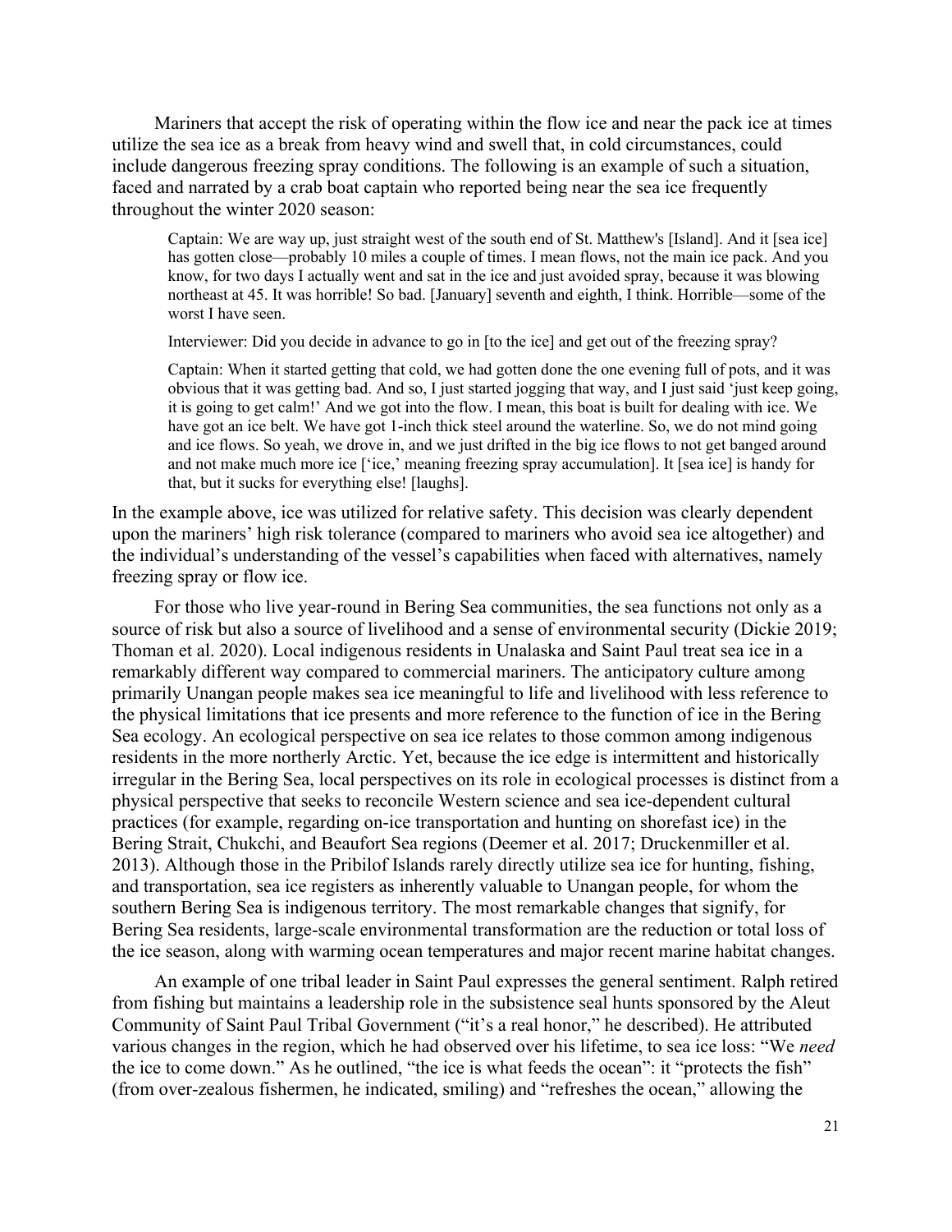Mariners that accept the risk of operating within the flow ice and near the pack ice at times utilize the sea ice as a break from heavy wind and swell that, in cold circumstances, could include dangerous freezing spray conditions. The following is an example of such a situation, faced and narrated by a crab boat captain who reported being near the sea ice frequently throughout the winter 2020 season:

> Captain: We are way up, just straight west of the south end of St. Matthew's [Island]. And it [sea ice] has gotten close—probably 10 miles a couple of times. I mean flows, not the main ice pack. And you know, for two days I actually went and sat in the ice and just avoided spray, because it was blowing northeast at 45. It was horrible! So bad. [January] seventh and eighth, I think. Horrible—some of the worst I have seen.
>
> Interviewer: Did you decide in advance to go in [to the ice] and get out of the freezing spray?
>
> Captain: When it started getting that cold, we had gotten done the one evening full of pots, and it was obvious that it was getting bad. And so, I just started jogging that way, and I just said 'just keep going, it is going to get calm!' And we got into the flow. I mean, this boat is built for dealing with ice. We have got an ice belt. We have got 1-inch thick steel around the waterline. So, we do not mind going and ice flows. So yeah, we drove in, and we just drifted in the big ice flows to not get banged around and not make much more ice ['ice,' meaning freezing spray accumulation]. It [sea ice] is handy for that, but it sucks for everything else! [laughs].

In the example above, ice was utilized for relative safety. This decision was clearly dependent upon the mariners' high risk tolerance (compared to mariners who avoid sea ice altogether) and the individual's understanding of the vessel's capabilities when faced with alternatives, namely freezing spray or flow ice.

For those who live year-round in Bering Sea communities, the sea functions not only as a source of risk but also a source of livelihood and a sense of environmental security (Dickie 2019; Thoman et al. 2020). Local indigenous residents in Unalaska and Saint Paul treat sea ice in a remarkably different way compared to commercial mariners. The anticipatory culture among primarily Unangan people makes sea ice meaningful to life and livelihood with less reference to the physical limitations that ice presents and more reference to the function of ice in the Bering Sea ecology. An ecological perspective on sea ice relates to those common among indigenous residents in the more northerly Arctic. Yet, because the ice edge is intermittent and historically irregular in the Bering Sea, local perspectives on its role in ecological processes is distinct from a physical perspective that seeks to reconcile Western science and sea ice-dependent cultural practices (for example, regarding on-ice transportation and hunting on shorefast ice) in the Bering Strait, Chukchi, and Beaufort Sea regions (Deemer et al. 2017; Druckenmiller et al. 2013). Although those in the Pribilof Islands rarely directly utilize sea ice for hunting, fishing, and transportation, sea ice registers as inherently valuable to Unangan people, for whom the southern Bering Sea is indigenous territory. The most remarkable changes that signify, for Bering Sea residents, large-scale environmental transformation are the reduction or total loss of the ice season, along with warming ocean temperatures and major recent marine habitat changes.

An example of one tribal leader in Saint Paul expresses the general sentiment. Ralph retired from fishing but maintains a leadership role in the subsistence seal hunts sponsored by the Aleut Community of Saint Paul Tribal Government ("it's a real honor," he described). He attributed various changes in the region, which he had observed over his lifetime, to sea ice loss: "We *need* the ice to come down." As he outlined, "the ice is what feeds the ocean": it "protects the fish" (from over-zealous fishermen, he indicated, smiling) and "refreshes the ocean," allowing the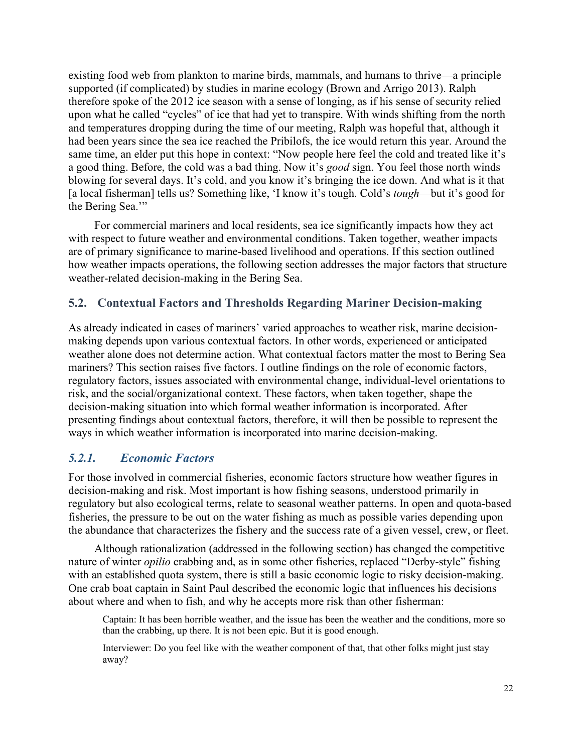existing food web from plankton to marine birds, mammals, and humans to thrive—a principle supported (if complicated) by studies in marine ecology (Brown and Arrigo 2013). Ralph therefore spoke of the 2012 ice season with a sense of longing, as if his sense of security relied upon what he called "cycles" of ice that had yet to transpire. With winds shifting from the north and temperatures dropping during the time of our meeting, Ralph was hopeful that, although it had been years since the sea ice reached the Pribilofs, the ice would return this year. Around the same time, an elder put this hope in context: "Now people here feel the cold and treated like it's a good thing. Before, the cold was a bad thing. Now it's *good* sign. You feel those north winds blowing for several days. It's cold, and you know it's bringing the ice down. And what is it that [a local fisherman] tells us? Something like, 'I know it's tough. Cold's *tough*—but it's good for the Bering Sea.'"

For commercial mariners and local residents, sea ice significantly impacts how they act with respect to future weather and environmental conditions. Taken together, weather impacts are of primary significance to marine-based livelihood and operations. If this section outlined how weather impacts operations, the following section addresses the major factors that structure weather-related decision-making in the Bering Sea.

## 5.2. Contextual Factors and Thresholds Regarding Mariner Decision-making

As already indicated in cases of mariners' varied approaches to weather risk, marine decision-making depends upon various contextual factors. In other words, experienced or anticipated weather alone does not determine action. What contextual factors matter the most to Bering Sea mariners? This section raises five factors. I outline findings on the role of economic factors, regulatory factors, issues associated with environmental change, individual-level orientations to risk, and the social/organizational context. These factors, when taken together, shape the decision-making situation into which formal weather information is incorporated. After presenting findings about contextual factors, therefore, it will then be possible to represent the ways in which weather information is incorporated into marine decision-making.

### *5.2.1. Economic Factors*

For those involved in commercial fisheries, economic factors structure how weather figures in decision-making and risk. Most important is how fishing seasons, understood primarily in regulatory but also ecological terms, relate to seasonal weather patterns. In open and quota-based fisheries, the pressure to be out on the water fishing as much as possible varies depending upon the abundance that characterizes the fishery and the success rate of a given vessel, crew, or fleet.

Although rationalization (addressed in the following section) has changed the competitive nature of winter *opilio* crabbing and, as in some other fisheries, replaced "Derby-style" fishing with an established quota system, there is still a basic economic logic to risky decision-making. One crab boat captain in Saint Paul described the economic logic that influences his decisions about where and when to fish, and why he accepts more risk than other fisherman:

> Captain: It has been horrible weather, and the issue has been the weather and the conditions, more so than the crabbing, up there. It is not been epic. But it is good enough.
>
> Interviewer: Do you feel like with the weather component of that, that other folks might just stay away?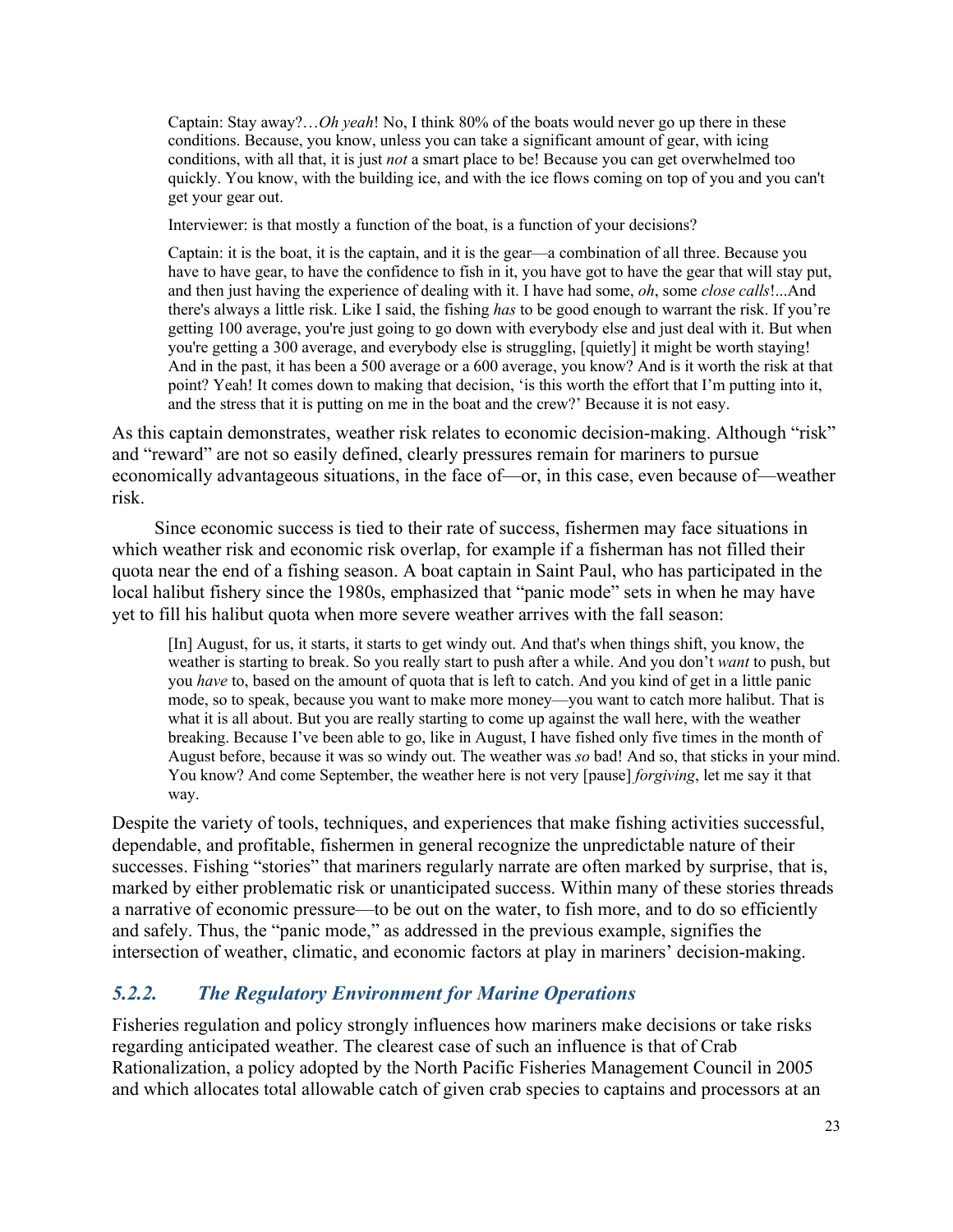> Captain: Stay away?…*Oh yeah*! No, I think 80% of the boats would never go up there in these conditions. Because, you know, unless you can take a significant amount of gear, with icing conditions, with all that, it is just *not* a smart place to be! Because you can get overwhelmed too quickly. You know, with the building ice, and with the ice flows coming on top of you and you can't get your gear out.
>
> Interviewer: is that mostly a function of the boat, is a function of your decisions?
>
> Captain: it is the boat, it is the captain, and it is the gear—a combination of all three. Because you have to have gear, to have the confidence to fish in it, you have got to have the gear that will stay put, and then just having the experience of dealing with it. I have had some, *oh*, some *close calls*!...And there's always a little risk. Like I said, the fishing *has* to be good enough to warrant the risk. If you're getting 100 average, you're just going to go down with everybody else and just deal with it. But when you're getting a 300 average, and everybody else is struggling, [quietly] it might be worth staying! And in the past, it has been a 500 average or a 600 average, you know? And is it worth the risk at that point? Yeah! It comes down to making that decision, 'is this worth the effort that I'm putting into it, and the stress that it is putting on me in the boat and the crew?' Because it is not easy.

As this captain demonstrates, weather risk relates to economic decision-making. Although "risk" and "reward" are not so easily defined, clearly pressures remain for mariners to pursue economically advantageous situations, in the face of—or, in this case, even because of—weather risk.

Since economic success is tied to their rate of success, fishermen may face situations in which weather risk and economic risk overlap, for example if a fisherman has not filled their quota near the end of a fishing season. A boat captain in Saint Paul, who has participated in the local halibut fishery since the 1980s, emphasized that "panic mode" sets in when he may have yet to fill his halibut quota when more severe weather arrives with the fall season:

> [In] August, for us, it starts, it starts to get windy out. And that's when things shift, you know, the weather is starting to break. So you really start to push after a while. And you don't *want* to push, but you *have* to, based on the amount of quota that is left to catch. And you kind of get in a little panic mode, so to speak, because you want to make more money—you want to catch more halibut. That is what it is all about. But you are really starting to come up against the wall here, with the weather breaking. Because I've been able to go, like in August, I have fished only five times in the month of August before, because it was so windy out. The weather was *so* bad! And so, that sticks in your mind. You know? And come September, the weather here is not very [pause] *forgiving*, let me say it that way.

Despite the variety of tools, techniques, and experiences that make fishing activities successful, dependable, and profitable, fishermen in general recognize the unpredictable nature of their successes. Fishing "stories" that mariners regularly narrate are often marked by surprise, that is, marked by either problematic risk or unanticipated success. Within many of these stories threads a narrative of economic pressure—to be out on the water, to fish more, and to do so efficiently and safely. Thus, the "panic mode," as addressed in the previous example, signifies the intersection of weather, climatic, and economic factors at play in mariners' decision-making.

### *5.2.2. The Regulatory Environment for Marine Operations*

Fisheries regulation and policy strongly influences how mariners make decisions or take risks regarding anticipated weather. The clearest case of such an influence is that of Crab Rationalization, a policy adopted by the North Pacific Fisheries Management Council in 2005 and which allocates total allowable catch of given crab species to captains and processors at an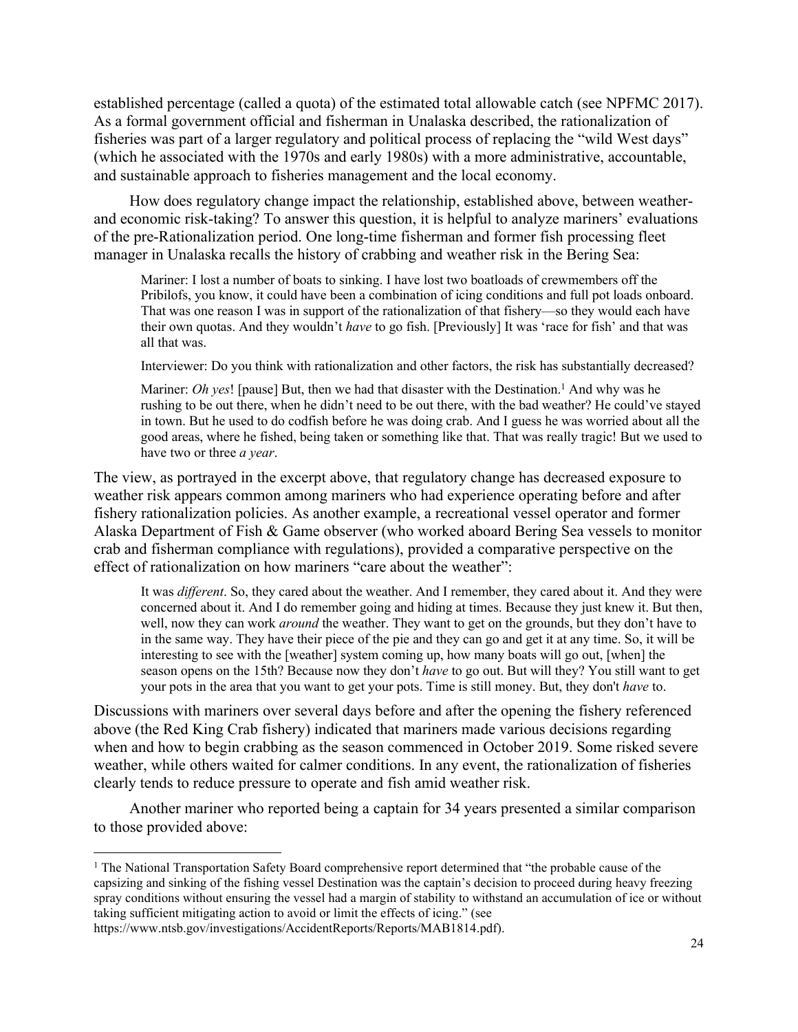established percentage (called a quota) of the estimated total allowable catch (see NPFMC 2017). As a formal government official and fisherman in Unalaska described, the rationalization of fisheries was part of a larger regulatory and political process of replacing the "wild West days" (which he associated with the 1970s and early 1980s) with a more administrative, accountable, and sustainable approach to fisheries management and the local economy.

How does regulatory change impact the relationship, established above, between weather- and economic risk-taking? To answer this question, it is helpful to analyze mariners' evaluations of the pre-Rationalization period. One long-time fisherman and former fish processing fleet manager in Unalaska recalls the history of crabbing and weather risk in the Bering Sea:

> Mariner: I lost a number of boats to sinking. I have lost two boatloads of crewmembers off the Pribilofs, you know, it could have been a combination of icing conditions and full pot loads onboard. That was one reason I was in support of the rationalization of that fishery—so they would each have their own quotas. And they wouldn't *have* to go fish. [Previously] It was 'race for fish' and that was all that was.
>
> Interviewer: Do you think with rationalization and other factors, the risk has substantially decreased?
>
> Mariner: *Oh yes*! [pause] But, then we had that disaster with the Destination.[1] And why was he rushing to be out there, when he didn't need to be out there, with the bad weather? He could've stayed in town. But he used to do codfish before he was doing crab. And I guess he was worried about all the good areas, where he fished, being taken or something like that. That was really tragic! But we used to have two or three *a year*.

The view, as portrayed in the excerpt above, that regulatory change has decreased exposure to weather risk appears common among mariners who had experience operating before and after fishery rationalization policies. As another example, a recreational vessel operator and former Alaska Department of Fish & Game observer (who worked aboard Bering Sea vessels to monitor crab and fisherman compliance with regulations), provided a comparative perspective on the effect of rationalization on how mariners "care about the weather":

> It was *different*. So, they cared about the weather. And I remember, they cared about it. And they were concerned about it. And I do remember going and hiding at times. Because they just knew it. But then, well, now they can work *around* the weather. They want to get on the grounds, but they don't have to in the same way. They have their piece of the pie and they can go and get it at any time. So, it will be interesting to see with the [weather] system coming up, how many boats will go out, [when] the season opens on the 15th? Because now they don't *have* to go out. But will they? You still want to get your pots in the area that you want to get your pots. Time is still money. But, they don't *have* to.

Discussions with mariners over several days before and after the opening the fishery referenced above (the Red King Crab fishery) indicated that mariners made various decisions regarding when and how to begin crabbing as the season commenced in October 2019. Some risked severe weather, while others waited for calmer conditions. In any event, the rationalization of fisheries clearly tends to reduce pressure to operate and fish amid weather risk.

Another mariner who reported being a captain for 34 years presented a similar comparison to those provided above:

---

[1] The National Transportation Safety Board comprehensive report determined that "the probable cause of the capsizing and sinking of the fishing vessel Destination was the captain's decision to proceed during heavy freezing spray conditions without ensuring the vessel had a margin of stability to withstand an accumulation of ice or without taking sufficient mitigating action to avoid or limit the effects of icing." (see https://www.ntsb.gov/investigations/AccidentReports/Reports/MAB1814.pdf).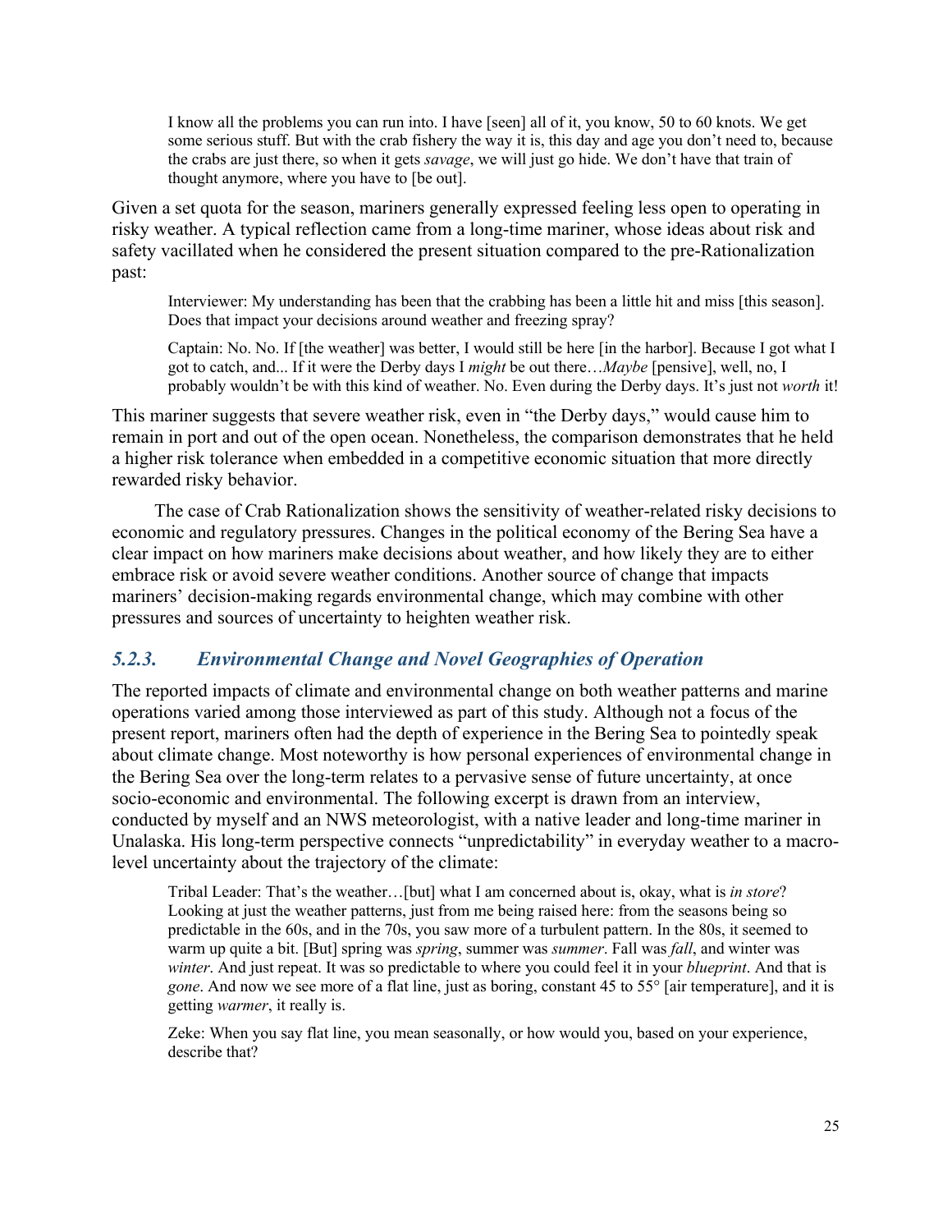> I know all the problems you can run into. I have [seen] all of it, you know, 50 to 60 knots. We get some serious stuff. But with the crab fishery the way it is, this day and age you don't need to, because the crabs are just there, so when it gets *savage*, we will just go hide. We don't have that train of thought anymore, where you have to [be out].

Given a set quota for the season, mariners generally expressed feeling less open to operating in risky weather. A typical reflection came from a long-time mariner, whose ideas about risk and safety vacillated when he considered the present situation compared to the pre-Rationalization past:

> Interviewer: My understanding has been that the crabbing has been a little hit and miss [this season]. Does that impact your decisions around weather and freezing spray?
>
> Captain: No. No. If [the weather] was better, I would still be here [in the harbor]. Because I got what I got to catch, and... If it were the Derby days I *might* be out there…*Maybe* [pensive], well, no, I probably wouldn't be with this kind of weather. No. Even during the Derby days. It's just not *worth* it!

This mariner suggests that severe weather risk, even in "the Derby days," would cause him to remain in port and out of the open ocean. Nonetheless, the comparison demonstrates that he held a higher risk tolerance when embedded in a competitive economic situation that more directly rewarded risky behavior.

The case of Crab Rationalization shows the sensitivity of weather-related risky decisions to economic and regulatory pressures. Changes in the political economy of the Bering Sea have a clear impact on how mariners make decisions about weather, and how likely they are to either embrace risk or avoid severe weather conditions. Another source of change that impacts mariners' decision-making regards environmental change, which may combine with other pressures and sources of uncertainty to heighten weather risk.

### *5.2.3. Environmental Change and Novel Geographies of Operation*

The reported impacts of climate and environmental change on both weather patterns and marine operations varied among those interviewed as part of this study. Although not a focus of the present report, mariners often had the depth of experience in the Bering Sea to pointedly speak about climate change. Most noteworthy is how personal experiences of environmental change in the Bering Sea over the long-term relates to a pervasive sense of future uncertainty, at once socio-economic and environmental. The following excerpt is drawn from an interview, conducted by myself and an NWS meteorologist, with a native leader and long-time mariner in Unalaska. His long-term perspective connects "unpredictability" in everyday weather to a macro-level uncertainty about the trajectory of the climate:

> Tribal Leader: That's the weather…[but] what I am concerned about is, okay, what is *in store*? Looking at just the weather patterns, just from me being raised here: from the seasons being so predictable in the 60s, and in the 70s, you saw more of a turbulent pattern. In the 80s, it seemed to warm up quite a bit. [But] spring was *spring*, summer was *summer*. Fall was *fall*, and winter was *winter*. And just repeat. It was so predictable to where you could feel it in your *blueprint*. And that is *gone*. And now we see more of a flat line, just as boring, constant 45 to 55° [air temperature], and it is getting *warmer*, it really is.
>
> Zeke: When you say flat line, you mean seasonally, or how would you, based on your experience, describe that?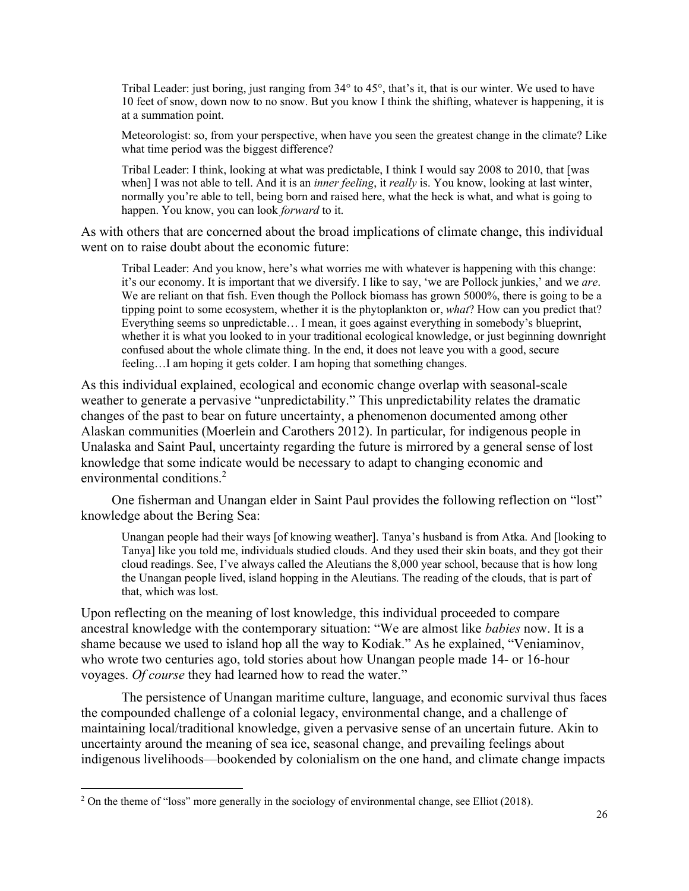> Tribal Leader: just boring, just ranging from 34° to 45°, that's it, that is our winter. We used to have 10 feet of snow, down now to no snow. But you know I think the shifting, whatever is happening, it is at a summation point.
>
> Meteorologist: so, from your perspective, when have you seen the greatest change in the climate? Like what time period was the biggest difference?
>
> Tribal Leader: I think, looking at what was predictable, I think I would say 2008 to 2010, that [was when] I was not able to tell. And it is an *inner feeling*, it *really* is. You know, looking at last winter, normally you're able to tell, being born and raised here, what the heck is what, and what is going to happen. You know, you can look *forward* to it.

As with others that are concerned about the broad implications of climate change, this individual went on to raise doubt about the economic future:

> Tribal Leader: And you know, here's what worries me with whatever is happening with this change: it's our economy. It is important that we diversify. I like to say, 'we are Pollock junkies,' and we *are*. We are reliant on that fish. Even though the Pollock biomass has grown 5000%, there is going to be a tipping point to some ecosystem, whether it is the phytoplankton or, *what*? How can you predict that? Everything seems so unpredictable… I mean, it goes against everything in somebody's blueprint, whether it is what you looked to in your traditional ecological knowledge, or just beginning downright confused about the whole climate thing. In the end, it does not leave you with a good, secure feeling…I am hoping it gets colder. I am hoping that something changes.

As this individual explained, ecological and economic change overlap with seasonal-scale weather to generate a pervasive "unpredictability." This unpredictability relates the dramatic changes of the past to bear on future uncertainty, a phenomenon documented among other Alaskan communities (Moerlein and Carothers 2012). In particular, for indigenous people in Unalaska and Saint Paul, uncertainty regarding the future is mirrored by a general sense of lost knowledge that some indicate would be necessary to adapt to changing economic and environmental conditions.[2]

One fisherman and Unangan elder in Saint Paul provides the following reflection on "lost" knowledge about the Bering Sea:

> Unangan people had their ways [of knowing weather]. Tanya's husband is from Atka. And [looking to Tanya] like you told me, individuals studied clouds. And they used their skin boats, and they got their cloud readings. See, I've always called the Aleutians the 8,000 year school, because that is how long the Unangan people lived, island hopping in the Aleutians. The reading of the clouds, that is part of that, which was lost.

Upon reflecting on the meaning of lost knowledge, this individual proceeded to compare ancestral knowledge with the contemporary situation: "We are almost like *babies* now. It is a shame because we used to island hop all the way to Kodiak." As he explained, "Veniaminov, who wrote two centuries ago, told stories about how Unangan people made 14- or 16-hour voyages. *Of course* they had learned how to read the water."

The persistence of Unangan maritime culture, language, and economic survival thus faces the compounded challenge of a colonial legacy, environmental change, and a challenge of maintaining local/traditional knowledge, given a pervasive sense of an uncertain future. Akin to uncertainty around the meaning of sea ice, seasonal change, and prevailing feelings about indigenous livelihoods—bookended by colonialism on the one hand, and climate change impacts

[2] On the theme of "loss" more generally in the sociology of environmental change, see Elliot (2018).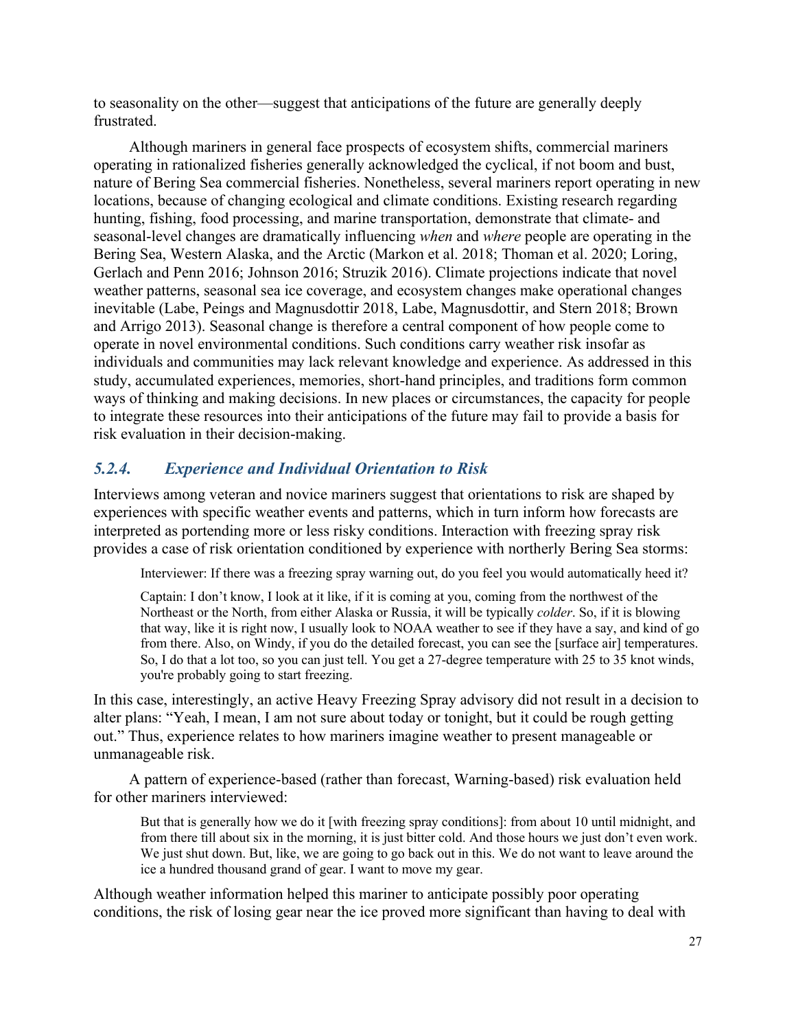to seasonality on the other—suggest that anticipations of the future are generally deeply frustrated.

Although mariners in general face prospects of ecosystem shifts, commercial mariners operating in rationalized fisheries generally acknowledged the cyclical, if not boom and bust, nature of Bering Sea commercial fisheries. Nonetheless, several mariners report operating in new locations, because of changing ecological and climate conditions. Existing research regarding hunting, fishing, food processing, and marine transportation, demonstrate that climate- and seasonal-level changes are dramatically influencing *when* and *where* people are operating in the Bering Sea, Western Alaska, and the Arctic (Markon et al. 2018; Thoman et al. 2020; Loring, Gerlach and Penn 2016; Johnson 2016; Struzik 2016). Climate projections indicate that novel weather patterns, seasonal sea ice coverage, and ecosystem changes make operational changes inevitable (Labe, Peings and Magnusdottir 2018, Labe, Magnusdottir, and Stern 2018; Brown and Arrigo 2013). Seasonal change is therefore a central component of how people come to operate in novel environmental conditions. Such conditions carry weather risk insofar as individuals and communities may lack relevant knowledge and experience. As addressed in this study, accumulated experiences, memories, short-hand principles, and traditions form common ways of thinking and making decisions. In new places or circumstances, the capacity for people to integrate these resources into their anticipations of the future may fail to provide a basis for risk evaluation in their decision-making.

### *5.2.4. Experience and Individual Orientation to Risk*

Interviews among veteran and novice mariners suggest that orientations to risk are shaped by experiences with specific weather events and patterns, which in turn inform how forecasts are interpreted as portending more or less risky conditions. Interaction with freezing spray risk provides a case of risk orientation conditioned by experience with northerly Bering Sea storms:

> Interviewer: If there was a freezing spray warning out, do you feel you would automatically heed it?
>
> Captain: I don't know, I look at it like, if it is coming at you, coming from the northwest of the Northeast or the North, from either Alaska or Russia, it will be typically *colder*. So, if it is blowing that way, like it is right now, I usually look to NOAA weather to see if they have a say, and kind of go from there. Also, on Windy, if you do the detailed forecast, you can see the [surface air] temperatures. So, I do that a lot too, so you can just tell. You get a 27-degree temperature with 25 to 35 knot winds, you're probably going to start freezing.

In this case, interestingly, an active Heavy Freezing Spray advisory did not result in a decision to alter plans: "Yeah, I mean, I am not sure about today or tonight, but it could be rough getting out." Thus, experience relates to how mariners imagine weather to present manageable or unmanageable risk.

A pattern of experience-based (rather than forecast, Warning-based) risk evaluation held for other mariners interviewed:

> But that is generally how we do it [with freezing spray conditions]: from about 10 until midnight, and from there till about six in the morning, it is just bitter cold. And those hours we just don't even work. We just shut down. But, like, we are going to go back out in this. We do not want to leave around the ice a hundred thousand grand of gear. I want to move my gear.

Although weather information helped this mariner to anticipate possibly poor operating conditions, the risk of losing gear near the ice proved more significant than having to deal with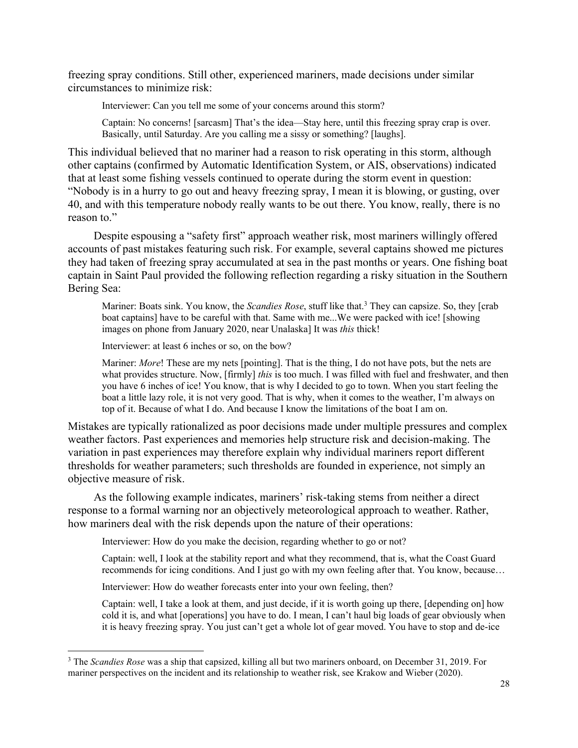freezing spray conditions. Still other, experienced mariners, made decisions under similar circumstances to minimize risk:

> Interviewer: Can you tell me some of your concerns around this storm?
>
> Captain: No concerns! [sarcasm] That's the idea—Stay here, until this freezing spray crap is over. Basically, until Saturday. Are you calling me a sissy or something? [laughs].

This individual believed that no mariner had a reason to risk operating in this storm, although other captains (confirmed by Automatic Identification System, or AIS, observations) indicated that at least some fishing vessels continued to operate during the storm event in question: "Nobody is in a hurry to go out and heavy freezing spray, I mean it is blowing, or gusting, over 40, and with this temperature nobody really wants to be out there. You know, really, there is no reason to."

Despite espousing a "safety first" approach weather risk, most mariners willingly offered accounts of past mistakes featuring such risk. For example, several captains showed me pictures they had taken of freezing spray accumulated at sea in the past months or years. One fishing boat captain in Saint Paul provided the following reflection regarding a risky situation in the Southern Bering Sea:

> Mariner: Boats sink. You know, the *Scandies Rose*, stuff like that.[3] They can capsize. So, they [crab boat captains] have to be careful with that. Same with me...We were packed with ice! [showing images on phone from January 2020, near Unalaska] It was *this* thick!
>
> Interviewer: at least 6 inches or so, on the bow?
>
> Mariner: *More*! These are my nets [pointing]. That is the thing, I do not have pots, but the nets are what provides structure. Now, [firmly] *this* is too much. I was filled with fuel and freshwater, and then you have 6 inches of ice! You know, that is why I decided to go to town. When you start feeling the boat a little lazy role, it is not very good. That is why, when it comes to the weather, I'm always on top of it. Because of what I do. And because I know the limitations of the boat I am on.

Mistakes are typically rationalized as poor decisions made under multiple pressures and complex weather factors. Past experiences and memories help structure risk and decision-making. The variation in past experiences may therefore explain why individual mariners report different thresholds for weather parameters; such thresholds are founded in experience, not simply an objective measure of risk.

As the following example indicates, mariners' risk-taking stems from neither a direct response to a formal warning nor an objectively meteorological approach to weather. Rather, how mariners deal with the risk depends upon the nature of their operations:

> Interviewer: How do you make the decision, regarding whether to go or not?
>
> Captain: well, I look at the stability report and what they recommend, that is, what the Coast Guard recommends for icing conditions. And I just go with my own feeling after that. You know, because…
>
> Interviewer: How do weather forecasts enter into your own feeling, then?
>
> Captain: well, I take a look at them, and just decide, if it is worth going up there, [depending on] how cold it is, and what [operations] you have to do. I mean, I can't haul big loads of gear obviously when it is heavy freezing spray. You just can't get a whole lot of gear moved. You have to stop and de-ice

[3] The *Scandies Rose* was a ship that capsized, killing all but two mariners onboard, on December 31, 2019. For mariner perspectives on the incident and its relationship to weather risk, see Krakow and Wieber (2020).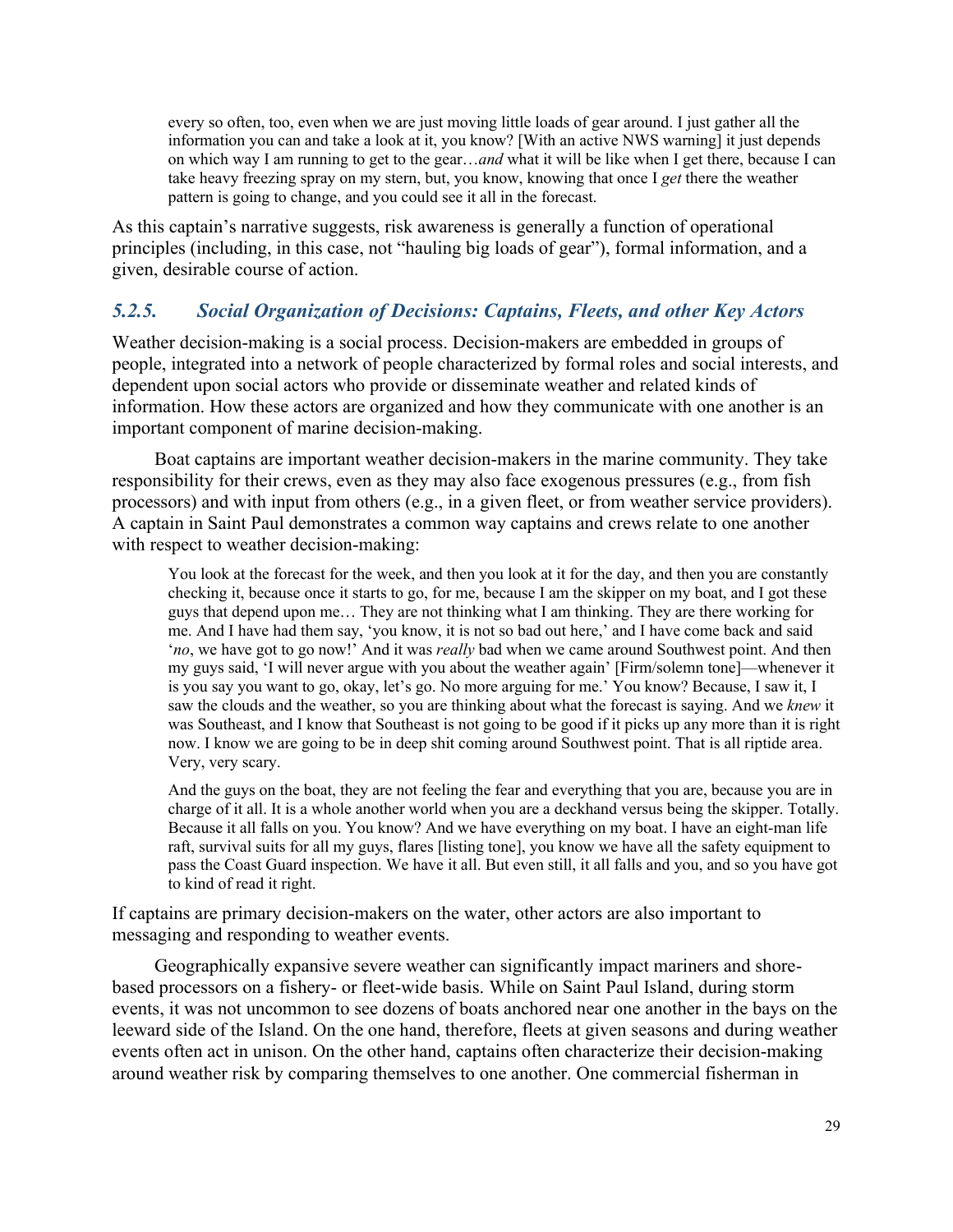> every so often, too, even when we are just moving little loads of gear around. I just gather all the information you can and take a look at it, you know? [With an active NWS warning] it just depends on which way I am running to get to the gear…*and* what it will be like when I get there, because I can take heavy freezing spray on my stern, but, you know, knowing that once I *get* there the weather pattern is going to change, and you could see it all in the forecast.

As this captain's narrative suggests, risk awareness is generally a function of operational principles (including, in this case, not "hauling big loads of gear"), formal information, and a given, desirable course of action.

### *5.2.5. Social Organization of Decisions: Captains, Fleets, and other Key Actors*

Weather decision-making is a social process. Decision-makers are embedded in groups of people, integrated into a network of people characterized by formal roles and social interests, and dependent upon social actors who provide or disseminate weather and related kinds of information. How these actors are organized and how they communicate with one another is an important component of marine decision-making.

Boat captains are important weather decision-makers in the marine community. They take responsibility for their crews, even as they may also face exogenous pressures (e.g., from fish processors) and with input from others (e.g., in a given fleet, or from weather service providers). A captain in Saint Paul demonstrates a common way captains and crews relate to one another with respect to weather decision-making:

> You look at the forecast for the week, and then you look at it for the day, and then you are constantly checking it, because once it starts to go, for me, because I am the skipper on my boat, and I got these guys that depend upon me… They are not thinking what I am thinking. They are there working for me. And I have had them say, 'you know, it is not so bad out here,' and I have come back and said '*no*, we have got to go now!' And it was *really* bad when we came around Southwest point. And then my guys said, 'I will never argue with you about the weather again' [Firm/solemn tone]—whenever it is you say you want to go, okay, let's go. No more arguing for me.' You know? Because, I saw it, I saw the clouds and the weather, so you are thinking about what the forecast is saying. And we *knew* it was Southeast, and I know that Southeast is not going to be good if it picks up any more than it is right now. I know we are going to be in deep shit coming around Southwest point. That is all riptide area. Very, very scary.
>
> And the guys on the boat, they are not feeling the fear and everything that you are, because you are in charge of it all. It is a whole another world when you are a deckhand versus being the skipper. Totally. Because it all falls on you. You know? And we have everything on my boat. I have an eight-man life raft, survival suits for all my guys, flares [listing tone], you know we have all the safety equipment to pass the Coast Guard inspection. We have it all. But even still, it all falls and you, and so you have got to kind of read it right.

If captains are primary decision-makers on the water, other actors are also important to messaging and responding to weather events.

Geographically expansive severe weather can significantly impact mariners and shore-based processors on a fishery- or fleet-wide basis. While on Saint Paul Island, during storm events, it was not uncommon to see dozens of boats anchored near one another in the bays on the leeward side of the Island. On the one hand, therefore, fleets at given seasons and during weather events often act in unison. On the other hand, captains often characterize their decision-making around weather risk by comparing themselves to one another. One commercial fisherman in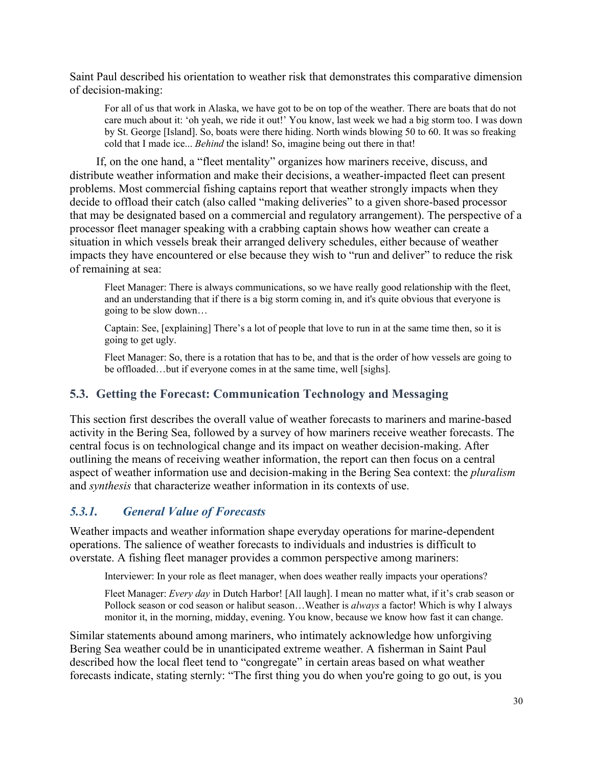Saint Paul described his orientation to weather risk that demonstrates this comparative dimension of decision-making:

> For all of us that work in Alaska, we have got to be on top of the weather. There are boats that do not care much about it: 'oh yeah, we ride it out!' You know, last week we had a big storm too. I was down by St. George [Island]. So, boats were there hiding. North winds blowing 50 to 60. It was so freaking cold that I made ice... *Behind* the island! So, imagine being out there in that!

If, on the one hand, a "fleet mentality" organizes how mariners receive, discuss, and distribute weather information and make their decisions, a weather-impacted fleet can present problems. Most commercial fishing captains report that weather strongly impacts when they decide to offload their catch (also called "making deliveries" to a given shore-based processor that may be designated based on a commercial and regulatory arrangement). The perspective of a processor fleet manager speaking with a crabbing captain shows how weather can create a situation in which vessels break their arranged delivery schedules, either because of weather impacts they have encountered or else because they wish to "run and deliver" to reduce the risk of remaining at sea:

> Fleet Manager: There is always communications, so we have really good relationship with the fleet, and an understanding that if there is a big storm coming in, and it's quite obvious that everyone is going to be slow down…
>
> Captain: See, [explaining] There's a lot of people that love to run in at the same time then, so it is going to get ugly.
>
> Fleet Manager: So, there is a rotation that has to be, and that is the order of how vessels are going to be offloaded…but if everyone comes in at the same time, well [sighs].

## 5.3. Getting the Forecast: Communication Technology and Messaging

This section first describes the overall value of weather forecasts to mariners and marine-based activity in the Bering Sea, followed by a survey of how mariners receive weather forecasts. The central focus is on technological change and its impact on weather decision-making. After outlining the means of receiving weather information, the report can then focus on a central aspect of weather information use and decision-making in the Bering Sea context: the *pluralism* and *synthesis* that characterize weather information in its contexts of use.

### *5.3.1. General Value of Forecasts*

Weather impacts and weather information shape everyday operations for marine-dependent operations. The salience of weather forecasts to individuals and industries is difficult to overstate. A fishing fleet manager provides a common perspective among mariners:

> Interviewer: In your role as fleet manager, when does weather really impacts your operations?
>
> Fleet Manager: *Every day* in Dutch Harbor! [All laugh]. I mean no matter what, if it's crab season or Pollock season or cod season or halibut season…Weather is *always* a factor! Which is why I always monitor it, in the morning, midday, evening. You know, because we know how fast it can change.

Similar statements abound among mariners, who intimately acknowledge how unforgiving Bering Sea weather could be in unanticipated extreme weather. A fisherman in Saint Paul described how the local fleet tend to "congregate" in certain areas based on what weather forecasts indicate, stating sternly: "The first thing you do when you're going to go out, is you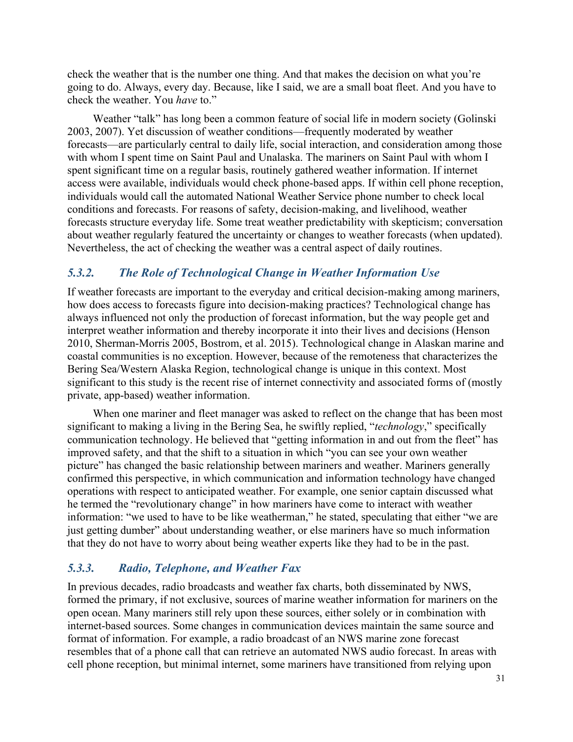check the weather that is the number one thing. And that makes the decision on what you're going to do. Always, every day. Because, like I said, we are a small boat fleet. And you have to check the weather. You *have* to."

Weather "talk" has long been a common feature of social life in modern society (Golinski 2003, 2007). Yet discussion of weather conditions—frequently moderated by weather forecasts—are particularly central to daily life, social interaction, and consideration among those with whom I spent time on Saint Paul and Unalaska. The mariners on Saint Paul with whom I spent significant time on a regular basis, routinely gathered weather information. If internet access were available, individuals would check phone-based apps. If within cell phone reception, individuals would call the automated National Weather Service phone number to check local conditions and forecasts. For reasons of safety, decision-making, and livelihood, weather forecasts structure everyday life. Some treat weather predictability with skepticism; conversation about weather regularly featured the uncertainty or changes to weather forecasts (when updated). Nevertheless, the act of checking the weather was a central aspect of daily routines.

### *5.3.2. The Role of Technological Change in Weather Information Use*

If weather forecasts are important to the everyday and critical decision-making among mariners, how does access to forecasts figure into decision-making practices? Technological change has always influenced not only the production of forecast information, but the way people get and interpret weather information and thereby incorporate it into their lives and decisions (Henson 2010, Sherman-Morris 2005, Bostrom, et al. 2015). Technological change in Alaskan marine and coastal communities is no exception. However, because of the remoteness that characterizes the Bering Sea/Western Alaska Region, technological change is unique in this context. Most significant to this study is the recent rise of internet connectivity and associated forms of (mostly private, app-based) weather information.

When one mariner and fleet manager was asked to reflect on the change that has been most significant to making a living in the Bering Sea, he swiftly replied, "*technology*," specifically communication technology. He believed that "getting information in and out from the fleet" has improved safety, and that the shift to a situation in which "you can see your own weather picture" has changed the basic relationship between mariners and weather. Mariners generally confirmed this perspective, in which communication and information technology have changed operations with respect to anticipated weather. For example, one senior captain discussed what he termed the "revolutionary change" in how mariners have come to interact with weather information: "we used to have to be like weatherman," he stated, speculating that either "we are just getting dumber" about understanding weather, or else mariners have so much information that they do not have to worry about being weather experts like they had to be in the past.

### *5.3.3. Radio, Telephone, and Weather Fax*

In previous decades, radio broadcasts and weather fax charts, both disseminated by NWS, formed the primary, if not exclusive, sources of marine weather information for mariners on the open ocean. Many mariners still rely upon these sources, either solely or in combination with internet-based sources. Some changes in communication devices maintain the same source and format of information. For example, a radio broadcast of an NWS marine zone forecast resembles that of a phone call that can retrieve an automated NWS audio forecast. In areas with cell phone reception, but minimal internet, some mariners have transitioned from relying upon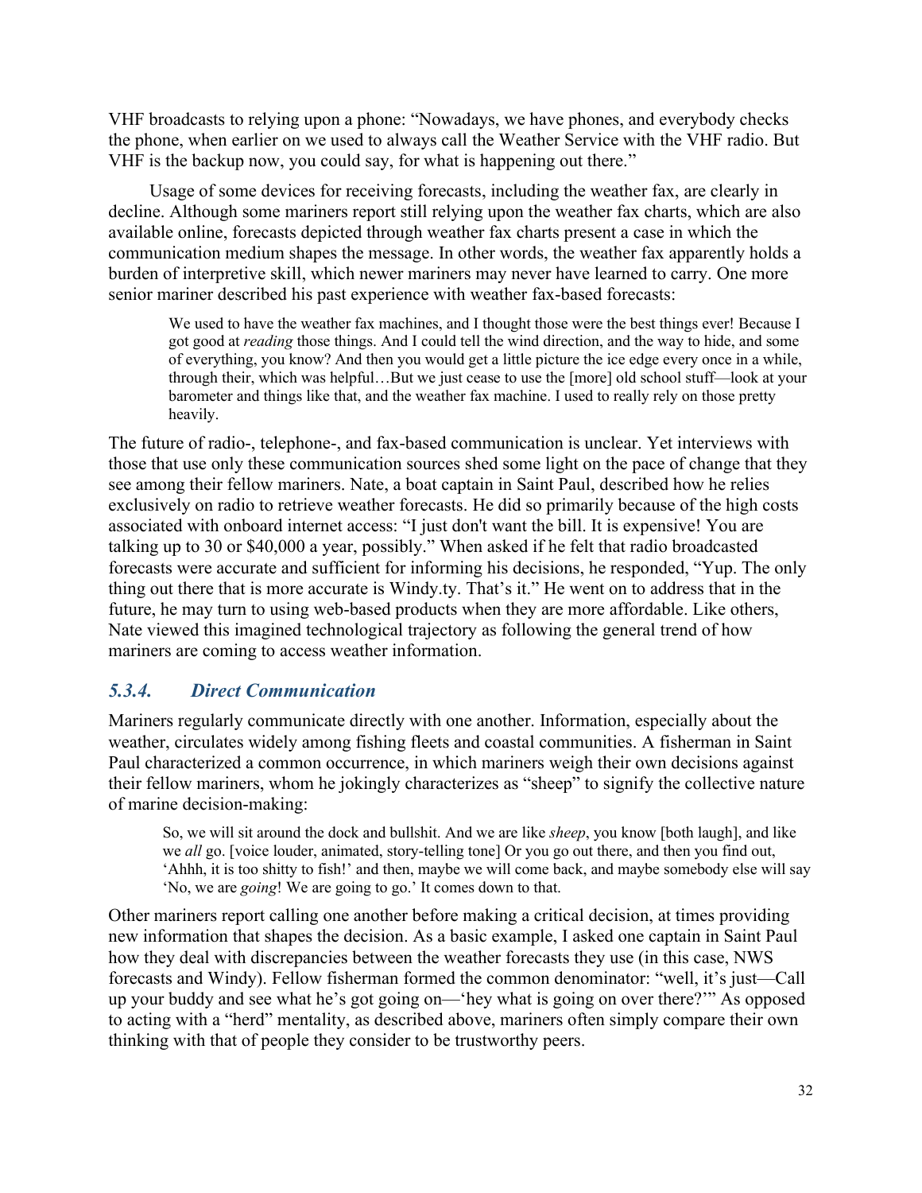VHF broadcasts to relying upon a phone: "Nowadays, we have phones, and everybody checks the phone, when earlier on we used to always call the Weather Service with the VHF radio. But VHF is the backup now, you could say, for what is happening out there."

Usage of some devices for receiving forecasts, including the weather fax, are clearly in decline. Although some mariners report still relying upon the weather fax charts, which are also available online, forecasts depicted through weather fax charts present a case in which the communication medium shapes the message. In other words, the weather fax apparently holds a burden of interpretive skill, which newer mariners may never have learned to carry. One more senior mariner described his past experience with weather fax-based forecasts:

> We used to have the weather fax machines, and I thought those were the best things ever! Because I got good at *reading* those things. And I could tell the wind direction, and the way to hide, and some of everything, you know? And then you would get a little picture the ice edge every once in a while, through their, which was helpful…But we just cease to use the [more] old school stuff—look at your barometer and things like that, and the weather fax machine. I used to really rely on those pretty heavily.

The future of radio-, telephone-, and fax-based communication is unclear. Yet interviews with those that use only these communication sources shed some light on the pace of change that they see among their fellow mariners. Nate, a boat captain in Saint Paul, described how he relies exclusively on radio to retrieve weather forecasts. He did so primarily because of the high costs associated with onboard internet access: "I just don't want the bill. It is expensive! You are talking up to 30 or $40,000 a year, possibly." When asked if he felt that radio broadcasted forecasts were accurate and sufficient for informing his decisions, he responded, "Yup. The only thing out there that is more accurate is Windy.ty. That's it." He went on to address that in the future, he may turn to using web-based products when they are more affordable. Like others, Nate viewed this imagined technological trajectory as following the general trend of how mariners are coming to access weather information.

### *5.3.4. Direct Communication*

Mariners regularly communicate directly with one another. Information, especially about the weather, circulates widely among fishing fleets and coastal communities. A fisherman in Saint Paul characterized a common occurrence, in which mariners weigh their own decisions against their fellow mariners, whom he jokingly characterizes as "sheep" to signify the collective nature of marine decision-making:

> So, we will sit around the dock and bullshit. And we are like *sheep*, you know [both laugh], and like we *all* go. [voice louder, animated, story-telling tone] Or you go out there, and then you find out, 'Ahhh, it is too shitty to fish!' and then, maybe we will come back, and maybe somebody else will say 'No, we are *going*! We are going to go.' It comes down to that.

Other mariners report calling one another before making a critical decision, at times providing new information that shapes the decision. As a basic example, I asked one captain in Saint Paul how they deal with discrepancies between the weather forecasts they use (in this case, NWS forecasts and Windy). Fellow fisherman formed the common denominator: "well, it's just—Call up your buddy and see what he's got going on—'hey what is going on over there?'" As opposed to acting with a "herd" mentality, as described above, mariners often simply compare their own thinking with that of people they consider to be trustworthy peers.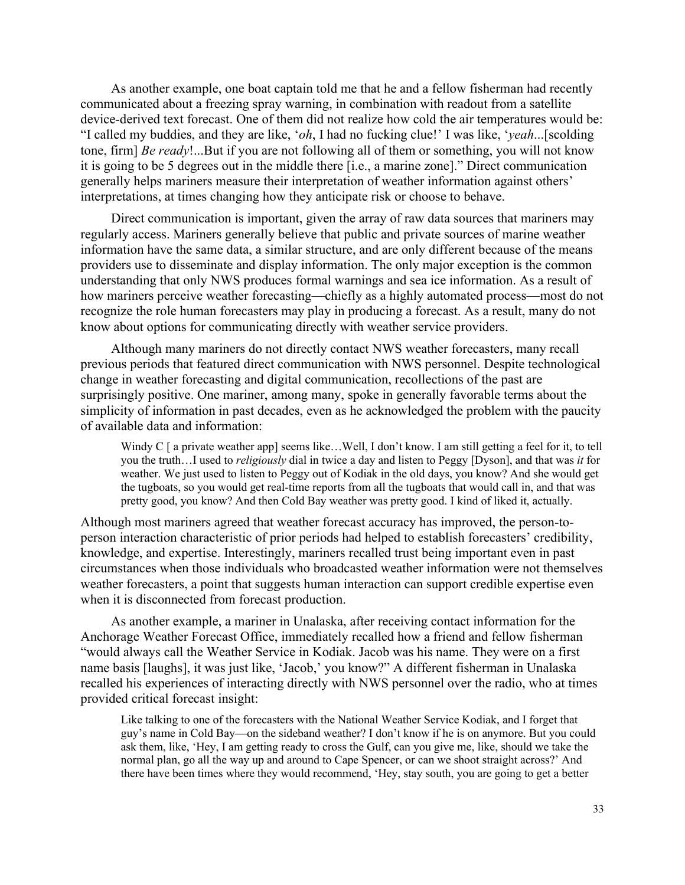As another example, one boat captain told me that he and a fellow fisherman had recently communicated about a freezing spray warning, in combination with readout from a satellite device-derived text forecast. One of them did not realize how cold the air temperatures would be: "I called my buddies, and they are like, '*oh*, I had no fucking clue!' I was like, '*yeah*...[scolding tone, firm] *Be ready*!...But if you are not following all of them or something, you will not know it is going to be 5 degrees out in the middle there [i.e., a marine zone]." Direct communication generally helps mariners measure their interpretation of weather information against others' interpretations, at times changing how they anticipate risk or choose to behave.

Direct communication is important, given the array of raw data sources that mariners may regularly access. Mariners generally believe that public and private sources of marine weather information have the same data, a similar structure, and are only different because of the means providers use to disseminate and display information. The only major exception is the common understanding that only NWS produces formal warnings and sea ice information. As a result of how mariners perceive weather forecasting—chiefly as a highly automated process—most do not recognize the role human forecasters may play in producing a forecast. As a result, many do not know about options for communicating directly with weather service providers.

Although many mariners do not directly contact NWS weather forecasters, many recall previous periods that featured direct communication with NWS personnel. Despite technological change in weather forecasting and digital communication, recollections of the past are surprisingly positive. One mariner, among many, spoke in generally favorable terms about the simplicity of information in past decades, even as he acknowledged the problem with the paucity of available data and information:

> Windy C [ a private weather app] seems like…Well, I don't know. I am still getting a feel for it, to tell you the truth…I used to *religiously* dial in twice a day and listen to Peggy [Dyson], and that was *it* for weather. We just used to listen to Peggy out of Kodiak in the old days, you know? And she would get the tugboats, so you would get real-time reports from all the tugboats that would call in, and that was pretty good, you know? And then Cold Bay weather was pretty good. I kind of liked it, actually.

Although most mariners agreed that weather forecast accuracy has improved, the person-to-person interaction characteristic of prior periods had helped to establish forecasters' credibility, knowledge, and expertise. Interestingly, mariners recalled trust being important even in past circumstances when those individuals who broadcasted weather information were not themselves weather forecasters, a point that suggests human interaction can support credible expertise even when it is disconnected from forecast production.

As another example, a mariner in Unalaska, after receiving contact information for the Anchorage Weather Forecast Office, immediately recalled how a friend and fellow fisherman "would always call the Weather Service in Kodiak. Jacob was his name. They were on a first name basis [laughs], it was just like, 'Jacob,' you know?" A different fisherman in Unalaska recalled his experiences of interacting directly with NWS personnel over the radio, who at times provided critical forecast insight:

> Like talking to one of the forecasters with the National Weather Service Kodiak, and I forget that guy's name in Cold Bay—on the sideband weather? I don't know if he is on anymore. But you could ask them, like, 'Hey, I am getting ready to cross the Gulf, can you give me, like, should we take the normal plan, go all the way up and around to Cape Spencer, or can we shoot straight across?' And there have been times where they would recommend, 'Hey, stay south, you are going to get a better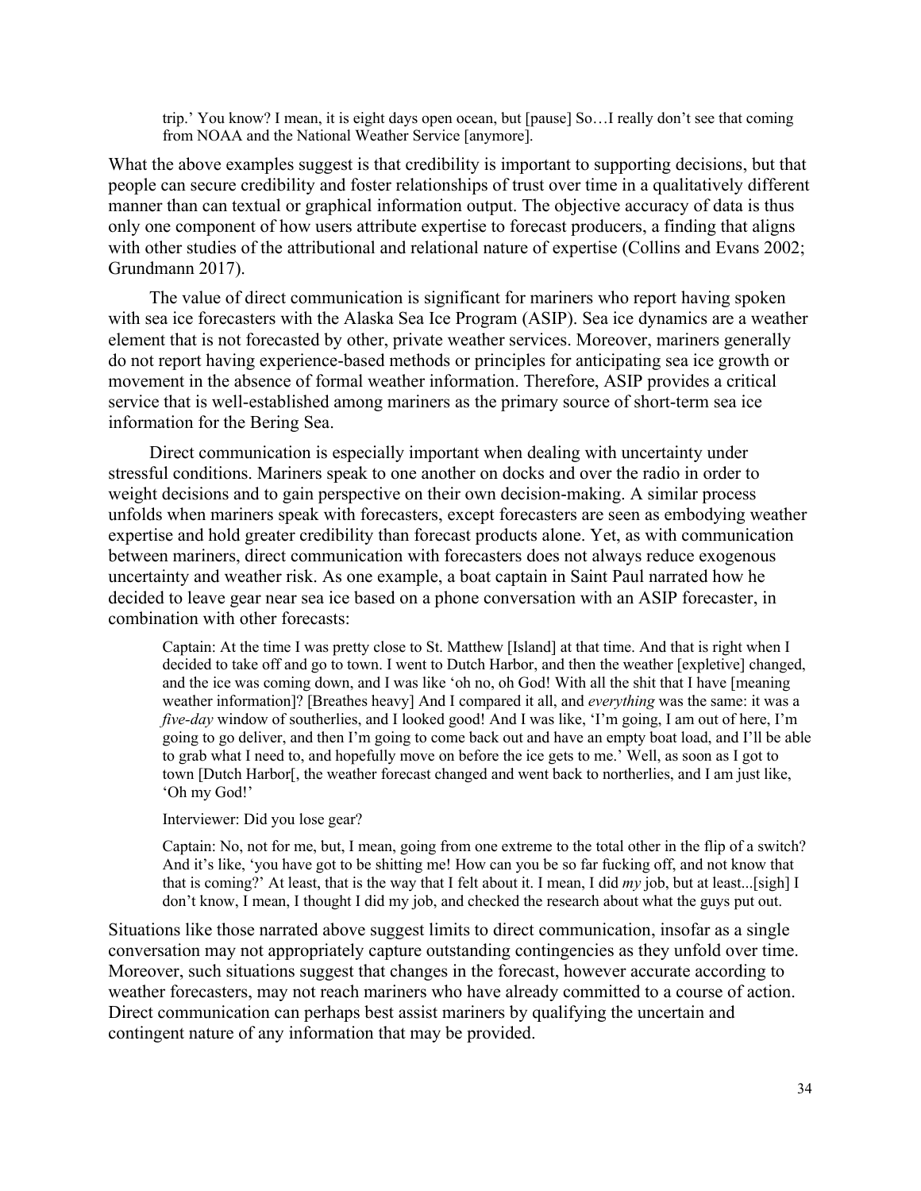> trip.' You know? I mean, it is eight days open ocean, but [pause] So…I really don't see that coming from NOAA and the National Weather Service [anymore].

What the above examples suggest is that credibility is important to supporting decisions, but that people can secure credibility and foster relationships of trust over time in a qualitatively different manner than can textual or graphical information output. The objective accuracy of data is thus only one component of how users attribute expertise to forecast producers, a finding that aligns with other studies of the attributional and relational nature of expertise (Collins and Evans 2002; Grundmann 2017).

The value of direct communication is significant for mariners who report having spoken with sea ice forecasters with the Alaska Sea Ice Program (ASIP). Sea ice dynamics are a weather element that is not forecasted by other, private weather services. Moreover, mariners generally do not report having experience-based methods or principles for anticipating sea ice growth or movement in the absence of formal weather information. Therefore, ASIP provides a critical service that is well-established among mariners as the primary source of short-term sea ice information for the Bering Sea.

Direct communication is especially important when dealing with uncertainty under stressful conditions. Mariners speak to one another on docks and over the radio in order to weight decisions and to gain perspective on their own decision-making. A similar process unfolds when mariners speak with forecasters, except forecasters are seen as embodying weather expertise and hold greater credibility than forecast products alone. Yet, as with communication between mariners, direct communication with forecasters does not always reduce exogenous uncertainty and weather risk. As one example, a boat captain in Saint Paul narrated how he decided to leave gear near sea ice based on a phone conversation with an ASIP forecaster, in combination with other forecasts:

> Captain: At the time I was pretty close to St. Matthew [Island] at that time. And that is right when I decided to take off and go to town. I went to Dutch Harbor, and then the weather [expletive] changed, and the ice was coming down, and I was like 'oh no, oh God! With all the shit that I have [meaning weather information]? [Breathes heavy] And I compared it all, and *everything* was the same: it was a *five-day* window of southerlies, and I looked good! And I was like, 'I'm going, I am out of here, I'm going to go deliver, and then I'm going to come back out and have an empty boat load, and I'll be able to grab what I need to, and hopefully move on before the ice gets to me.' Well, as soon as I got to town [Dutch Harbor[, the weather forecast changed and went back to northerlies, and I am just like, 'Oh my God!'
>
> Interviewer: Did you lose gear?
>
> Captain: No, not for me, but, I mean, going from one extreme to the total other in the flip of a switch? And it's like, 'you have got to be shitting me! How can you be so far fucking off, and not know that that is coming?' At least, that is the way that I felt about it. I mean, I did *my* job, but at least...[sigh] I don't know, I mean, I thought I did my job, and checked the research about what the guys put out.

Situations like those narrated above suggest limits to direct communication, insofar as a single conversation may not appropriately capture outstanding contingencies as they unfold over time. Moreover, such situations suggest that changes in the forecast, however accurate according to weather forecasters, may not reach mariners who have already committed to a course of action. Direct communication can perhaps best assist mariners by qualifying the uncertain and contingent nature of any information that may be provided.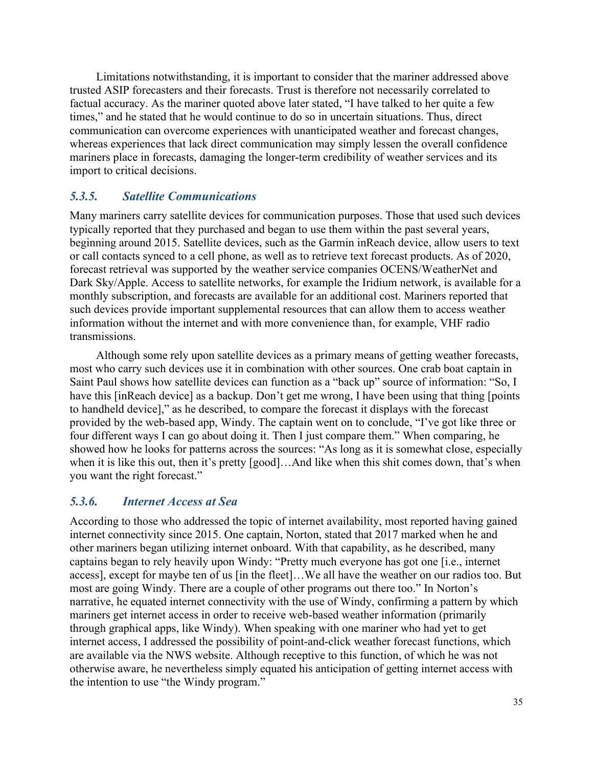Limitations notwithstanding, it is important to consider that the mariner addressed above trusted ASIP forecasters and their forecasts. Trust is therefore not necessarily correlated to factual accuracy. As the mariner quoted above later stated, "I have talked to her quite a few times," and he stated that he would continue to do so in uncertain situations. Thus, direct communication can overcome experiences with unanticipated weather and forecast changes, whereas experiences that lack direct communication may simply lessen the overall confidence mariners place in forecasts, damaging the longer-term credibility of weather services and its import to critical decisions.

### *5.3.5. Satellite Communications*

Many mariners carry satellite devices for communication purposes. Those that used such devices typically reported that they purchased and began to use them within the past several years, beginning around 2015. Satellite devices, such as the Garmin inReach device, allow users to text or call contacts synced to a cell phone, as well as to retrieve text forecast products. As of 2020, forecast retrieval was supported by the weather service companies OCENS/WeatherNet and Dark Sky/Apple. Access to satellite networks, for example the Iridium network, is available for a monthly subscription, and forecasts are available for an additional cost. Mariners reported that such devices provide important supplemental resources that can allow them to access weather information without the internet and with more convenience than, for example, VHF radio transmissions.

Although some rely upon satellite devices as a primary means of getting weather forecasts, most who carry such devices use it in combination with other sources. One crab boat captain in Saint Paul shows how satellite devices can function as a "back up" source of information: "So, I have this [inReach device] as a backup. Don't get me wrong, I have been using that thing [points to handheld device]," as he described, to compare the forecast it displays with the forecast provided by the web-based app, Windy. The captain went on to conclude, "I've got like three or four different ways I can go about doing it. Then I just compare them." When comparing, he showed how he looks for patterns across the sources: "As long as it is somewhat close, especially when it is like this out, then it's pretty [good]…And like when this shit comes down, that's when you want the right forecast."

### *5.3.6. Internet Access at Sea*

According to those who addressed the topic of internet availability, most reported having gained internet connectivity since 2015. One captain, Norton, stated that 2017 marked when he and other mariners began utilizing internet onboard. With that capability, as he described, many captains began to rely heavily upon Windy: "Pretty much everyone has got one [i.e., internet access], except for maybe ten of us [in the fleet]…We all have the weather on our radios too. But most are going Windy. There are a couple of other programs out there too." In Norton's narrative, he equated internet connectivity with the use of Windy, confirming a pattern by which mariners get internet access in order to receive web-based weather information (primarily through graphical apps, like Windy). When speaking with one mariner who had yet to get internet access, I addressed the possibility of point-and-click weather forecast functions, which are available via the NWS website. Although receptive to this function, of which he was not otherwise aware, he nevertheless simply equated his anticipation of getting internet access with the intention to use "the Windy program."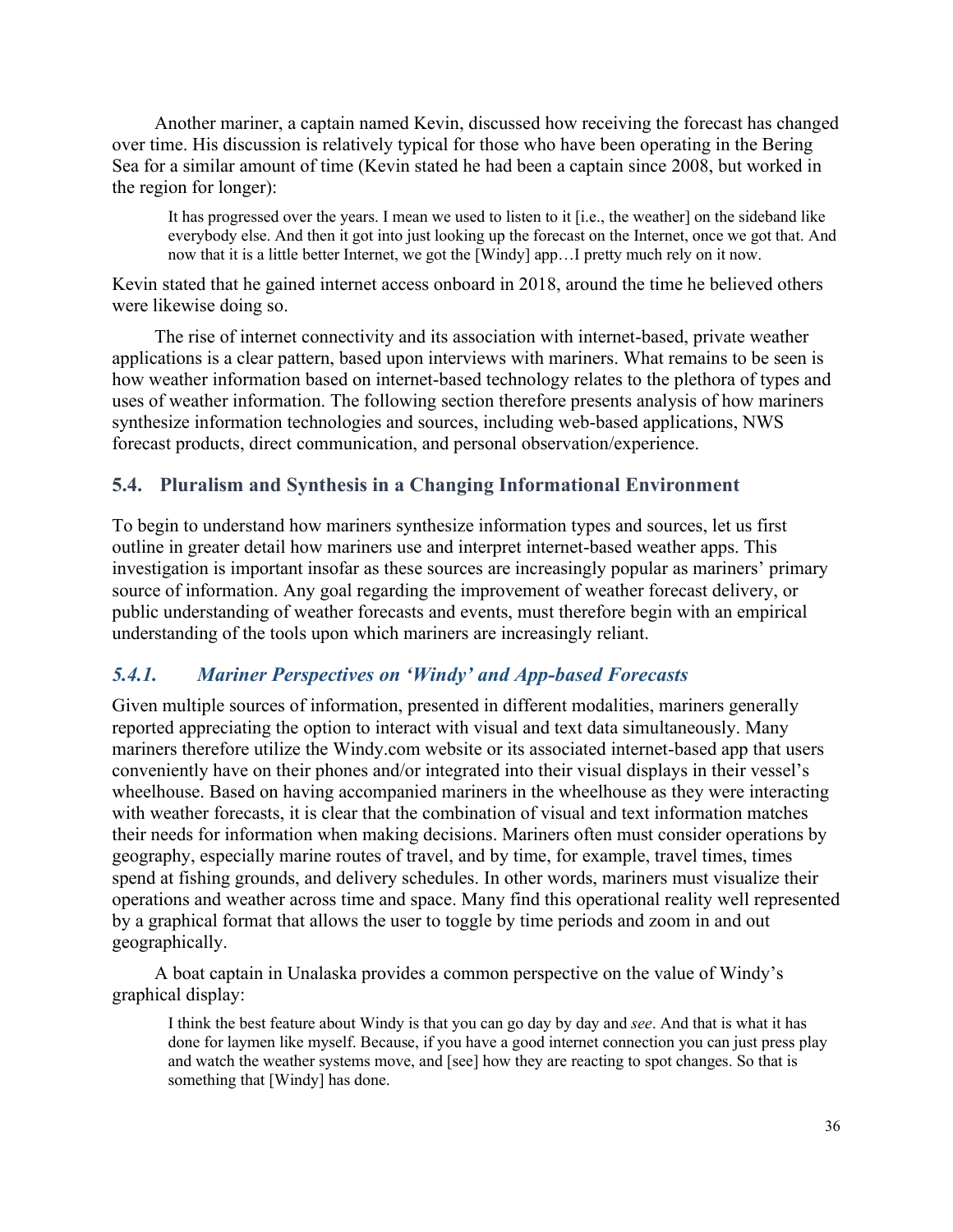Another mariner, a captain named Kevin, discussed how receiving the forecast has changed over time. His discussion is relatively typical for those who have been operating in the Bering Sea for a similar amount of time (Kevin stated he had been a captain since 2008, but worked in the region for longer):

> It has progressed over the years. I mean we used to listen to it [i.e., the weather] on the sideband like everybody else. And then it got into just looking up the forecast on the Internet, once we got that. And now that it is a little better Internet, we got the [Windy] app…I pretty much rely on it now.

Kevin stated that he gained internet access onboard in 2018, around the time he believed others were likewise doing so.

The rise of internet connectivity and its association with internet-based, private weather applications is a clear pattern, based upon interviews with mariners. What remains to be seen is how weather information based on internet-based technology relates to the plethora of types and uses of weather information. The following section therefore presents analysis of how mariners synthesize information technologies and sources, including web-based applications, NWS forecast products, direct communication, and personal observation/experience.

## 5.4. Pluralism and Synthesis in a Changing Informational Environment

To begin to understand how mariners synthesize information types and sources, let us first outline in greater detail how mariners use and interpret internet-based weather apps. This investigation is important insofar as these sources are increasingly popular as mariners' primary source of information. Any goal regarding the improvement of weather forecast delivery, or public understanding of weather forecasts and events, must therefore begin with an empirical understanding of the tools upon which mariners are increasingly reliant.

### *5.4.1. Mariner Perspectives on 'Windy' and App-based Forecasts*

Given multiple sources of information, presented in different modalities, mariners generally reported appreciating the option to interact with visual and text data simultaneously. Many mariners therefore utilize the Windy.com website or its associated internet-based app that users conveniently have on their phones and/or integrated into their visual displays in their vessel's wheelhouse. Based on having accompanied mariners in the wheelhouse as they were interacting with weather forecasts, it is clear that the combination of visual and text information matches their needs for information when making decisions. Mariners often must consider operations by geography, especially marine routes of travel, and by time, for example, travel times, times spend at fishing grounds, and delivery schedules. In other words, mariners must visualize their operations and weather across time and space. Many find this operational reality well represented by a graphical format that allows the user to toggle by time periods and zoom in and out geographically.

A boat captain in Unalaska provides a common perspective on the value of Windy's graphical display:

> I think the best feature about Windy is that you can go day by day and *see*. And that is what it has done for laymen like myself. Because, if you have a good internet connection you can just press play and watch the weather systems move, and [see] how they are reacting to spot changes. So that is something that [Windy] has done.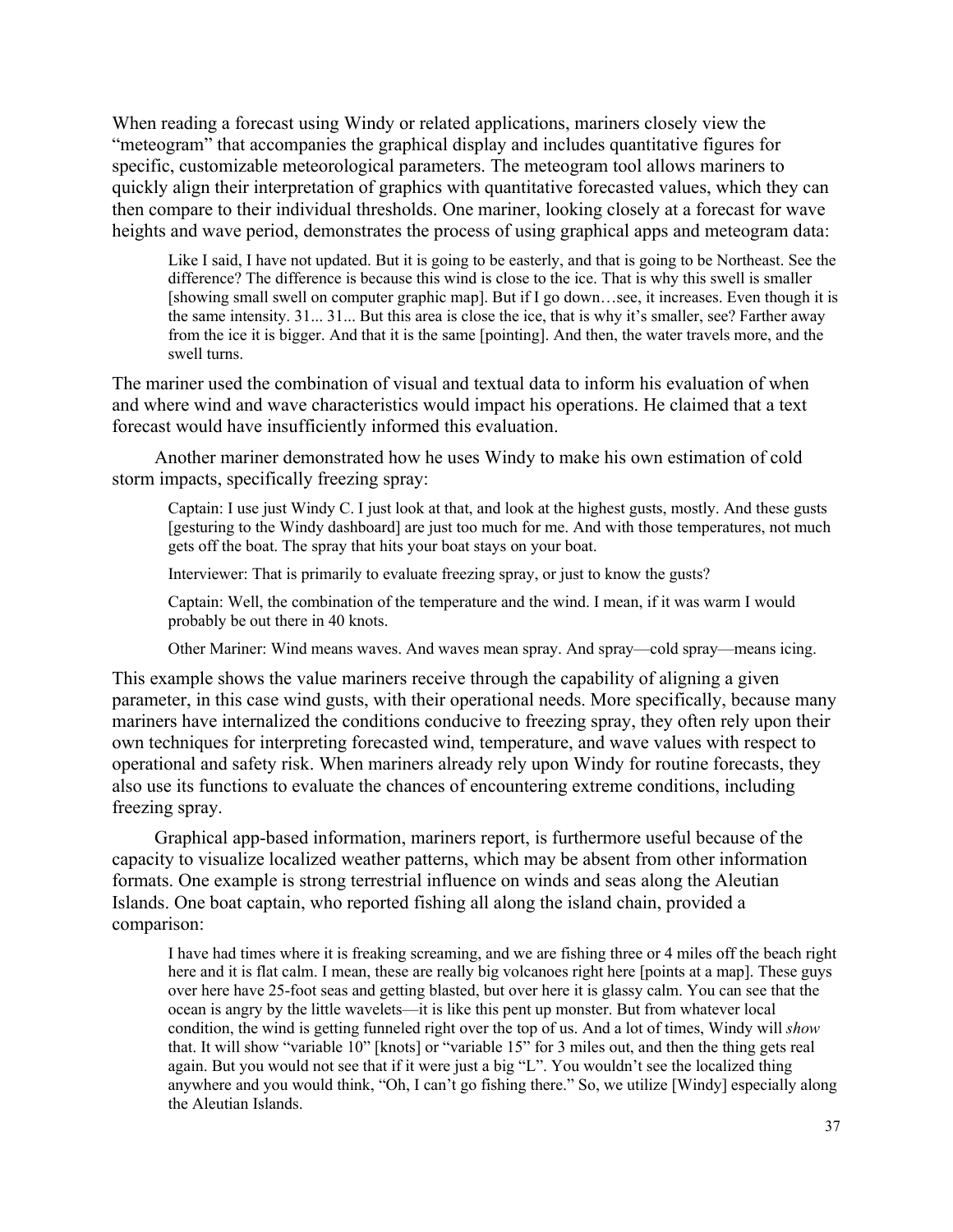When reading a forecast using Windy or related applications, mariners closely view the "meteogram" that accompanies the graphical display and includes quantitative figures for specific, customizable meteorological parameters. The meteogram tool allows mariners to quickly align their interpretation of graphics with quantitative forecasted values, which they can then compare to their individual thresholds. One mariner, looking closely at a forecast for wave heights and wave period, demonstrates the process of using graphical apps and meteogram data:

> Like I said, I have not updated. But it is going to be easterly, and that is going to be Northeast. See the difference? The difference is because this wind is close to the ice. That is why this swell is smaller [showing small swell on computer graphic map]. But if I go down…see, it increases. Even though it is the same intensity. 31... 31... But this area is close the ice, that is why it's smaller, see? Farther away from the ice it is bigger. And that it is the same [pointing]. And then, the water travels more, and the swell turns.

The mariner used the combination of visual and textual data to inform his evaluation of when and where wind and wave characteristics would impact his operations. He claimed that a text forecast would have insufficiently informed this evaluation.

Another mariner demonstrated how he uses Windy to make his own estimation of cold storm impacts, specifically freezing spray:

> Captain: I use just Windy C. I just look at that, and look at the highest gusts, mostly. And these gusts [gesturing to the Windy dashboard] are just too much for me. And with those temperatures, not much gets off the boat. The spray that hits your boat stays on your boat.
>
> Interviewer: That is primarily to evaluate freezing spray, or just to know the gusts?
>
> Captain: Well, the combination of the temperature and the wind. I mean, if it was warm I would probably be out there in 40 knots.
>
> Other Mariner: Wind means waves. And waves mean spray. And spray—cold spray—means icing.

This example shows the value mariners receive through the capability of aligning a given parameter, in this case wind gusts, with their operational needs. More specifically, because many mariners have internalized the conditions conducive to freezing spray, they often rely upon their own techniques for interpreting forecasted wind, temperature, and wave values with respect to operational and safety risk. When mariners already rely upon Windy for routine forecasts, they also use its functions to evaluate the chances of encountering extreme conditions, including freezing spray.

Graphical app-based information, mariners report, is furthermore useful because of the capacity to visualize localized weather patterns, which may be absent from other information formats. One example is strong terrestrial influence on winds and seas along the Aleutian Islands. One boat captain, who reported fishing all along the island chain, provided a comparison:

> I have had times where it is freaking screaming, and we are fishing three or 4 miles off the beach right here and it is flat calm. I mean, these are really big volcanoes right here [points at a map]. These guys over here have 25-foot seas and getting blasted, but over here it is glassy calm. You can see that the ocean is angry by the little wavelets—it is like this pent up monster. But from whatever local condition, the wind is getting funneled right over the top of us. And a lot of times, Windy will *show* that. It will show "variable 10" [knots] or "variable 15" for 3 miles out, and then the thing gets real again. But you would not see that if it were just a big "L". You wouldn't see the localized thing anywhere and you would think, "Oh, I can't go fishing there." So, we utilize [Windy] especially along the Aleutian Islands.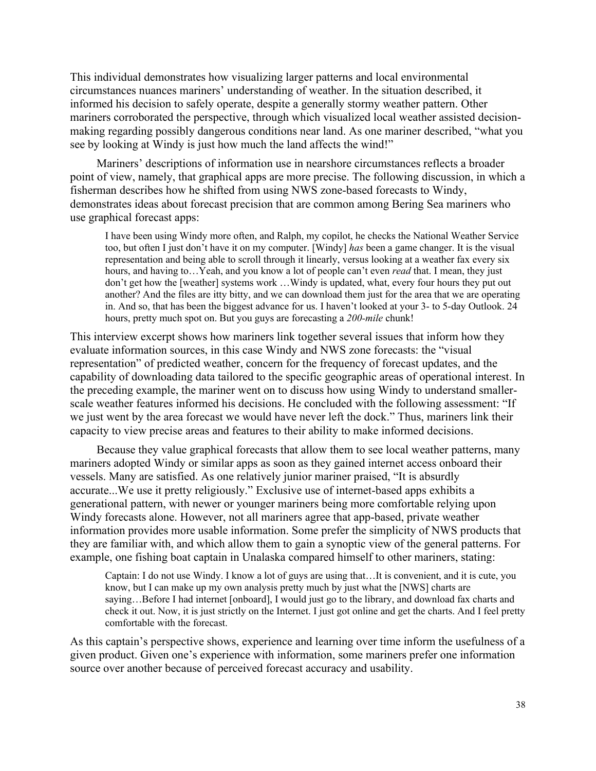This individual demonstrates how visualizing larger patterns and local environmental circumstances nuances mariners' understanding of weather. In the situation described, it informed his decision to safely operate, despite a generally stormy weather pattern. Other mariners corroborated the perspective, through which visualized local weather assisted decision-making regarding possibly dangerous conditions near land. As one mariner described, "what you see by looking at Windy is just how much the land affects the wind!"

Mariners' descriptions of information use in nearshore circumstances reflects a broader point of view, namely, that graphical apps are more precise. The following discussion, in which a fisherman describes how he shifted from using NWS zone-based forecasts to Windy, demonstrates ideas about forecast precision that are common among Bering Sea mariners who use graphical forecast apps:

> I have been using Windy more often, and Ralph, my copilot, he checks the National Weather Service too, but often I just don't have it on my computer. [Windy] *has* been a game changer. It is the visual representation and being able to scroll through it linearly, versus looking at a weather fax every six hours, and having to…Yeah, and you know a lot of people can't even *read* that. I mean, they just don't get how the [weather] systems work …Windy is updated, what, every four hours they put out another? And the files are itty bitty, and we can download them just for the area that we are operating in. And so, that has been the biggest advance for us. I haven't looked at your 3- to 5-day Outlook. 24 hours, pretty much spot on. But you guys are forecasting a *200-mile* chunk!

This interview excerpt shows how mariners link together several issues that inform how they evaluate information sources, in this case Windy and NWS zone forecasts: the "visual representation" of predicted weather, concern for the frequency of forecast updates, and the capability of downloading data tailored to the specific geographic areas of operational interest. In the preceding example, the mariner went on to discuss how using Windy to understand smaller-scale weather features informed his decisions. He concluded with the following assessment: "If we just went by the area forecast we would have never left the dock." Thus, mariners link their capacity to view precise areas and features to their ability to make informed decisions.

Because they value graphical forecasts that allow them to see local weather patterns, many mariners adopted Windy or similar apps as soon as they gained internet access onboard their vessels. Many are satisfied. As one relatively junior mariner praised, "It is absurdly accurate...We use it pretty religiously." Exclusive use of internet-based apps exhibits a generational pattern, with newer or younger mariners being more comfortable relying upon Windy forecasts alone. However, not all mariners agree that app-based, private weather information provides more usable information. Some prefer the simplicity of NWS products that they are familiar with, and which allow them to gain a synoptic view of the general patterns. For example, one fishing boat captain in Unalaska compared himself to other mariners, stating:

> Captain: I do not use Windy. I know a lot of guys are using that…It is convenient, and it is cute, you know, but I can make up my own analysis pretty much by just what the [NWS] charts are saying…Before I had internet [onboard], I would just go to the library, and download fax charts and check it out. Now, it is just strictly on the Internet. I just got online and get the charts. And I feel pretty comfortable with the forecast.

As this captain's perspective shows, experience and learning over time inform the usefulness of a given product. Given one's experience with information, some mariners prefer one information source over another because of perceived forecast accuracy and usability.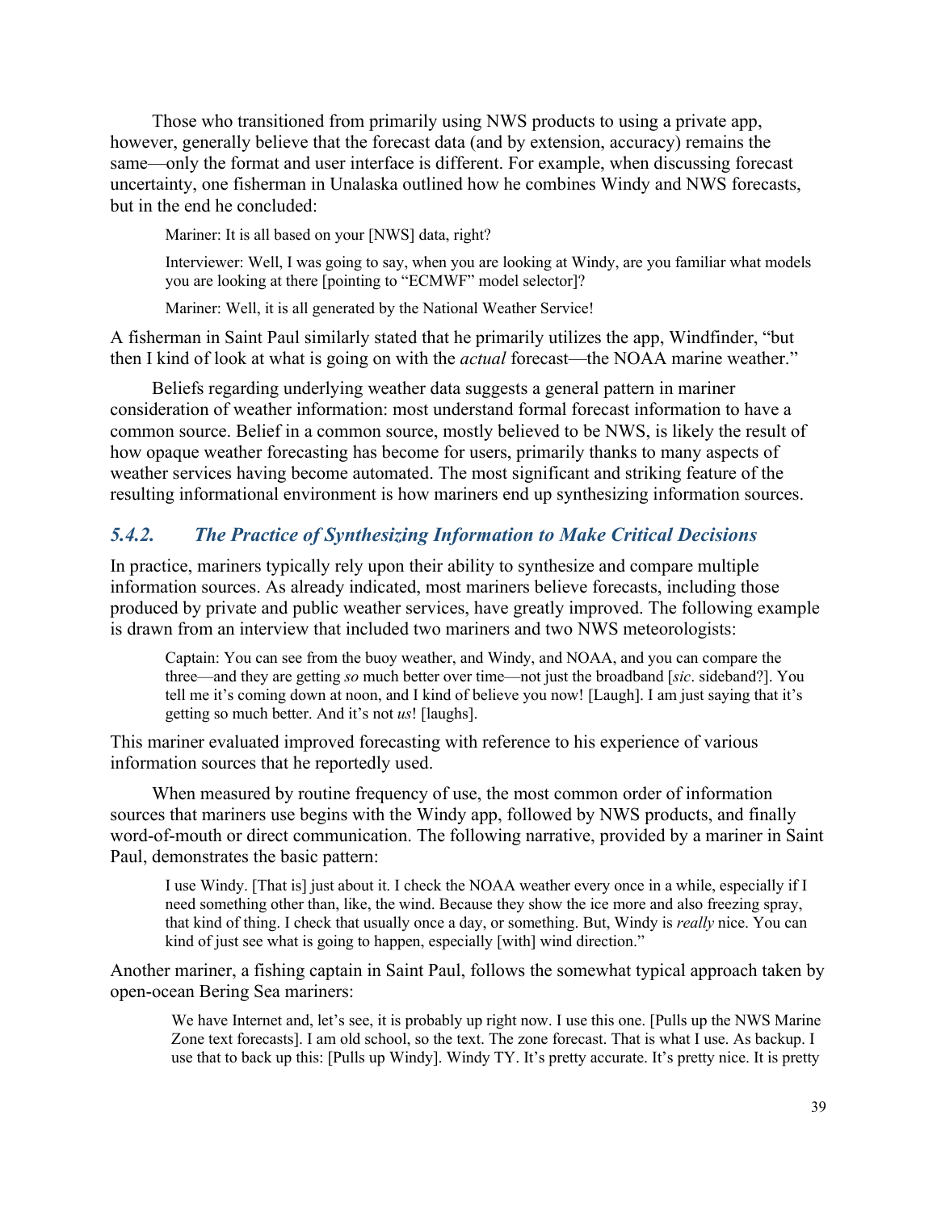Those who transitioned from primarily using NWS products to using a private app, however, generally believe that the forecast data (and by extension, accuracy) remains the same—only the format and user interface is different. For example, when discussing forecast uncertainty, one fisherman in Unalaska outlined how he combines Windy and NWS forecasts, but in the end he concluded:

> Mariner: It is all based on your [NWS] data, right?
>
> Interviewer: Well, I was going to say, when you are looking at Windy, are you familiar what models you are looking at there [pointing to "ECMWF" model selector]?
>
> Mariner: Well, it is all generated by the National Weather Service!

A fisherman in Saint Paul similarly stated that he primarily utilizes the app, Windfinder, "but then I kind of look at what is going on with the *actual* forecast—the NOAA marine weather."

Beliefs regarding underlying weather data suggests a general pattern in mariner consideration of weather information: most understand formal forecast information to have a common source. Belief in a common source, mostly believed to be NWS, is likely the result of how opaque weather forecasting has become for users, primarily thanks to many aspects of weather services having become automated. The most significant and striking feature of the resulting informational environment is how mariners end up synthesizing information sources.

### *5.4.2. The Practice of Synthesizing Information to Make Critical Decisions*

In practice, mariners typically rely upon their ability to synthesize and compare multiple information sources. As already indicated, most mariners believe forecasts, including those produced by private and public weather services, have greatly improved. The following example is drawn from an interview that included two mariners and two NWS meteorologists:

> Captain: You can see from the buoy weather, and Windy, and NOAA, and you can compare the three—and they are getting *so* much better over time—not just the broadband [*sic*. sideband?]. You tell me it's coming down at noon, and I kind of believe you now! [Laugh]. I am just saying that it's getting so much better. And it's not *us*! [laughs].

This mariner evaluated improved forecasting with reference to his experience of various information sources that he reportedly used.

When measured by routine frequency of use, the most common order of information sources that mariners use begins with the Windy app, followed by NWS products, and finally word-of-mouth or direct communication. The following narrative, provided by a mariner in Saint Paul, demonstrates the basic pattern:

> I use Windy. [That is] just about it. I check the NOAA weather every once in a while, especially if I need something other than, like, the wind. Because they show the ice more and also freezing spray, that kind of thing. I check that usually once a day, or something. But, Windy is *really* nice. You can kind of just see what is going to happen, especially [with] wind direction."

Another mariner, a fishing captain in Saint Paul, follows the somewhat typical approach taken by open-ocean Bering Sea mariners:

> We have Internet and, let's see, it is probably up right now. I use this one. [Pulls up the NWS Marine Zone text forecasts]. I am old school, so the text. The zone forecast. That is what I use. As backup. I use that to back up this: [Pulls up Windy]. Windy TY. It's pretty accurate. It's pretty nice. It is pretty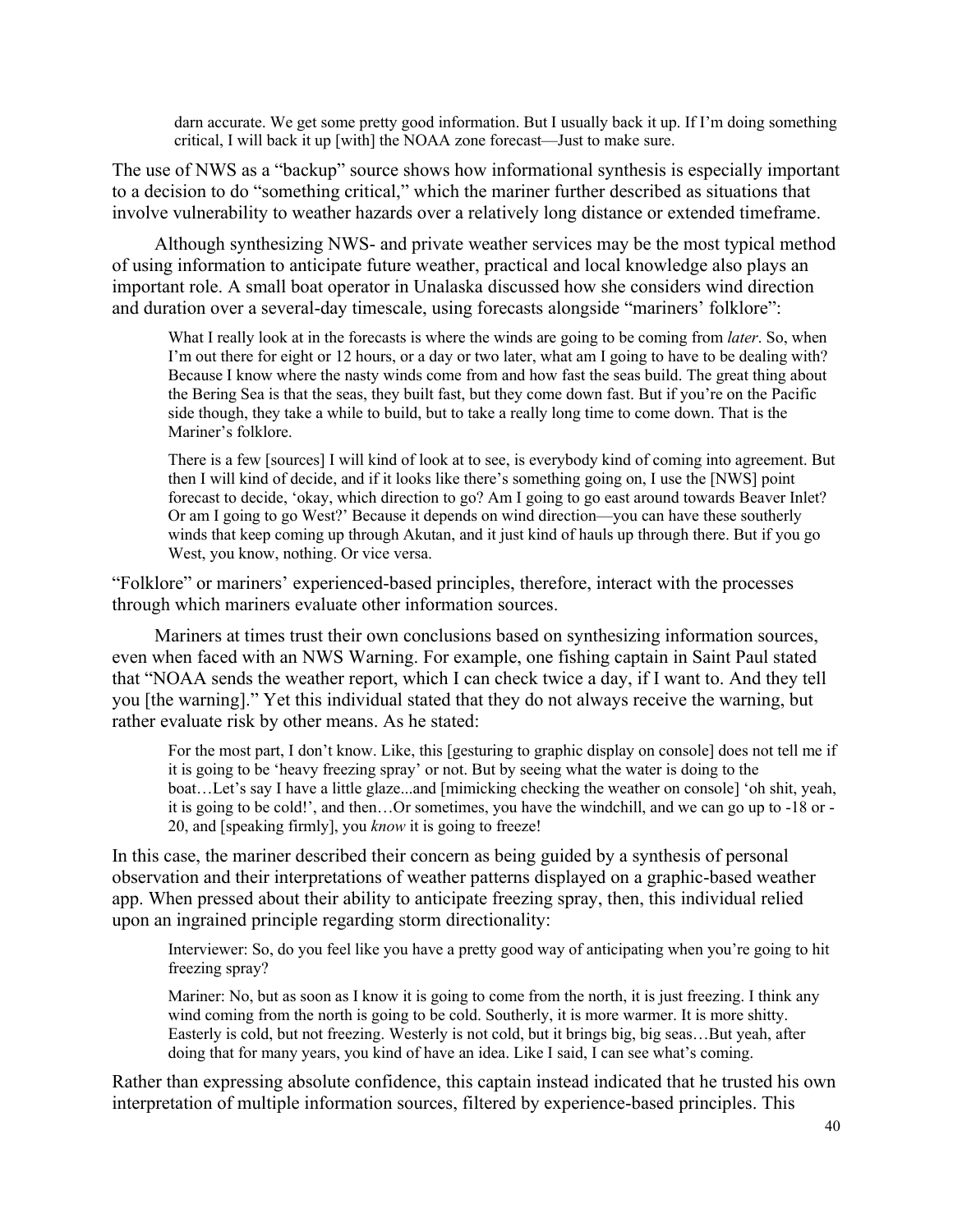> darn accurate. We get some pretty good information. But I usually back it up. If I'm doing something critical, I will back it up [with] the NOAA zone forecast—Just to make sure.

The use of NWS as a "backup" source shows how informational synthesis is especially important to a decision to do "something critical," which the mariner further described as situations that involve vulnerability to weather hazards over a relatively long distance or extended timeframe.

Although synthesizing NWS- and private weather services may be the most typical method of using information to anticipate future weather, practical and local knowledge also plays an important role. A small boat operator in Unalaska discussed how she considers wind direction and duration over a several-day timescale, using forecasts alongside "mariners' folklore":

> What I really look at in the forecasts is where the winds are going to be coming from *later*. So, when I'm out there for eight or 12 hours, or a day or two later, what am I going to have to be dealing with? Because I know where the nasty winds come from and how fast the seas build. The great thing about the Bering Sea is that the seas, they built fast, but they come down fast. But if you're on the Pacific side though, they take a while to build, but to take a really long time to come down. That is the Mariner's folklore.
>
> There is a few [sources] I will kind of look at to see, is everybody kind of coming into agreement. But then I will kind of decide, and if it looks like there's something going on, I use the [NWS] point forecast to decide, 'okay, which direction to go? Am I going to go east around towards Beaver Inlet? Or am I going to go West?' Because it depends on wind direction—you can have these southerly winds that keep coming up through Akutan, and it just kind of hauls up through there. But if you go West, you know, nothing. Or vice versa.

"Folklore" or mariners' experienced-based principles, therefore, interact with the processes through which mariners evaluate other information sources.

Mariners at times trust their own conclusions based on synthesizing information sources, even when faced with an NWS Warning. For example, one fishing captain in Saint Paul stated that "NOAA sends the weather report, which I can check twice a day, if I want to. And they tell you [the warning]." Yet this individual stated that they do not always receive the warning, but rather evaluate risk by other means. As he stated:

> For the most part, I don't know. Like, this [gesturing to graphic display on console] does not tell me if it is going to be 'heavy freezing spray' or not. But by seeing what the water is doing to the boat…Let's say I have a little glaze...and [mimicking checking the weather on console] 'oh shit, yeah, it is going to be cold!', and then…Or sometimes, you have the windchill, and we can go up to -18 or -20, and [speaking firmly], you *know* it is going to freeze!

In this case, the mariner described their concern as being guided by a synthesis of personal observation and their interpretations of weather patterns displayed on a graphic-based weather app. When pressed about their ability to anticipate freezing spray, then, this individual relied upon an ingrained principle regarding storm directionality:

> Interviewer: So, do you feel like you have a pretty good way of anticipating when you're going to hit freezing spray?
>
> Mariner: No, but as soon as I know it is going to come from the north, it is just freezing. I think any wind coming from the north is going to be cold. Southerly, it is more warmer. It is more shitty. Easterly is cold, but not freezing. Westerly is not cold, but it brings big, big seas…But yeah, after doing that for many years, you kind of have an idea. Like I said, I can see what's coming.

Rather than expressing absolute confidence, this captain instead indicated that he trusted his own interpretation of multiple information sources, filtered by experience-based principles. This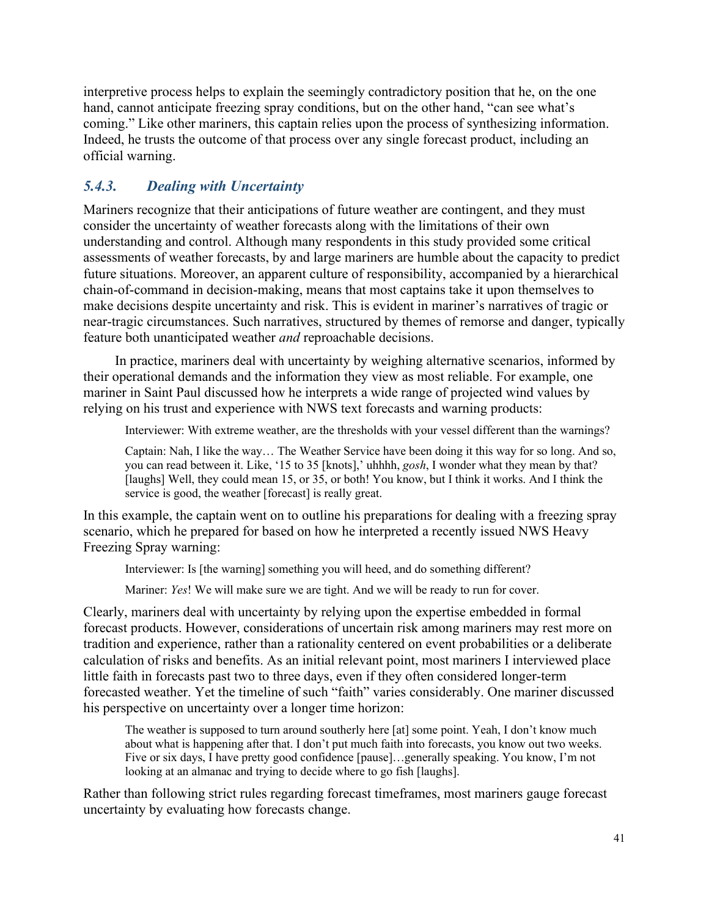interpretive process helps to explain the seemingly contradictory position that he, on the one hand, cannot anticipate freezing spray conditions, but on the other hand, "can see what's coming." Like other mariners, this captain relies upon the process of synthesizing information. Indeed, he trusts the outcome of that process over any single forecast product, including an official warning.

### *5.4.3. Dealing with Uncertainty*

Mariners recognize that their anticipations of future weather are contingent, and they must consider the uncertainty of weather forecasts along with the limitations of their own understanding and control. Although many respondents in this study provided some critical assessments of weather forecasts, by and large mariners are humble about the capacity to predict future situations. Moreover, an apparent culture of responsibility, accompanied by a hierarchical chain-of-command in decision-making, means that most captains take it upon themselves to make decisions despite uncertainty and risk. This is evident in mariner's narratives of tragic or near-tragic circumstances. Such narratives, structured by themes of remorse and danger, typically feature both unanticipated weather *and* reproachable decisions.

In practice, mariners deal with uncertainty by weighing alternative scenarios, informed by their operational demands and the information they view as most reliable. For example, one mariner in Saint Paul discussed how he interprets a wide range of projected wind values by relying on his trust and experience with NWS text forecasts and warning products:

> Interviewer: With extreme weather, are the thresholds with your vessel different than the warnings?
>
> Captain: Nah, I like the way… The Weather Service have been doing it this way for so long. And so, you can read between it. Like, '15 to 35 [knots],' uhhhh, *gosh*, I wonder what they mean by that? [laughs] Well, they could mean 15, or 35, or both! You know, but I think it works. And I think the service is good, the weather [forecast] is really great.

In this example, the captain went on to outline his preparations for dealing with a freezing spray scenario, which he prepared for based on how he interpreted a recently issued NWS Heavy Freezing Spray warning:

> Interviewer: Is [the warning] something you will heed, and do something different?
>
> Mariner: *Yes*! We will make sure we are tight. And we will be ready to run for cover.

Clearly, mariners deal with uncertainty by relying upon the expertise embedded in formal forecast products. However, considerations of uncertain risk among mariners may rest more on tradition and experience, rather than a rationality centered on event probabilities or a deliberate calculation of risks and benefits. As an initial relevant point, most mariners I interviewed place little faith in forecasts past two to three days, even if they often considered longer-term forecasted weather. Yet the timeline of such "faith" varies considerably. One mariner discussed his perspective on uncertainty over a longer time horizon:

> The weather is supposed to turn around southerly here [at] some point. Yeah, I don't know much about what is happening after that. I don't put much faith into forecasts, you know out two weeks. Five or six days, I have pretty good confidence [pause]…generally speaking. You know, I'm not looking at an almanac and trying to decide where to go fish [laughs].

Rather than following strict rules regarding forecast timeframes, most mariners gauge forecast uncertainty by evaluating how forecasts change.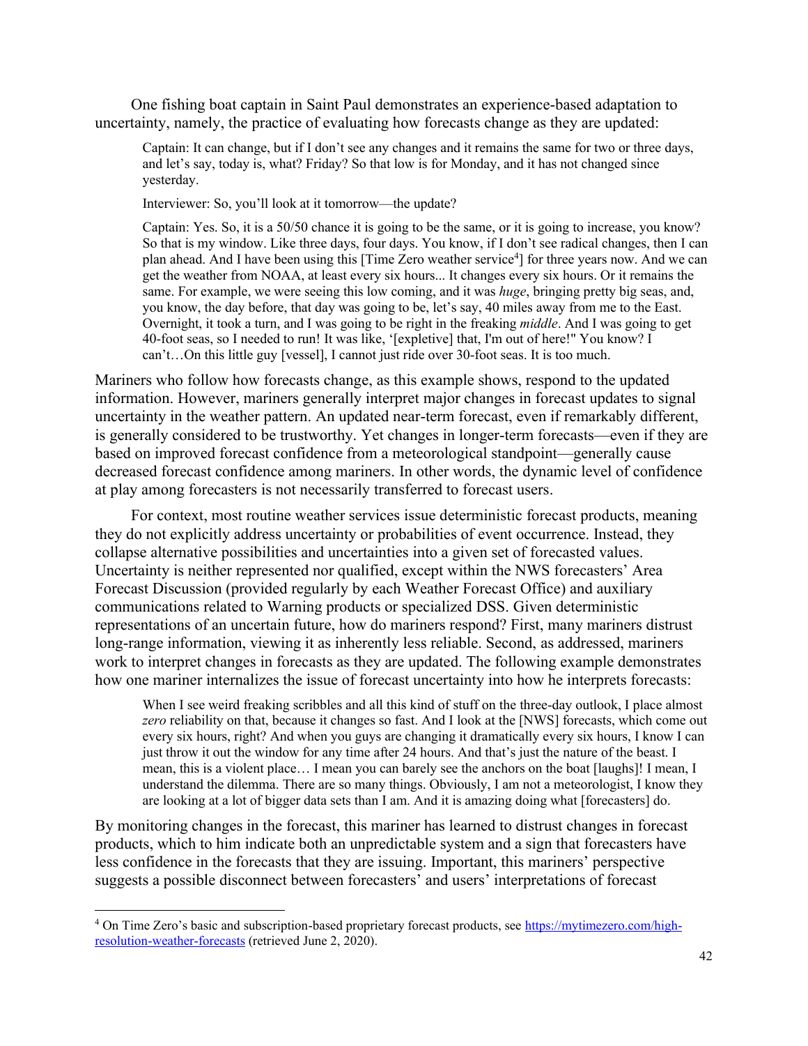One fishing boat captain in Saint Paul demonstrates an experience-based adaptation to uncertainty, namely, the practice of evaluating how forecasts change as they are updated:

> Captain: It can change, but if I don't see any changes and it remains the same for two or three days, and let's say, today is, what? Friday? So that low is for Monday, and it has not changed since yesterday.
>
> Interviewer: So, you'll look at it tomorrow—the update?
>
> Captain: Yes. So, it is a 50/50 chance it is going to be the same, or it is going to increase, you know? So that is my window. Like three days, four days. You know, if I don't see radical changes, then I can plan ahead. And I have been using this [Time Zero weather service[4]] for three years now. And we can get the weather from NOAA, at least every six hours... It changes every six hours. Or it remains the same. For example, we were seeing this low coming, and it was *huge*, bringing pretty big seas, and, you know, the day before, that day was going to be, let's say, 40 miles away from me to the East. Overnight, it took a turn, and I was going to be right in the freaking *middle*. And I was going to get 40-foot seas, so I needed to run! It was like, '[expletive] that, I'm out of here!" You know? I can't…On this little guy [vessel], I cannot just ride over 30-foot seas. It is too much.

Mariners who follow how forecasts change, as this example shows, respond to the updated information. However, mariners generally interpret major changes in forecast updates to signal uncertainty in the weather pattern. An updated near-term forecast, even if remarkably different, is generally considered to be trustworthy. Yet changes in longer-term forecasts—even if they are based on improved forecast confidence from a meteorological standpoint—generally cause decreased forecast confidence among mariners. In other words, the dynamic level of confidence at play among forecasters is not necessarily transferred to forecast users.

For context, most routine weather services issue deterministic forecast products, meaning they do not explicitly address uncertainty or probabilities of event occurrence. Instead, they collapse alternative possibilities and uncertainties into a given set of forecasted values. Uncertainty is neither represented nor qualified, except within the NWS forecasters' Area Forecast Discussion (provided regularly by each Weather Forecast Office) and auxiliary communications related to Warning products or specialized DSS. Given deterministic representations of an uncertain future, how do mariners respond? First, many mariners distrust long-range information, viewing it as inherently less reliable. Second, as addressed, mariners work to interpret changes in forecasts as they are updated. The following example demonstrates how one mariner internalizes the issue of forecast uncertainty into how he interprets forecasts:

> When I see weird freaking scribbles and all this kind of stuff on the three-day outlook, I place almost *zero* reliability on that, because it changes so fast. And I look at the [NWS] forecasts, which come out every six hours, right? And when you guys are changing it dramatically every six hours, I know I can just throw it out the window for any time after 24 hours. And that's just the nature of the beast. I mean, this is a violent place… I mean you can barely see the anchors on the boat [laughs]! I mean, I understand the dilemma. There are so many things. Obviously, I am not a meteorologist, I know they are looking at a lot of bigger data sets than I am. And it is amazing doing what [forecasters] do.

By monitoring changes in the forecast, this mariner has learned to distrust changes in forecast products, which to him indicate both an unpredictable system and a sign that forecasters have less confidence in the forecasts that they are issuing. Important, this mariners' perspective suggests a possible disconnect between forecasters' and users' interpretations of forecast

---

[4] On Time Zero's basic and subscription-based proprietary forecast products, see https://mytimezero.com/high-resolution-weather-forecasts (retrieved June 2, 2020).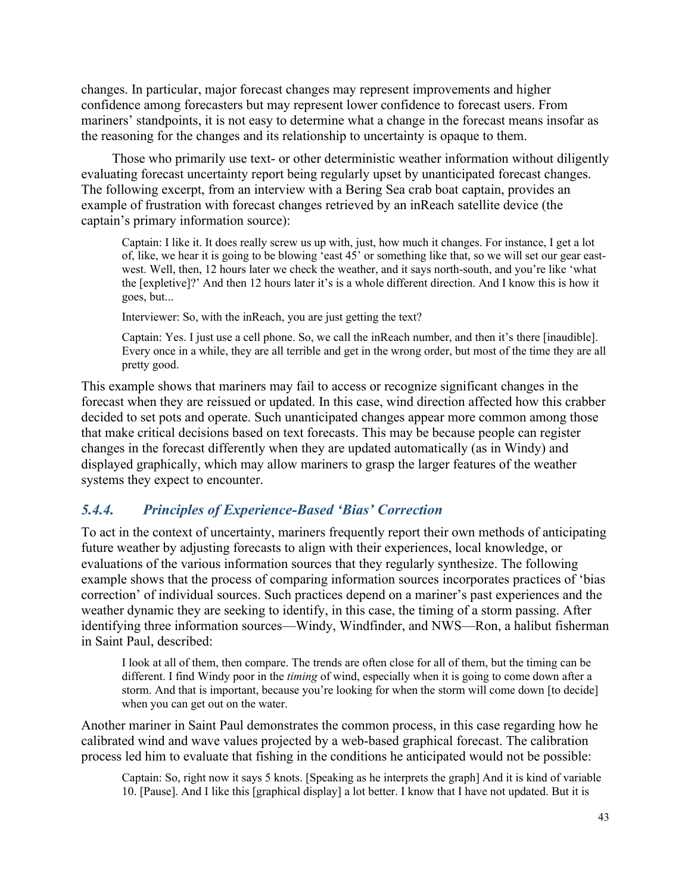changes. In particular, major forecast changes may represent improvements and higher confidence among forecasters but may represent lower confidence to forecast users. From mariners' standpoints, it is not easy to determine what a change in the forecast means insofar as the reasoning for the changes and its relationship to uncertainty is opaque to them.

Those who primarily use text- or other deterministic weather information without diligently evaluating forecast uncertainty report being regularly upset by unanticipated forecast changes. The following excerpt, from an interview with a Bering Sea crab boat captain, provides an example of frustration with forecast changes retrieved by an inReach satellite device (the captain's primary information source):

> Captain: I like it. It does really screw us up with, just, how much it changes. For instance, I get a lot of, like, we hear it is going to be blowing 'east 45' or something like that, so we will set our gear east-west. Well, then, 12 hours later we check the weather, and it says north-south, and you're like 'what the [expletive]?' And then 12 hours later it's is a whole different direction. And I know this is how it goes, but...
>
> Interviewer: So, with the inReach, you are just getting the text?
>
> Captain: Yes. I just use a cell phone. So, we call the inReach number, and then it's there [inaudible]. Every once in a while, they are all terrible and get in the wrong order, but most of the time they are all pretty good.

This example shows that mariners may fail to access or recognize significant changes in the forecast when they are reissued or updated. In this case, wind direction affected how this crabber decided to set pots and operate. Such unanticipated changes appear more common among those that make critical decisions based on text forecasts. This may be because people can register changes in the forecast differently when they are updated automatically (as in Windy) and displayed graphically, which may allow mariners to grasp the larger features of the weather systems they expect to encounter.

### *5.4.4. Principles of Experience-Based 'Bias' Correction*

To act in the context of uncertainty, mariners frequently report their own methods of anticipating future weather by adjusting forecasts to align with their experiences, local knowledge, or evaluations of the various information sources that they regularly synthesize. The following example shows that the process of comparing information sources incorporates practices of 'bias correction' of individual sources. Such practices depend on a mariner's past experiences and the weather dynamic they are seeking to identify, in this case, the timing of a storm passing. After identifying three information sources—Windy, Windfinder, and NWS—Ron, a halibut fisherman in Saint Paul, described:

> I look at all of them, then compare. The trends are often close for all of them, but the timing can be different. I find Windy poor in the *timing* of wind, especially when it is going to come down after a storm. And that is important, because you're looking for when the storm will come down [to decide] when you can get out on the water.

Another mariner in Saint Paul demonstrates the common process, in this case regarding how he calibrated wind and wave values projected by a web-based graphical forecast. The calibration process led him to evaluate that fishing in the conditions he anticipated would not be possible:

> Captain: So, right now it says 5 knots. [Speaking as he interprets the graph] And it is kind of variable 10. [Pause]. And I like this [graphical display] a lot better. I know that I have not updated. But it is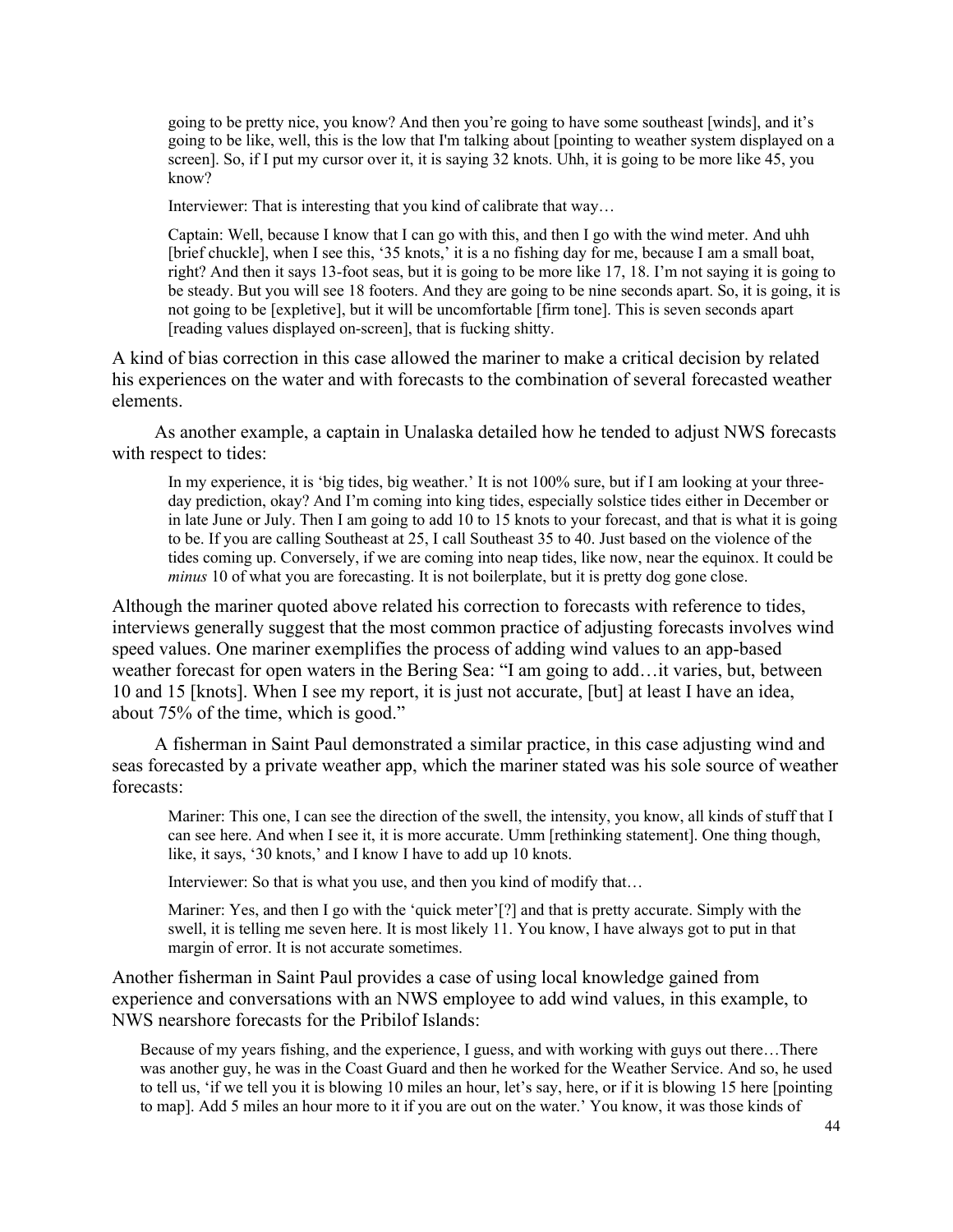> going to be pretty nice, you know? And then you're going to have some southeast [winds], and it's going to be like, well, this is the low that I'm talking about [pointing to weather system displayed on a screen]. So, if I put my cursor over it, it is saying 32 knots. Uhh, it is going to be more like 45, you know?
>
> Interviewer: That is interesting that you kind of calibrate that way…
>
> Captain: Well, because I know that I can go with this, and then I go with the wind meter. And uhh [brief chuckle], when I see this, '35 knots,' it is a no fishing day for me, because I am a small boat, right? And then it says 13-foot seas, but it is going to be more like 17, 18. I'm not saying it is going to be steady. But you will see 18 footers. And they are going to be nine seconds apart. So, it is going, it is not going to be [expletive], but it will be uncomfortable [firm tone]. This is seven seconds apart [reading values displayed on-screen], that is fucking shitty.

A kind of bias correction in this case allowed the mariner to make a critical decision by related his experiences on the water and with forecasts to the combination of several forecasted weather elements.

As another example, a captain in Unalaska detailed how he tended to adjust NWS forecasts with respect to tides:

> In my experience, it is 'big tides, big weather.' It is not 100% sure, but if I am looking at your three-day prediction, okay? And I'm coming into king tides, especially solstice tides either in December or in late June or July. Then I am going to add 10 to 15 knots to your forecast, and that is what it is going to be. If you are calling Southeast at 25, I call Southeast 35 to 40. Just based on the violence of the tides coming up. Conversely, if we are coming into neap tides, like now, near the equinox. It could be *minus* 10 of what you are forecasting. It is not boilerplate, but it is pretty dog gone close.

Although the mariner quoted above related his correction to forecasts with reference to tides, interviews generally suggest that the most common practice of adjusting forecasts involves wind speed values. One mariner exemplifies the process of adding wind values to an app-based weather forecast for open waters in the Bering Sea: "I am going to add…it varies, but, between 10 and 15 [knots]. When I see my report, it is just not accurate, [but] at least I have an idea, about 75% of the time, which is good."

A fisherman in Saint Paul demonstrated a similar practice, in this case adjusting wind and seas forecasted by a private weather app, which the mariner stated was his sole source of weather forecasts:

> Mariner: This one, I can see the direction of the swell, the intensity, you know, all kinds of stuff that I can see here. And when I see it, it is more accurate. Umm [rethinking statement]. One thing though, like, it says, '30 knots,' and I know I have to add up 10 knots.
>
> Interviewer: So that is what you use, and then you kind of modify that…
>
> Mariner: Yes, and then I go with the 'quick meter'[?] and that is pretty accurate. Simply with the swell, it is telling me seven here. It is most likely 11. You know, I have always got to put in that margin of error. It is not accurate sometimes.

Another fisherman in Saint Paul provides a case of using local knowledge gained from experience and conversations with an NWS employee to add wind values, in this example, to NWS nearshore forecasts for the Pribilof Islands:

> Because of my years fishing, and the experience, I guess, and with working with guys out there…There was another guy, he was in the Coast Guard and then he worked for the Weather Service. And so, he used to tell us, 'if we tell you it is blowing 10 miles an hour, let's say, here, or if it is blowing 15 here [pointing to map]. Add 5 miles an hour more to it if you are out on the water.' You know, it was those kinds of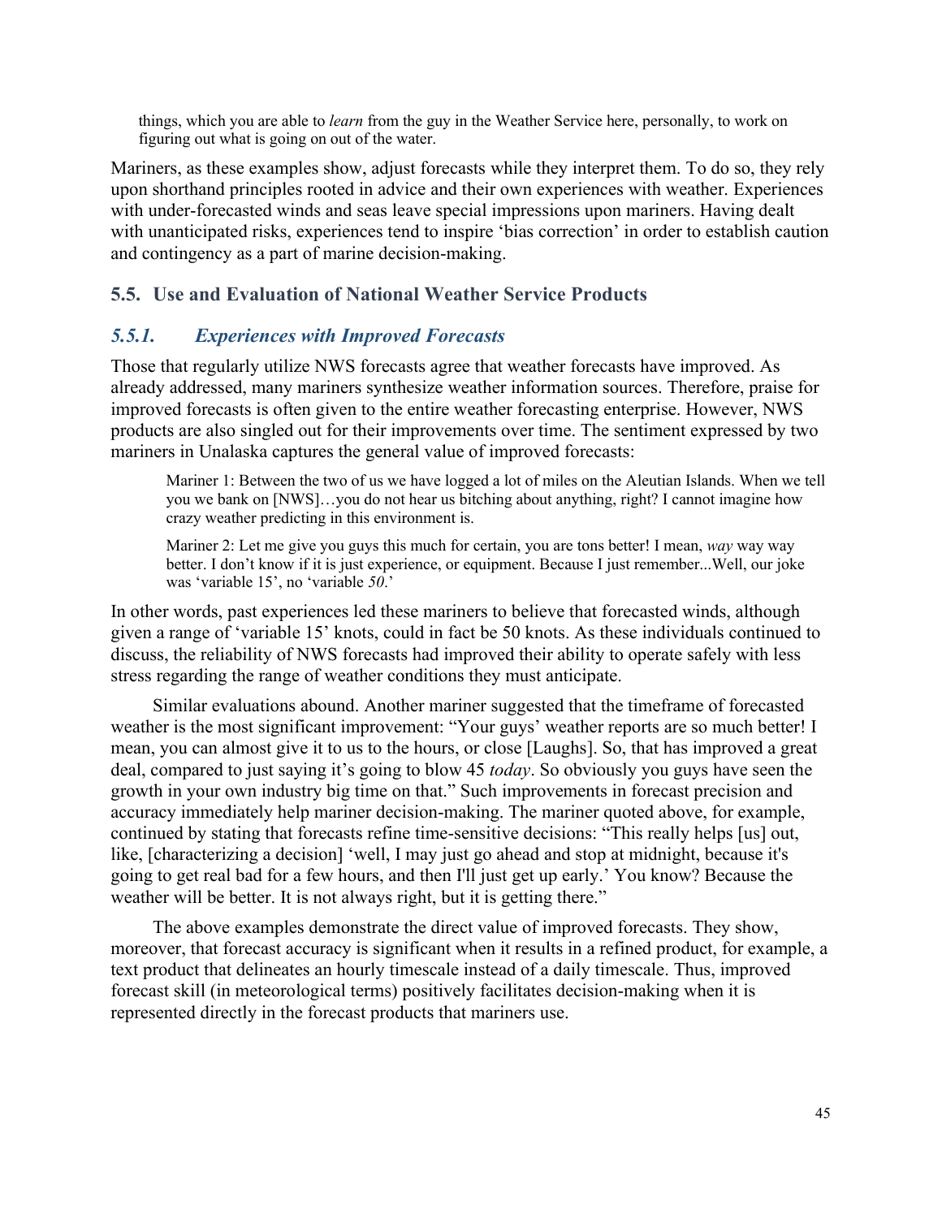> things, which you are able to *learn* from the guy in the Weather Service here, personally, to work on figuring out what is going on out of the water.

Mariners, as these examples show, adjust forecasts while they interpret them. To do so, they rely upon shorthand principles rooted in advice and their own experiences with weather. Experiences with under-forecasted winds and seas leave special impressions upon mariners. Having dealt with unanticipated risks, experiences tend to inspire 'bias correction' in order to establish caution and contingency as a part of marine decision-making.

## 5.5. Use and Evaluation of National Weather Service Products

### *5.5.1. Experiences with Improved Forecasts*

Those that regularly utilize NWS forecasts agree that weather forecasts have improved. As already addressed, many mariners synthesize weather information sources. Therefore, praise for improved forecasts is often given to the entire weather forecasting enterprise. However, NWS products are also singled out for their improvements over time. The sentiment expressed by two mariners in Unalaska captures the general value of improved forecasts:

> Mariner 1: Between the two of us we have logged a lot of miles on the Aleutian Islands. When we tell you we bank on [NWS]…you do not hear us bitching about anything, right? I cannot imagine how crazy weather predicting in this environment is.
>
> Mariner 2: Let me give you guys this much for certain, you are tons better! I mean, *way* way way better. I don't know if it is just experience, or equipment. Because I just remember...Well, our joke was 'variable 15', no 'variable *50*.'

In other words, past experiences led these mariners to believe that forecasted winds, although given a range of 'variable 15' knots, could in fact be 50 knots. As these individuals continued to discuss, the reliability of NWS forecasts had improved their ability to operate safely with less stress regarding the range of weather conditions they must anticipate.

Similar evaluations abound. Another mariner suggested that the timeframe of forecasted weather is the most significant improvement: "Your guys' weather reports are so much better! I mean, you can almost give it to us to the hours, or close [Laughs]. So, that has improved a great deal, compared to just saying it's going to blow 45 *today*. So obviously you guys have seen the growth in your own industry big time on that." Such improvements in forecast precision and accuracy immediately help mariner decision-making. The mariner quoted above, for example, continued by stating that forecasts refine time-sensitive decisions: "This really helps [us] out, like, [characterizing a decision] 'well, I may just go ahead and stop at midnight, because it's going to get real bad for a few hours, and then I'll just get up early.' You know? Because the weather will be better. It is not always right, but it is getting there."

The above examples demonstrate the direct value of improved forecasts. They show, moreover, that forecast accuracy is significant when it results in a refined product, for example, a text product that delineates an hourly timescale instead of a daily timescale. Thus, improved forecast skill (in meteorological terms) positively facilitates decision-making when it is represented directly in the forecast products that mariners use.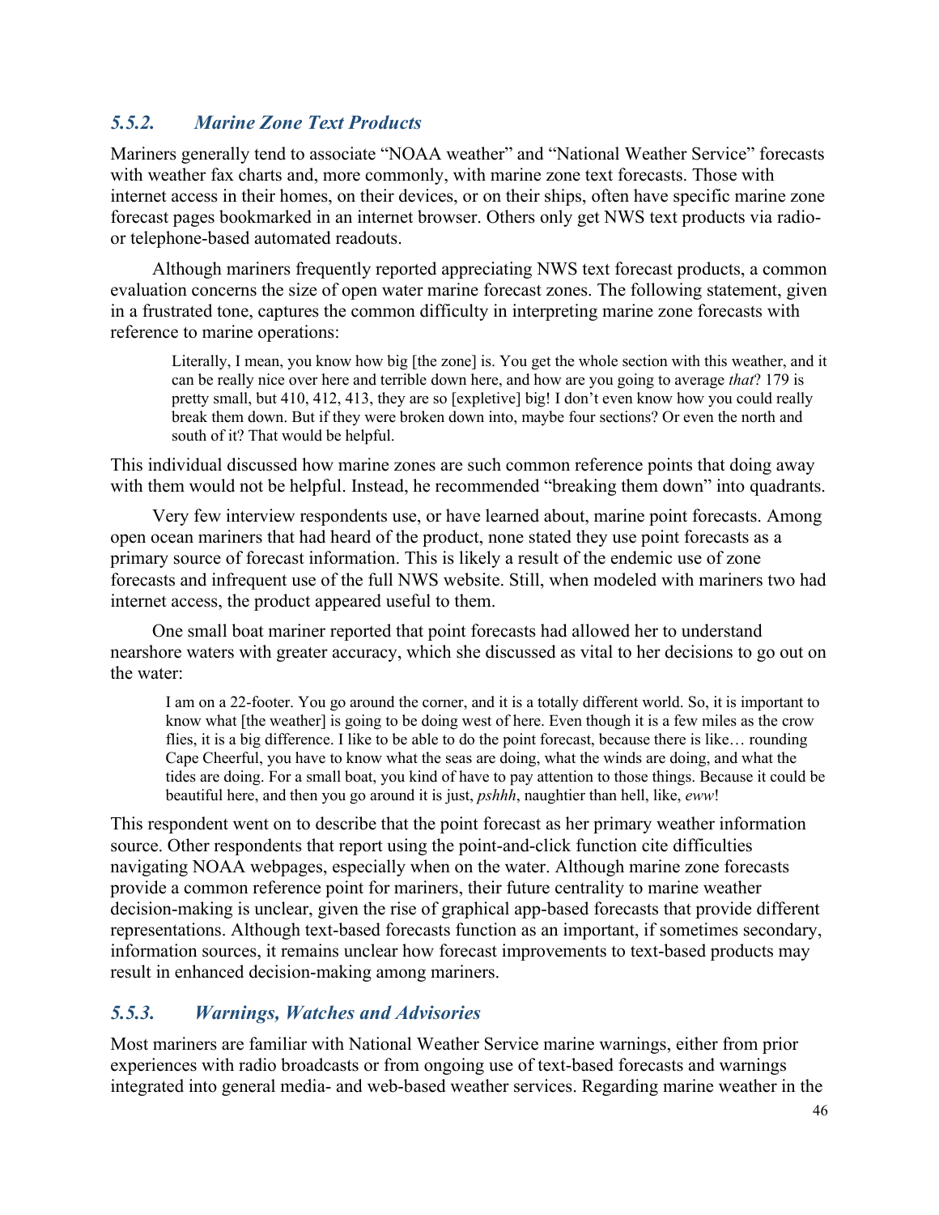### *5.5.2. Marine Zone Text Products*

Mariners generally tend to associate "NOAA weather" and "National Weather Service" forecasts with weather fax charts and, more commonly, with marine zone text forecasts. Those with internet access in their homes, on their devices, or on their ships, often have specific marine zone forecast pages bookmarked in an internet browser. Others only get NWS text products via radio- or telephone-based automated readouts.

Although mariners frequently reported appreciating NWS text forecast products, a common evaluation concerns the size of open water marine forecast zones. The following statement, given in a frustrated tone, captures the common difficulty in interpreting marine zone forecasts with reference to marine operations:

> Literally, I mean, you know how big [the zone] is. You get the whole section with this weather, and it can be really nice over here and terrible down here, and how are you going to average *that*? 179 is pretty small, but 410, 412, 413, they are so [expletive] big! I don't even know how you could really break them down. But if they were broken down into, maybe four sections? Or even the north and south of it? That would be helpful.

This individual discussed how marine zones are such common reference points that doing away with them would not be helpful. Instead, he recommended "breaking them down" into quadrants.

Very few interview respondents use, or have learned about, marine point forecasts. Among open ocean mariners that had heard of the product, none stated they use point forecasts as a primary source of forecast information. This is likely a result of the endemic use of zone forecasts and infrequent use of the full NWS website. Still, when modeled with mariners two had internet access, the product appeared useful to them.

One small boat mariner reported that point forecasts had allowed her to understand nearshore waters with greater accuracy, which she discussed as vital to her decisions to go out on the water:

> I am on a 22-footer. You go around the corner, and it is a totally different world. So, it is important to know what [the weather] is going to be doing west of here. Even though it is a few miles as the crow flies, it is a big difference. I like to be able to do the point forecast, because there is like… rounding Cape Cheerful, you have to know what the seas are doing, what the winds are doing, and what the tides are doing. For a small boat, you kind of have to pay attention to those things. Because it could be beautiful here, and then you go around it is just, *pshhh*, naughtier than hell, like, *eww*!

This respondent went on to describe that the point forecast as her primary weather information source. Other respondents that report using the point-and-click function cite difficulties navigating NOAA webpages, especially when on the water. Although marine zone forecasts provide a common reference point for mariners, their future centrality to marine weather decision-making is unclear, given the rise of graphical app-based forecasts that provide different representations. Although text-based forecasts function as an important, if sometimes secondary, information sources, it remains unclear how forecast improvements to text-based products may result in enhanced decision-making among mariners.

### *5.5.3. Warnings, Watches and Advisories*

Most mariners are familiar with National Weather Service marine warnings, either from prior experiences with radio broadcasts or from ongoing use of text-based forecasts and warnings integrated into general media- and web-based weather services. Regarding marine weather in the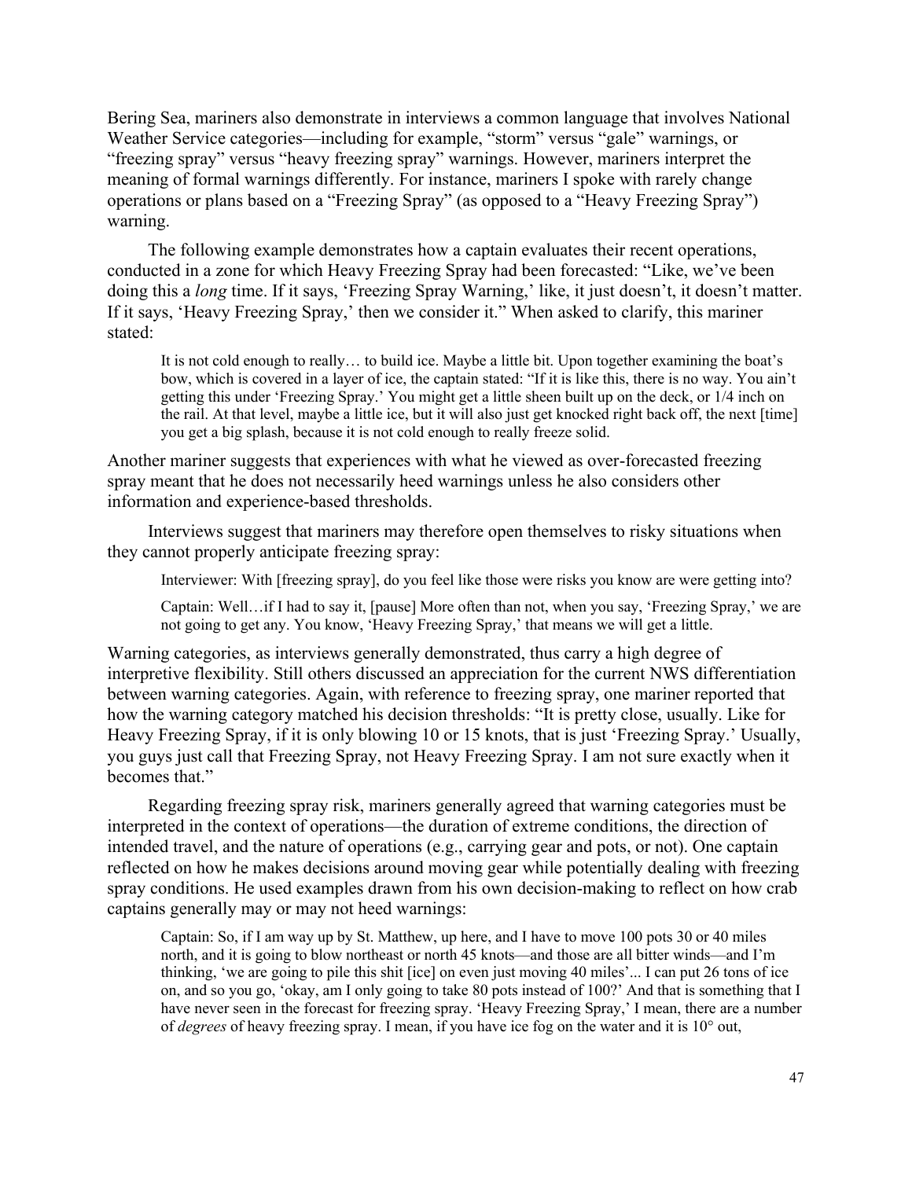Bering Sea, mariners also demonstrate in interviews a common language that involves National Weather Service categories—including for example, "storm" versus "gale" warnings, or "freezing spray" versus "heavy freezing spray" warnings. However, mariners interpret the meaning of formal warnings differently. For instance, mariners I spoke with rarely change operations or plans based on a "Freezing Spray" (as opposed to a "Heavy Freezing Spray") warning.

The following example demonstrates how a captain evaluates their recent operations, conducted in a zone for which Heavy Freezing Spray had been forecasted: "Like, we've been doing this a *long* time. If it says, 'Freezing Spray Warning,' like, it just doesn't, it doesn't matter. If it says, 'Heavy Freezing Spray,' then we consider it." When asked to clarify, this mariner stated:

> It is not cold enough to really… to build ice. Maybe a little bit. Upon together examining the boat's bow, which is covered in a layer of ice, the captain stated: "If it is like this, there is no way. You ain't getting this under 'Freezing Spray.' You might get a little sheen built up on the deck, or 1/4 inch on the rail. At that level, maybe a little ice, but it will also just get knocked right back off, the next [time] you get a big splash, because it is not cold enough to really freeze solid.

Another mariner suggests that experiences with what he viewed as over-forecasted freezing spray meant that he does not necessarily heed warnings unless he also considers other information and experience-based thresholds.

Interviews suggest that mariners may therefore open themselves to risky situations when they cannot properly anticipate freezing spray:

> Interviewer: With [freezing spray], do you feel like those were risks you know are were getting into?
>
> Captain: Well…if I had to say it, [pause] More often than not, when you say, 'Freezing Spray,' we are not going to get any. You know, 'Heavy Freezing Spray,' that means we will get a little.

Warning categories, as interviews generally demonstrated, thus carry a high degree of interpretive flexibility. Still others discussed an appreciation for the current NWS differentiation between warning categories. Again, with reference to freezing spray, one mariner reported that how the warning category matched his decision thresholds: "It is pretty close, usually. Like for Heavy Freezing Spray, if it is only blowing 10 or 15 knots, that is just 'Freezing Spray.' Usually, you guys just call that Freezing Spray, not Heavy Freezing Spray. I am not sure exactly when it becomes that."

Regarding freezing spray risk, mariners generally agreed that warning categories must be interpreted in the context of operations—the duration of extreme conditions, the direction of intended travel, and the nature of operations (e.g., carrying gear and pots, or not). One captain reflected on how he makes decisions around moving gear while potentially dealing with freezing spray conditions. He used examples drawn from his own decision-making to reflect on how crab captains generally may or may not heed warnings:

> Captain: So, if I am way up by St. Matthew, up here, and I have to move 100 pots 30 or 40 miles north, and it is going to blow northeast or north 45 knots—and those are all bitter winds—and I'm thinking, 'we are going to pile this shit [ice] on even just moving 40 miles'... I can put 26 tons of ice on, and so you go, 'okay, am I only going to take 80 pots instead of 100?' And that is something that I have never seen in the forecast for freezing spray. 'Heavy Freezing Spray,' I mean, there are a number of *degrees* of heavy freezing spray. I mean, if you have ice fog on the water and it is 10° out,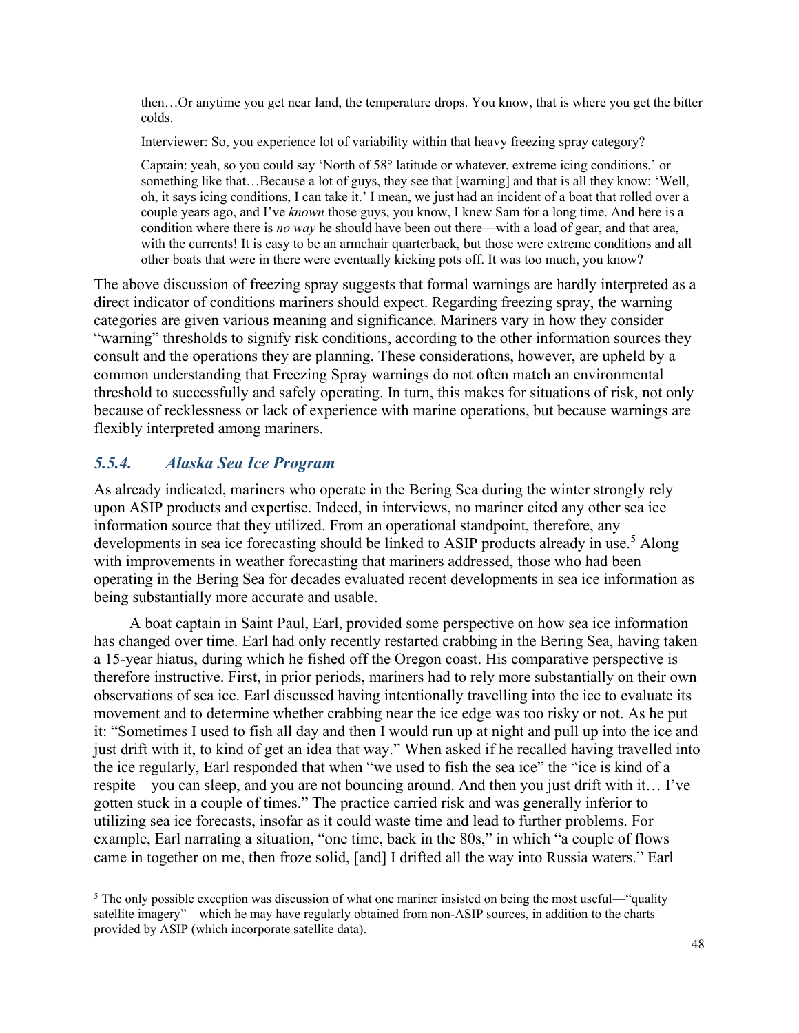> then…Or anytime you get near land, the temperature drops. You know, that is where you get the bitter colds.
>
> Interviewer: So, you experience lot of variability within that heavy freezing spray category?
>
> Captain: yeah, so you could say 'North of 58° latitude or whatever, extreme icing conditions,' or something like that…Because a lot of guys, they see that [warning] and that is all they know: 'Well, oh, it says icing conditions, I can take it.' I mean, we just had an incident of a boat that rolled over a couple years ago, and I've *known* those guys, you know, I knew Sam for a long time. And here is a condition where there is *no way* he should have been out there—with a load of gear, and that area, with the currents! It is easy to be an armchair quarterback, but those were extreme conditions and all other boats that were in there were eventually kicking pots off. It was too much, you know?

The above discussion of freezing spray suggests that formal warnings are hardly interpreted as a direct indicator of conditions mariners should expect. Regarding freezing spray, the warning categories are given various meaning and significance. Mariners vary in how they consider "warning" thresholds to signify risk conditions, according to the other information sources they consult and the operations they are planning. These considerations, however, are upheld by a common understanding that Freezing Spray warnings do not often match an environmental threshold to successfully and safely operating. In turn, this makes for situations of risk, not only because of recklessness or lack of experience with marine operations, but because warnings are flexibly interpreted among mariners.

### *5.5.4. Alaska Sea Ice Program*

As already indicated, mariners who operate in the Bering Sea during the winter strongly rely upon ASIP products and expertise. Indeed, in interviews, no mariner cited any other sea ice information source that they utilized. From an operational standpoint, therefore, any developments in sea ice forecasting should be linked to ASIP products already in use.[5] Along with improvements in weather forecasting that mariners addressed, those who had been operating in the Bering Sea for decades evaluated recent developments in sea ice information as being substantially more accurate and usable.

A boat captain in Saint Paul, Earl, provided some perspective on how sea ice information has changed over time. Earl had only recently restarted crabbing in the Bering Sea, having taken a 15-year hiatus, during which he fished off the Oregon coast. His comparative perspective is therefore instructive. First, in prior periods, mariners had to rely more substantially on their own observations of sea ice. Earl discussed having intentionally travelling into the ice to evaluate its movement and to determine whether crabbing near the ice edge was too risky or not. As he put it: "Sometimes I used to fish all day and then I would run up at night and pull up into the ice and just drift with it, to kind of get an idea that way." When asked if he recalled having travelled into the ice regularly, Earl responded that when "we used to fish the sea ice" the "ice is kind of a respite—you can sleep, and you are not bouncing around. And then you just drift with it… I've gotten stuck in a couple of times." The practice carried risk and was generally inferior to utilizing sea ice forecasts, insofar as it could waste time and lead to further problems. For example, Earl narrating a situation, "one time, back in the 80s," in which "a couple of flows came in together on me, then froze solid, [and] I drifted all the way into Russia waters." Earl

---

[5] The only possible exception was discussion of what one mariner insisted on being the most useful—"quality satellite imagery"—which he may have regularly obtained from non-ASIP sources, in addition to the charts provided by ASIP (which incorporate satellite data).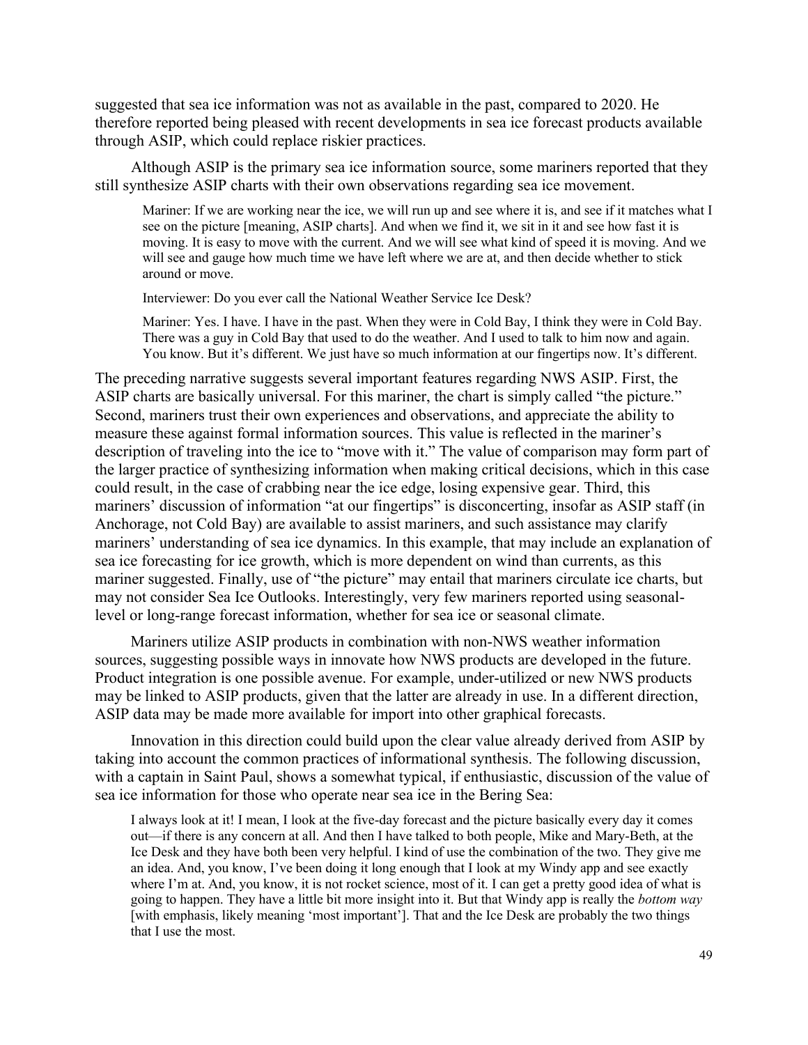suggested that sea ice information was not as available in the past, compared to 2020. He therefore reported being pleased with recent developments in sea ice forecast products available through ASIP, which could replace riskier practices.

Although ASIP is the primary sea ice information source, some mariners reported that they still synthesize ASIP charts with their own observations regarding sea ice movement.

> Mariner: If we are working near the ice, we will run up and see where it is, and see if it matches what I see on the picture [meaning, ASIP charts]. And when we find it, we sit in it and see how fast it is moving. It is easy to move with the current. And we will see what kind of speed it is moving. And we will see and gauge how much time we have left where we are at, and then decide whether to stick around or move.
>
> Interviewer: Do you ever call the National Weather Service Ice Desk?
>
> Mariner: Yes. I have. I have in the past. When they were in Cold Bay, I think they were in Cold Bay. There was a guy in Cold Bay that used to do the weather. And I used to talk to him now and again. You know. But it's different. We just have so much information at our fingertips now. It's different.

The preceding narrative suggests several important features regarding NWS ASIP. First, the ASIP charts are basically universal. For this mariner, the chart is simply called "the picture." Second, mariners trust their own experiences and observations, and appreciate the ability to measure these against formal information sources. This value is reflected in the mariner's description of traveling into the ice to "move with it." The value of comparison may form part of the larger practice of synthesizing information when making critical decisions, which in this case could result, in the case of crabbing near the ice edge, losing expensive gear. Third, this mariners' discussion of information "at our fingertips" is disconcerting, insofar as ASIP staff (in Anchorage, not Cold Bay) are available to assist mariners, and such assistance may clarify mariners' understanding of sea ice dynamics. In this example, that may include an explanation of sea ice forecasting for ice growth, which is more dependent on wind than currents, as this mariner suggested. Finally, use of "the picture" may entail that mariners circulate ice charts, but may not consider Sea Ice Outlooks. Interestingly, very few mariners reported using seasonal-level or long-range forecast information, whether for sea ice or seasonal climate.

Mariners utilize ASIP products in combination with non-NWS weather information sources, suggesting possible ways in innovate how NWS products are developed in the future. Product integration is one possible avenue. For example, under-utilized or new NWS products may be linked to ASIP products, given that the latter are already in use. In a different direction, ASIP data may be made more available for import into other graphical forecasts.

Innovation in this direction could build upon the clear value already derived from ASIP by taking into account the common practices of informational synthesis. The following discussion, with a captain in Saint Paul, shows a somewhat typical, if enthusiastic, discussion of the value of sea ice information for those who operate near sea ice in the Bering Sea:

> I always look at it! I mean, I look at the five-day forecast and the picture basically every day it comes out—if there is any concern at all. And then I have talked to both people, Mike and Mary-Beth, at the Ice Desk and they have both been very helpful. I kind of use the combination of the two. They give me an idea. And, you know, I've been doing it long enough that I look at my Windy app and see exactly where I'm at. And, you know, it is not rocket science, most of it. I can get a pretty good idea of what is going to happen. They have a little bit more insight into it. But that Windy app is really the *bottom way* [with emphasis, likely meaning 'most important']. That and the Ice Desk are probably the two things that I use the most.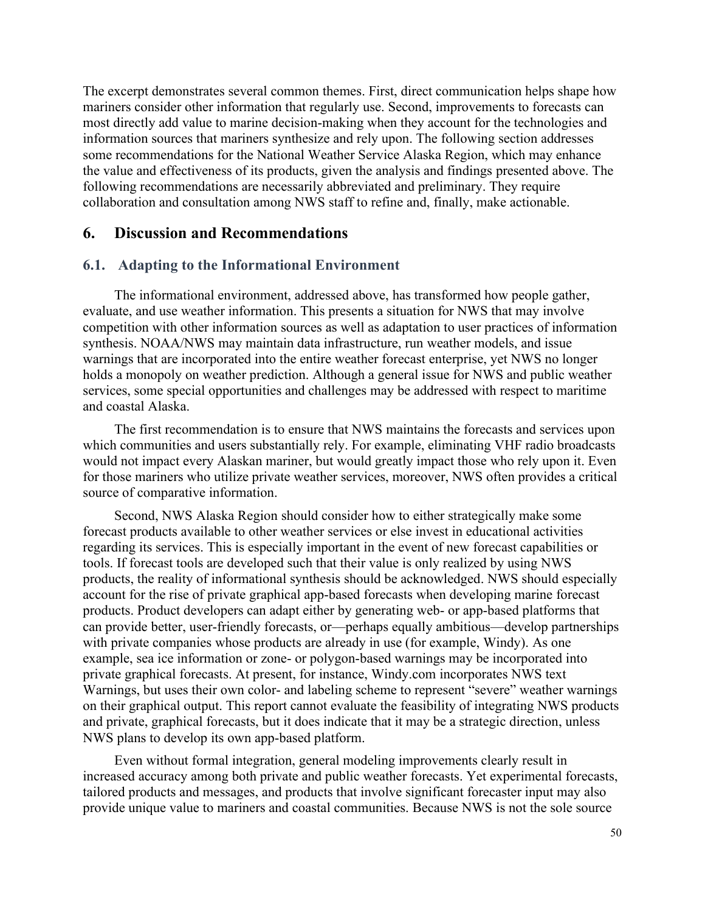The excerpt demonstrates several common themes. First, direct communication helps shape how mariners consider other information that regularly use. Second, improvements to forecasts can most directly add value to marine decision-making when they account for the technologies and information sources that mariners synthesize and rely upon. The following section addresses some recommendations for the National Weather Service Alaska Region, which may enhance the value and effectiveness of its products, given the analysis and findings presented above. The following recommendations are necessarily abbreviated and preliminary. They require collaboration and consultation among NWS staff to refine and, finally, make actionable.

## 6. Discussion and Recommendations

### 6.1. Adapting to the Informational Environment

The informational environment, addressed above, has transformed how people gather, evaluate, and use weather information. This presents a situation for NWS that may involve competition with other information sources as well as adaptation to user practices of information synthesis. NOAA/NWS may maintain data infrastructure, run weather models, and issue warnings that are incorporated into the entire weather forecast enterprise, yet NWS no longer holds a monopoly on weather prediction. Although a general issue for NWS and public weather services, some special opportunities and challenges may be addressed with respect to maritime and coastal Alaska.

The first recommendation is to ensure that NWS maintains the forecasts and services upon which communities and users substantially rely. For example, eliminating VHF radio broadcasts would not impact every Alaskan mariner, but would greatly impact those who rely upon it. Even for those mariners who utilize private weather services, moreover, NWS often provides a critical source of comparative information.

Second, NWS Alaska Region should consider how to either strategically make some forecast products available to other weather services or else invest in educational activities regarding its services. This is especially important in the event of new forecast capabilities or tools. If forecast tools are developed such that their value is only realized by using NWS products, the reality of informational synthesis should be acknowledged. NWS should especially account for the rise of private graphical app-based forecasts when developing marine forecast products. Product developers can adapt either by generating web- or app-based platforms that can provide better, user-friendly forecasts, or—perhaps equally ambitious—develop partnerships with private companies whose products are already in use (for example, Windy). As one example, sea ice information or zone- or polygon-based warnings may be incorporated into private graphical forecasts. At present, for instance, Windy.com incorporates NWS text Warnings, but uses their own color- and labeling scheme to represent "severe" weather warnings on their graphical output. This report cannot evaluate the feasibility of integrating NWS products and private, graphical forecasts, but it does indicate that it may be a strategic direction, unless NWS plans to develop its own app-based platform.

Even without formal integration, general modeling improvements clearly result in increased accuracy among both private and public weather forecasts. Yet experimental forecasts, tailored products and messages, and products that involve significant forecaster input may also provide unique value to mariners and coastal communities. Because NWS is not the sole source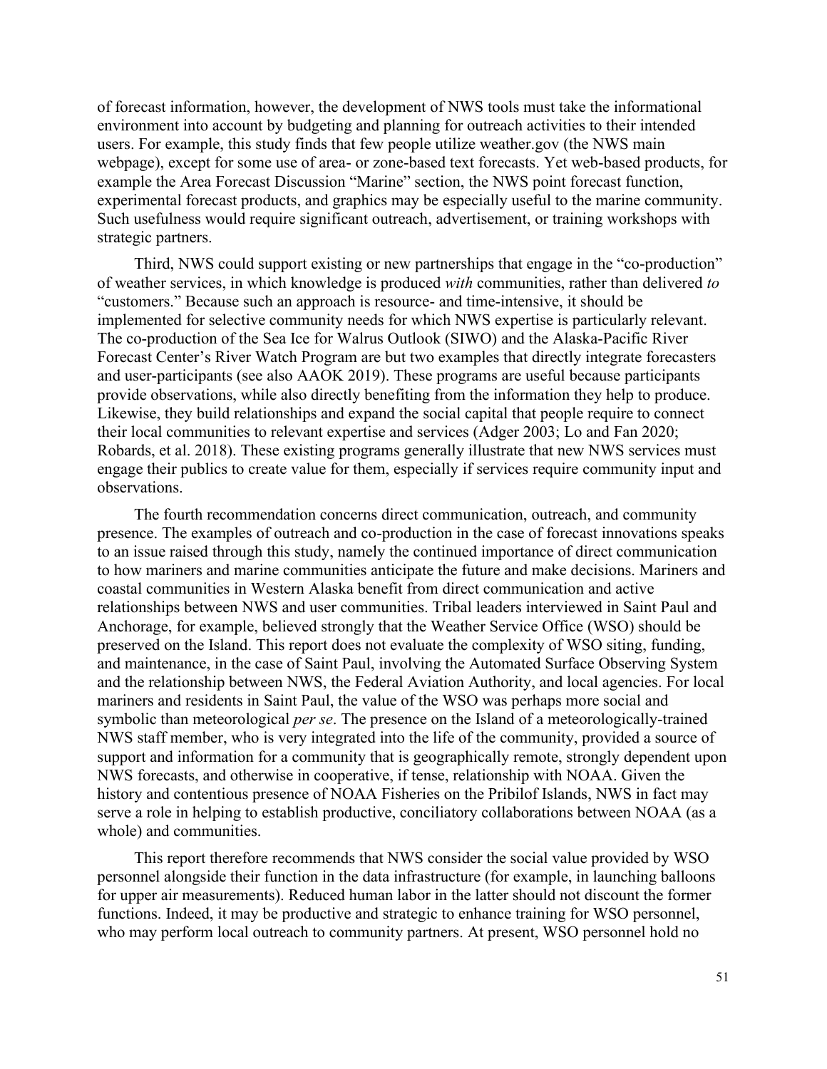of forecast information, however, the development of NWS tools must take the informational environment into account by budgeting and planning for outreach activities to their intended users. For example, this study finds that few people utilize weather.gov (the NWS main webpage), except for some use of area- or zone-based text forecasts. Yet web-based products, for example the Area Forecast Discussion "Marine" section, the NWS point forecast function, experimental forecast products, and graphics may be especially useful to the marine community. Such usefulness would require significant outreach, advertisement, or training workshops with strategic partners.

Third, NWS could support existing or new partnerships that engage in the "co-production" of weather services, in which knowledge is produced *with* communities, rather than delivered *to* "customers." Because such an approach is resource- and time-intensive, it should be implemented for selective community needs for which NWS expertise is particularly relevant. The co-production of the Sea Ice for Walrus Outlook (SIWO) and the Alaska-Pacific River Forecast Center's River Watch Program are but two examples that directly integrate forecasters and user-participants (see also AAOK 2019). These programs are useful because participants provide observations, while also directly benefiting from the information they help to produce. Likewise, they build relationships and expand the social capital that people require to connect their local communities to relevant expertise and services (Adger 2003; Lo and Fan 2020; Robards, et al. 2018). These existing programs generally illustrate that new NWS services must engage their publics to create value for them, especially if services require community input and observations.

The fourth recommendation concerns direct communication, outreach, and community presence. The examples of outreach and co-production in the case of forecast innovations speaks to an issue raised through this study, namely the continued importance of direct communication to how mariners and marine communities anticipate the future and make decisions. Mariners and coastal communities in Western Alaska benefit from direct communication and active relationships between NWS and user communities. Tribal leaders interviewed in Saint Paul and Anchorage, for example, believed strongly that the Weather Service Office (WSO) should be preserved on the Island. This report does not evaluate the complexity of WSO siting, funding, and maintenance, in the case of Saint Paul, involving the Automated Surface Observing System and the relationship between NWS, the Federal Aviation Authority, and local agencies. For local mariners and residents in Saint Paul, the value of the WSO was perhaps more social and symbolic than meteorological *per se*. The presence on the Island of a meteorologically-trained NWS staff member, who is very integrated into the life of the community, provided a source of support and information for a community that is geographically remote, strongly dependent upon NWS forecasts, and otherwise in cooperative, if tense, relationship with NOAA. Given the history and contentious presence of NOAA Fisheries on the Pribilof Islands, NWS in fact may serve a role in helping to establish productive, conciliatory collaborations between NOAA (as a whole) and communities.

This report therefore recommends that NWS consider the social value provided by WSO personnel alongside their function in the data infrastructure (for example, in launching balloons for upper air measurements). Reduced human labor in the latter should not discount the former functions. Indeed, it may be productive and strategic to enhance training for WSO personnel, who may perform local outreach to community partners. At present, WSO personnel hold no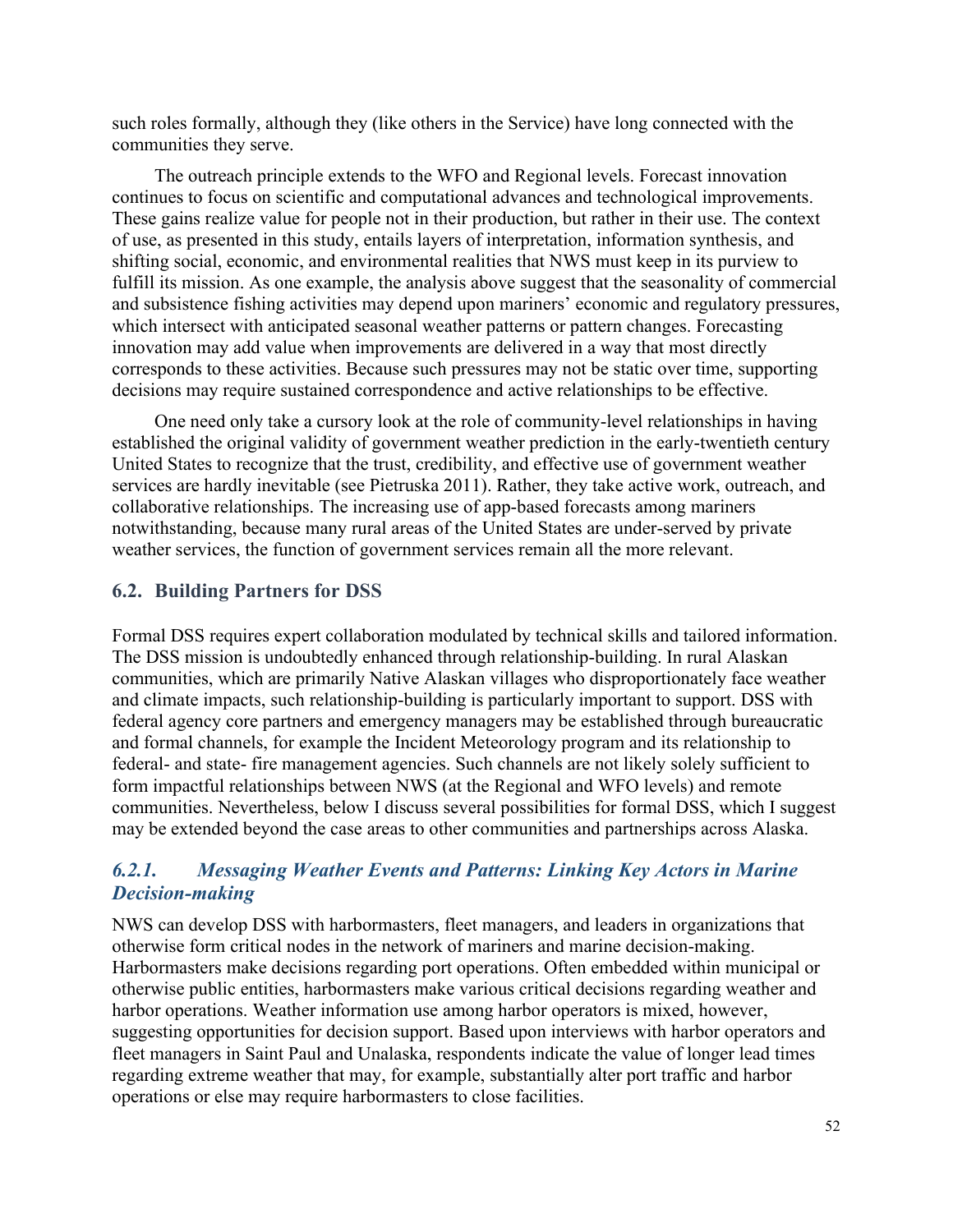such roles formally, although they (like others in the Service) have long connected with the communities they serve.

The outreach principle extends to the WFO and Regional levels. Forecast innovation continues to focus on scientific and computational advances and technological improvements. These gains realize value for people not in their production, but rather in their use. The context of use, as presented in this study, entails layers of interpretation, information synthesis, and shifting social, economic, and environmental realities that NWS must keep in its purview to fulfill its mission. As one example, the analysis above suggest that the seasonality of commercial and subsistence fishing activities may depend upon mariners' economic and regulatory pressures, which intersect with anticipated seasonal weather patterns or pattern changes. Forecasting innovation may add value when improvements are delivered in a way that most directly corresponds to these activities. Because such pressures may not be static over time, supporting decisions may require sustained correspondence and active relationships to be effective.

One need only take a cursory look at the role of community-level relationships in having established the original validity of government weather prediction in the early-twentieth century United States to recognize that the trust, credibility, and effective use of government weather services are hardly inevitable (see Pietruska 2011). Rather, they take active work, outreach, and collaborative relationships. The increasing use of app-based forecasts among mariners notwithstanding, because many rural areas of the United States are under-served by private weather services, the function of government services remain all the more relevant.

## 6.2. Building Partners for DSS

Formal DSS requires expert collaboration modulated by technical skills and tailored information. The DSS mission is undoubtedly enhanced through relationship-building. In rural Alaskan communities, which are primarily Native Alaskan villages who disproportionately face weather and climate impacts, such relationship-building is particularly important to support. DSS with federal agency core partners and emergency managers may be established through bureaucratic and formal channels, for example the Incident Meteorology program and its relationship to federal- and state- fire management agencies. Such channels are not likely solely sufficient to form impactful relationships between NWS (at the Regional and WFO levels) and remote communities. Nevertheless, below I discuss several possibilities for formal DSS, which I suggest may be extended beyond the case areas to other communities and partnerships across Alaska.

### *6.2.1. Messaging Weather Events and Patterns: Linking Key Actors in Marine Decision-making*

NWS can develop DSS with harbormasters, fleet managers, and leaders in organizations that otherwise form critical nodes in the network of mariners and marine decision-making. Harbormasters make decisions regarding port operations. Often embedded within municipal or otherwise public entities, harbormasters make various critical decisions regarding weather and harbor operations. Weather information use among harbor operators is mixed, however, suggesting opportunities for decision support. Based upon interviews with harbor operators and fleet managers in Saint Paul and Unalaska, respondents indicate the value of longer lead times regarding extreme weather that may, for example, substantially alter port traffic and harbor operations or else may require harbormasters to close facilities.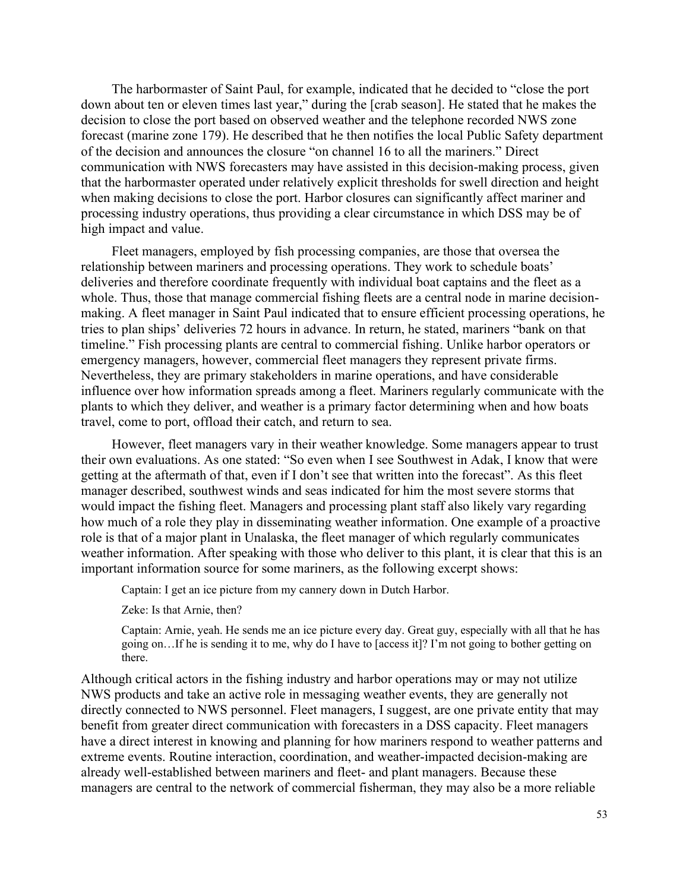The harbormaster of Saint Paul, for example, indicated that he decided to "close the port down about ten or eleven times last year," during the [crab season]. He stated that he makes the decision to close the port based on observed weather and the telephone recorded NWS zone forecast (marine zone 179). He described that he then notifies the local Public Safety department of the decision and announces the closure "on channel 16 to all the mariners." Direct communication with NWS forecasters may have assisted in this decision-making process, given that the harbormaster operated under relatively explicit thresholds for swell direction and height when making decisions to close the port. Harbor closures can significantly affect mariner and processing industry operations, thus providing a clear circumstance in which DSS may be of high impact and value.

Fleet managers, employed by fish processing companies, are those that oversea the relationship between mariners and processing operations. They work to schedule boats' deliveries and therefore coordinate frequently with individual boat captains and the fleet as a whole. Thus, those that manage commercial fishing fleets are a central node in marine decision-making. A fleet manager in Saint Paul indicated that to ensure efficient processing operations, he tries to plan ships' deliveries 72 hours in advance. In return, he stated, mariners "bank on that timeline." Fish processing plants are central to commercial fishing. Unlike harbor operators or emergency managers, however, commercial fleet managers they represent private firms. Nevertheless, they are primary stakeholders in marine operations, and have considerable influence over how information spreads among a fleet. Mariners regularly communicate with the plants to which they deliver, and weather is a primary factor determining when and how boats travel, come to port, offload their catch, and return to sea.

However, fleet managers vary in their weather knowledge. Some managers appear to trust their own evaluations. As one stated: "So even when I see Southwest in Adak, I know that were getting at the aftermath of that, even if I don't see that written into the forecast". As this fleet manager described, southwest winds and seas indicated for him the most severe storms that would impact the fishing fleet. Managers and processing plant staff also likely vary regarding how much of a role they play in disseminating weather information. One example of a proactive role is that of a major plant in Unalaska, the fleet manager of which regularly communicates weather information. After speaking with those who deliver to this plant, it is clear that this is an important information source for some mariners, as the following excerpt shows:

> Captain: I get an ice picture from my cannery down in Dutch Harbor.
>
> Zeke: Is that Arnie, then?
>
> Captain: Arnie, yeah. He sends me an ice picture every day. Great guy, especially with all that he has going on…If he is sending it to me, why do I have to [access it]? I'm not going to bother getting on there.

Although critical actors in the fishing industry and harbor operations may or may not utilize NWS products and take an active role in messaging weather events, they are generally not directly connected to NWS personnel. Fleet managers, I suggest, are one private entity that may benefit from greater direct communication with forecasters in a DSS capacity. Fleet managers have a direct interest in knowing and planning for how mariners respond to weather patterns and extreme events. Routine interaction, coordination, and weather-impacted decision-making are already well-established between mariners and fleet- and plant managers. Because these managers are central to the network of commercial fisherman, they may also be a more reliable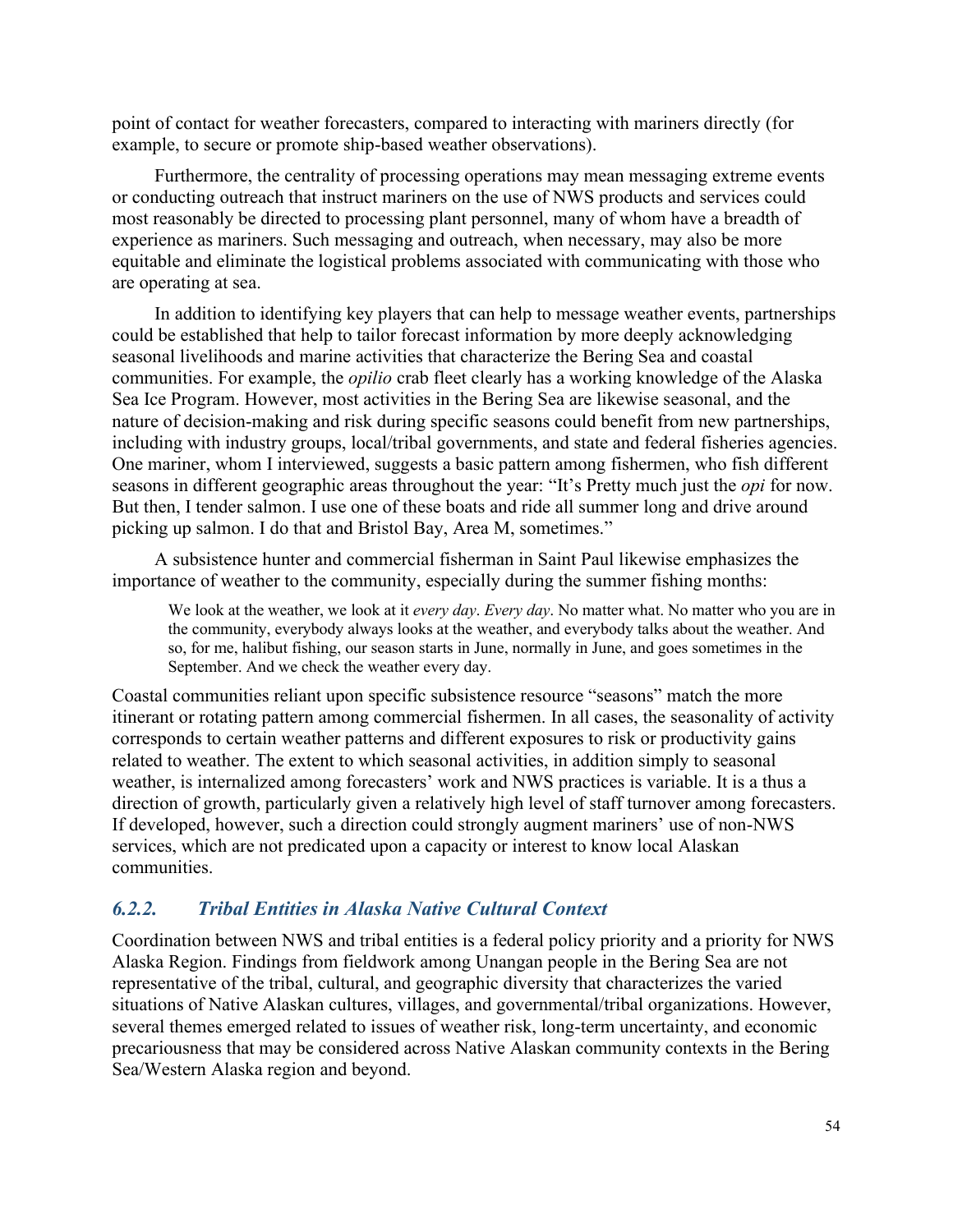point of contact for weather forecasters, compared to interacting with mariners directly (for example, to secure or promote ship-based weather observations).

Furthermore, the centrality of processing operations may mean messaging extreme events or conducting outreach that instruct mariners on the use of NWS products and services could most reasonably be directed to processing plant personnel, many of whom have a breadth of experience as mariners. Such messaging and outreach, when necessary, may also be more equitable and eliminate the logistical problems associated with communicating with those who are operating at sea.

In addition to identifying key players that can help to message weather events, partnerships could be established that help to tailor forecast information by more deeply acknowledging seasonal livelihoods and marine activities that characterize the Bering Sea and coastal communities. For example, the *opilio* crab fleet clearly has a working knowledge of the Alaska Sea Ice Program. However, most activities in the Bering Sea are likewise seasonal, and the nature of decision-making and risk during specific seasons could benefit from new partnerships, including with industry groups, local/tribal governments, and state and federal fisheries agencies. One mariner, whom I interviewed, suggests a basic pattern among fishermen, who fish different seasons in different geographic areas throughout the year: "It's Pretty much just the *opi* for now. But then, I tender salmon. I use one of these boats and ride all summer long and drive around picking up salmon. I do that and Bristol Bay, Area M, sometimes."

A subsistence hunter and commercial fisherman in Saint Paul likewise emphasizes the importance of weather to the community, especially during the summer fishing months:

> We look at the weather, we look at it *every day*. *Every day*. No matter what. No matter who you are in the community, everybody always looks at the weather, and everybody talks about the weather. And so, for me, halibut fishing, our season starts in June, normally in June, and goes sometimes in the September. And we check the weather every day.

Coastal communities reliant upon specific subsistence resource "seasons" match the more itinerant or rotating pattern among commercial fishermen. In all cases, the seasonality of activity corresponds to certain weather patterns and different exposures to risk or productivity gains related to weather. The extent to which seasonal activities, in addition simply to seasonal weather, is internalized among forecasters' work and NWS practices is variable. It is a thus a direction of growth, particularly given a relatively high level of staff turnover among forecasters. If developed, however, such a direction could strongly augment mariners' use of non-NWS services, which are not predicated upon a capacity or interest to know local Alaskan communities.

### *6.2.2. Tribal Entities in Alaska Native Cultural Context*

Coordination between NWS and tribal entities is a federal policy priority and a priority for NWS Alaska Region. Findings from fieldwork among Unangan people in the Bering Sea are not representative of the tribal, cultural, and geographic diversity that characterizes the varied situations of Native Alaskan cultures, villages, and governmental/tribal organizations. However, several themes emerged related to issues of weather risk, long-term uncertainty, and economic precariousness that may be considered across Native Alaskan community contexts in the Bering Sea/Western Alaska region and beyond.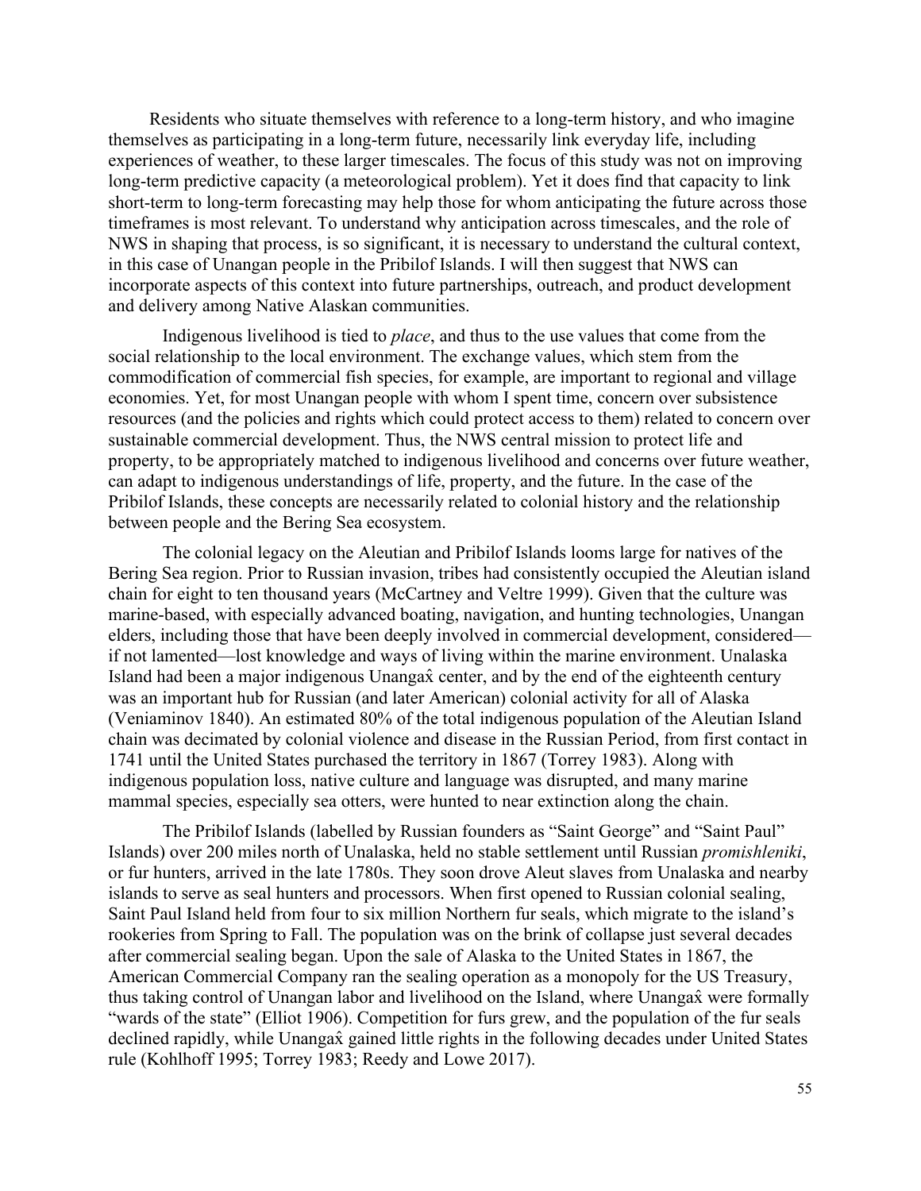Residents who situate themselves with reference to a long-term history, and who imagine themselves as participating in a long-term future, necessarily link everyday life, including experiences of weather, to these larger timescales. The focus of this study was not on improving long-term predictive capacity (a meteorological problem). Yet it does find that capacity to link short-term to long-term forecasting may help those for whom anticipating the future across those timeframes is most relevant. To understand why anticipation across timescales, and the role of NWS in shaping that process, is so significant, it is necessary to understand the cultural context, in this case of Unangan people in the Pribilof Islands. I will then suggest that NWS can incorporate aspects of this context into future partnerships, outreach, and product development and delivery among Native Alaskan communities.

Indigenous livelihood is tied to *place*, and thus to the use values that come from the social relationship to the local environment. The exchange values, which stem from the commodification of commercial fish species, for example, are important to regional and village economies. Yet, for most Unangan people with whom I spent time, concern over subsistence resources (and the policies and rights which could protect access to them) related to concern over sustainable commercial development. Thus, the NWS central mission to protect life and property, to be appropriately matched to indigenous livelihood and concerns over future weather, can adapt to indigenous understandings of life, property, and the future. In the case of the Pribilof Islands, these concepts are necessarily related to colonial history and the relationship between people and the Bering Sea ecosystem.

The colonial legacy on the Aleutian and Pribilof Islands looms large for natives of the Bering Sea region. Prior to Russian invasion, tribes had consistently occupied the Aleutian island chain for eight to ten thousand years (McCartney and Veltre 1999). Given that the culture was marine-based, with especially advanced boating, navigation, and hunting technologies, Unangan elders, including those that have been deeply involved in commercial development, considered—if not lamented—lost knowledge and ways of living within the marine environment. Unalaska Island had been a major indigenous Unangax̂ center, and by the end of the eighteenth century was an important hub for Russian (and later American) colonial activity for all of Alaska (Veniaminov 1840). An estimated 80% of the total indigenous population of the Aleutian Island chain was decimated by colonial violence and disease in the Russian Period, from first contact in 1741 until the United States purchased the territory in 1867 (Torrey 1983). Along with indigenous population loss, native culture and language was disrupted, and many marine mammal species, especially sea otters, were hunted to near extinction along the chain.

The Pribilof Islands (labelled by Russian founders as "Saint George" and "Saint Paul" Islands) over 200 miles north of Unalaska, held no stable settlement until Russian *promishleniki*, or fur hunters, arrived in the late 1780s. They soon drove Aleut slaves from Unalaska and nearby islands to serve as seal hunters and processors. When first opened to Russian colonial sealing, Saint Paul Island held from four to six million Northern fur seals, which migrate to the island's rookeries from Spring to Fall. The population was on the brink of collapse just several decades after commercial sealing began. Upon the sale of Alaska to the United States in 1867, the American Commercial Company ran the sealing operation as a monopoly for the US Treasury, thus taking control of Unangan labor and livelihood on the Island, where Unangax̂ were formally "wards of the state" (Elliot 1906). Competition for furs grew, and the population of the fur seals declined rapidly, while Unangax̂ gained little rights in the following decades under United States rule (Kohlhoff 1995; Torrey 1983; Reedy and Lowe 2017).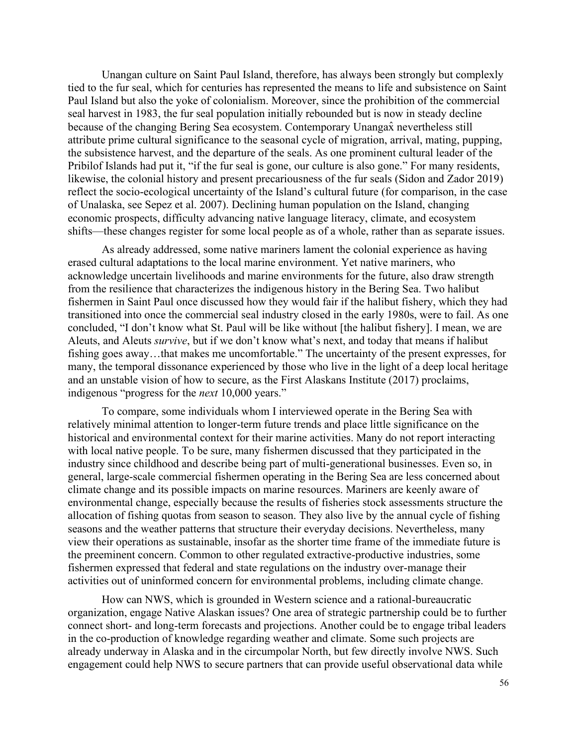Unangan culture on Saint Paul Island, therefore, has always been strongly but complexly tied to the fur seal, which for centuries has represented the means to life and subsistence on Saint Paul Island but also the yoke of colonialism. Moreover, since the prohibition of the commercial seal harvest in 1983, the fur seal population initially rebounded but is now in steady decline because of the changing Bering Sea ecosystem. Contemporary Unangax̂ nevertheless still attribute prime cultural significance to the seasonal cycle of migration, arrival, mating, pupping, the subsistence harvest, and the departure of the seals. As one prominent cultural leader of the Pribilof Islands had put it, "if the fur seal is gone, our culture is also gone." For many residents, likewise, the colonial history and present precariousness of the fur seals (Sidon and Zador 2019) reflect the socio-ecological uncertainty of the Island's cultural future (for comparison, in the case of Unalaska, see Sepez et al. 2007). Declining human population on the Island, changing economic prospects, difficulty advancing native language literacy, climate, and ecosystem shifts—these changes register for some local people as of a whole, rather than as separate issues.

As already addressed, some native mariners lament the colonial experience as having erased cultural adaptations to the local marine environment. Yet native mariners, who acknowledge uncertain livelihoods and marine environments for the future, also draw strength from the resilience that characterizes the indigenous history in the Bering Sea. Two halibut fishermen in Saint Paul once discussed how they would fair if the halibut fishery, which they had transitioned into once the commercial seal industry closed in the early 1980s, were to fail. As one concluded, "I don't know what St. Paul will be like without [the halibut fishery]. I mean, we are Aleuts, and Aleuts *survive*, but if we don't know what's next, and today that means if halibut fishing goes away…that makes me uncomfortable." The uncertainty of the present expresses, for many, the temporal dissonance experienced by those who live in the light of a deep local heritage and an unstable vision of how to secure, as the First Alaskans Institute (2017) proclaims, indigenous "progress for the *next* 10,000 years."

To compare, some individuals whom I interviewed operate in the Bering Sea with relatively minimal attention to longer-term future trends and place little significance on the historical and environmental context for their marine activities. Many do not report interacting with local native people. To be sure, many fishermen discussed that they participated in the industry since childhood and describe being part of multi-generational businesses. Even so, in general, large-scale commercial fishermen operating in the Bering Sea are less concerned about climate change and its possible impacts on marine resources. Mariners are keenly aware of environmental change, especially because the results of fisheries stock assessments structure the allocation of fishing quotas from season to season. They also live by the annual cycle of fishing seasons and the weather patterns that structure their everyday decisions. Nevertheless, many view their operations as sustainable, insofar as the shorter time frame of the immediate future is the preeminent concern. Common to other regulated extractive-productive industries, some fishermen expressed that federal and state regulations on the industry over-manage their activities out of uninformed concern for environmental problems, including climate change.

How can NWS, which is grounded in Western science and a rational-bureaucratic organization, engage Native Alaskan issues? One area of strategic partnership could be to further connect short- and long-term forecasts and projections. Another could be to engage tribal leaders in the co-production of knowledge regarding weather and climate. Some such projects are already underway in Alaska and in the circumpolar North, but few directly involve NWS. Such engagement could help NWS to secure partners that can provide useful observational data while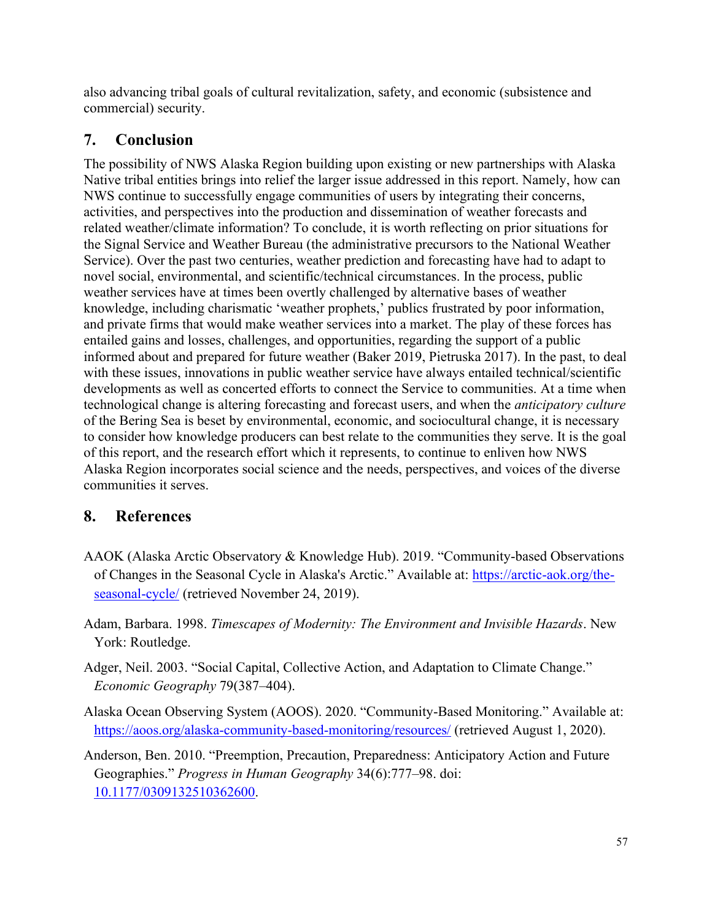also advancing tribal goals of cultural revitalization, safety, and economic (subsistence and commercial) security.

## 7. Conclusion

The possibility of NWS Alaska Region building upon existing or new partnerships with Alaska Native tribal entities brings into relief the larger issue addressed in this report. Namely, how can NWS continue to successfully engage communities of users by integrating their concerns, activities, and perspectives into the production and dissemination of weather forecasts and related weather/climate information? To conclude, it is worth reflecting on prior situations for the Signal Service and Weather Bureau (the administrative precursors to the National Weather Service). Over the past two centuries, weather prediction and forecasting have had to adapt to novel social, environmental, and scientific/technical circumstances. In the process, public weather services have at times been overtly challenged by alternative bases of weather knowledge, including charismatic 'weather prophets,' publics frustrated by poor information, and private firms that would make weather services into a market. The play of these forces has entailed gains and losses, challenges, and opportunities, regarding the support of a public informed about and prepared for future weather (Baker 2019, Pietruska 2017). In the past, to deal with these issues, innovations in public weather service have always entailed technical/scientific developments as well as concerted efforts to connect the Service to communities. At a time when technological change is altering forecasting and forecast users, and when the *anticipatory culture* of the Bering Sea is beset by environmental, economic, and sociocultural change, it is necessary to consider how knowledge producers can best relate to the communities they serve. It is the goal of this report, and the research effort which it represents, to continue to enliven how NWS Alaska Region incorporates social science and the needs, perspectives, and voices of the diverse communities it serves.

## 8. References

AAOK (Alaska Arctic Observatory & Knowledge Hub). 2019. "Community-based Observations of Changes in the Seasonal Cycle in Alaska's Arctic." Available at: https://arctic-aok.org/the-seasonal-cycle/ (retrieved November 24, 2019).

Adam, Barbara. 1998. *Timescapes of Modernity: The Environment and Invisible Hazards*. New York: Routledge.

Adger, Neil. 2003. "Social Capital, Collective Action, and Adaptation to Climate Change." *Economic Geography* 79(387–404).

Alaska Ocean Observing System (AOOS). 2020. "Community-Based Monitoring." Available at: https://aoos.org/alaska-community-based-monitoring/resources/ (retrieved August 1, 2020).

Anderson, Ben. 2010. "Preemption, Precaution, Preparedness: Anticipatory Action and Future Geographies." *Progress in Human Geography* 34(6):777–98. doi: 10.1177/0309132510362600.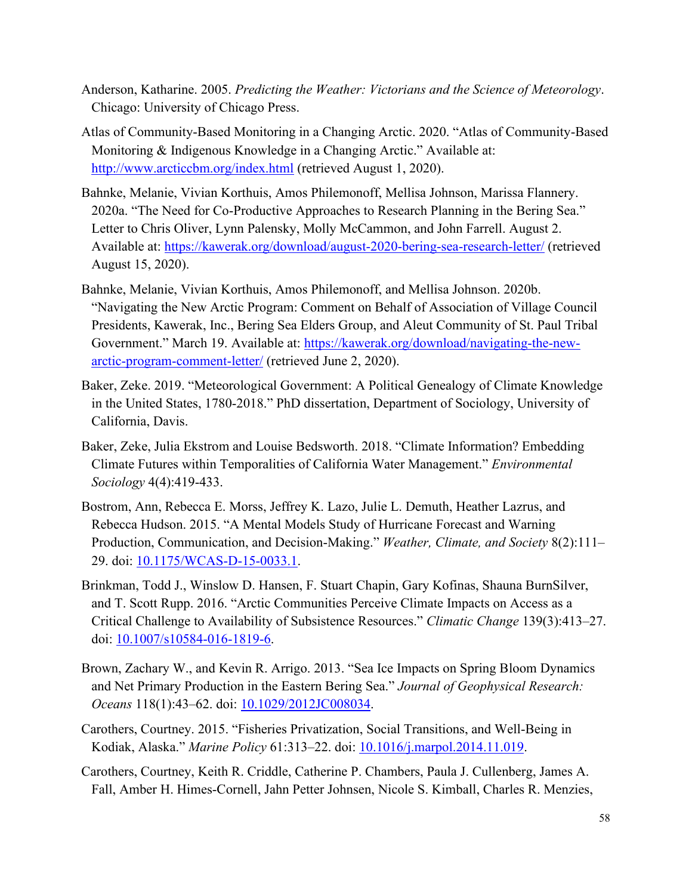Anderson, Katharine. 2005. *Predicting the Weather: Victorians and the Science of Meteorology*. Chicago: University of Chicago Press.

Atlas of Community-Based Monitoring in a Changing Arctic. 2020. "Atlas of Community-Based Monitoring & Indigenous Knowledge in a Changing Arctic." Available at: http://www.arcticcbm.org/index.html (retrieved August 1, 2020).

Bahnke, Melanie, Vivian Korthuis, Amos Philemonoff, Mellisa Johnson, Marissa Flannery. 2020a. "The Need for Co-Productive Approaches to Research Planning in the Bering Sea." Letter to Chris Oliver, Lynn Palensky, Molly McCammon, and John Farrell. August 2. Available at: https://kawerak.org/download/august-2020-bering-sea-research-letter/ (retrieved August 15, 2020).

Bahnke, Melanie, Vivian Korthuis, Amos Philemonoff, and Mellisa Johnson. 2020b. "Navigating the New Arctic Program: Comment on Behalf of Association of Village Council Presidents, Kawerak, Inc., Bering Sea Elders Group, and Aleut Community of St. Paul Tribal Government." March 19. Available at: https://kawerak.org/download/navigating-the-new-arctic-program-comment-letter/ (retrieved June 2, 2020).

Baker, Zeke. 2019. "Meteorological Government: A Political Genealogy of Climate Knowledge in the United States, 1780-2018." PhD dissertation, Department of Sociology, University of California, Davis.

Baker, Zeke, Julia Ekstrom and Louise Bedsworth. 2018. "Climate Information? Embedding Climate Futures within Temporalities of California Water Management." *Environmental Sociology* 4(4):419-433.

Bostrom, Ann, Rebecca E. Morss, Jeffrey K. Lazo, Julie L. Demuth, Heather Lazrus, and Rebecca Hudson. 2015. "A Mental Models Study of Hurricane Forecast and Warning Production, Communication, and Decision-Making." *Weather, Climate, and Society* 8(2):111–29. doi: 10.1175/WCAS-D-15-0033.1.

Brinkman, Todd J., Winslow D. Hansen, F. Stuart Chapin, Gary Kofinas, Shauna BurnSilver, and T. Scott Rupp. 2016. "Arctic Communities Perceive Climate Impacts on Access as a Critical Challenge to Availability of Subsistence Resources." *Climatic Change* 139(3):413–27. doi: 10.1007/s10584-016-1819-6.

Brown, Zachary W., and Kevin R. Arrigo. 2013. "Sea Ice Impacts on Spring Bloom Dynamics and Net Primary Production in the Eastern Bering Sea." *Journal of Geophysical Research: Oceans* 118(1):43–62. doi: 10.1029/2012JC008034.

Carothers, Courtney. 2015. "Fisheries Privatization, Social Transitions, and Well-Being in Kodiak, Alaska." *Marine Policy* 61:313–22. doi: 10.1016/j.marpol.2014.11.019.

Carothers, Courtney, Keith R. Criddle, Catherine P. Chambers, Paula J. Cullenberg, James A. Fall, Amber H. Himes-Cornell, Jahn Petter Johnsen, Nicole S. Kimball, Charles R. Menzies,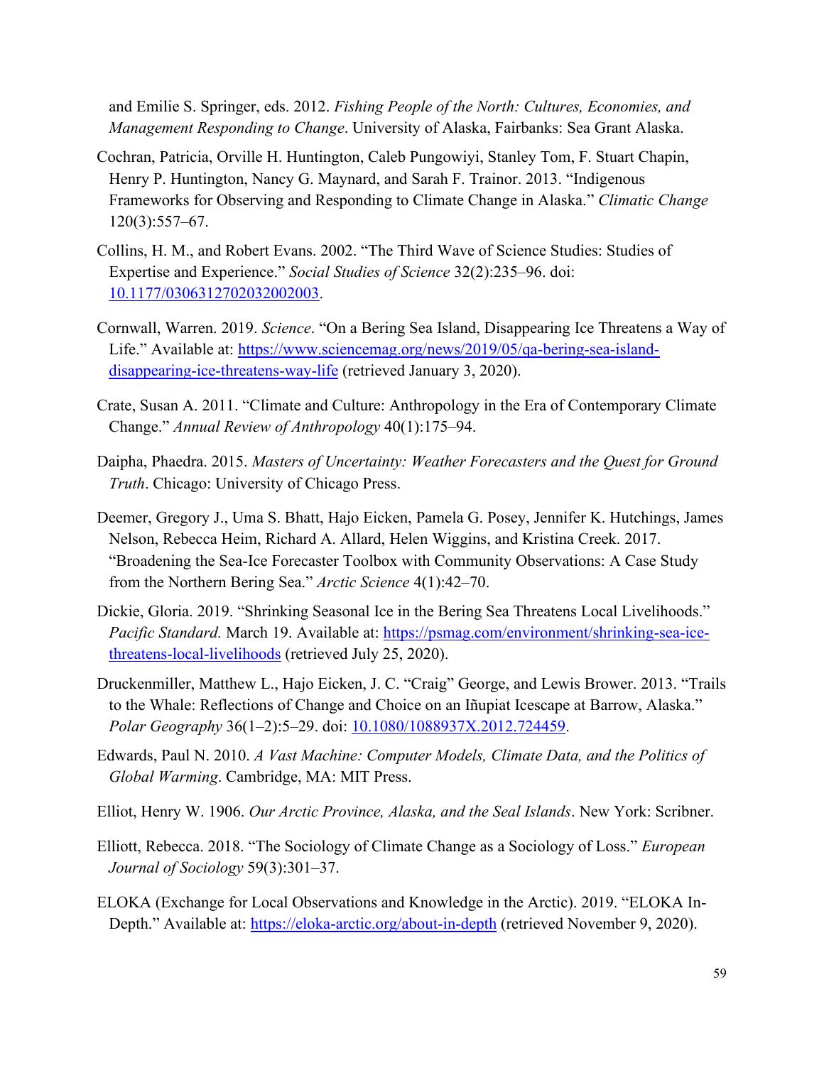and Emilie S. Springer, eds. 2012. *Fishing People of the North: Cultures, Economies, and Management Responding to Change*. University of Alaska, Fairbanks: Sea Grant Alaska.

Cochran, Patricia, Orville H. Huntington, Caleb Pungowiyi, Stanley Tom, F. Stuart Chapin, Henry P. Huntington, Nancy G. Maynard, and Sarah F. Trainor. 2013. "Indigenous Frameworks for Observing and Responding to Climate Change in Alaska." *Climatic Change* 120(3):557–67.

Collins, H. M., and Robert Evans. 2002. "The Third Wave of Science Studies: Studies of Expertise and Experience." *Social Studies of Science* 32(2):235–96. doi: 10.1177/0306312702032002003.

Cornwall, Warren. 2019. *Science*. "On a Bering Sea Island, Disappearing Ice Threatens a Way of Life." Available at: https://www.sciencemag.org/news/2019/05/qa-bering-sea-island-disappearing-ice-threatens-way-life (retrieved January 3, 2020).

Crate, Susan A. 2011. "Climate and Culture: Anthropology in the Era of Contemporary Climate Change." *Annual Review of Anthropology* 40(1):175–94.

Daipha, Phaedra. 2015. *Masters of Uncertainty: Weather Forecasters and the Quest for Ground Truth*. Chicago: University of Chicago Press.

Deemer, Gregory J., Uma S. Bhatt, Hajo Eicken, Pamela G. Posey, Jennifer K. Hutchings, James Nelson, Rebecca Heim, Richard A. Allard, Helen Wiggins, and Kristina Creek. 2017. "Broadening the Sea-Ice Forecaster Toolbox with Community Observations: A Case Study from the Northern Bering Sea." *Arctic Science* 4(1):42–70.

Dickie, Gloria. 2019. "Shrinking Seasonal Ice in the Bering Sea Threatens Local Livelihoods." *Pacific Standard.* March 19. Available at: https://psmag.com/environment/shrinking-sea-ice-threatens-local-livelihoods (retrieved July 25, 2020).

Druckenmiller, Matthew L., Hajo Eicken, J. C. "Craig" George, and Lewis Brower. 2013. "Trails to the Whale: Reflections of Change and Choice on an Iñupiat Icescape at Barrow, Alaska." *Polar Geography* 36(1–2):5–29. doi: 10.1080/1088937X.2012.724459.

Edwards, Paul N. 2010. *A Vast Machine: Computer Models, Climate Data, and the Politics of Global Warming*. Cambridge, MA: MIT Press.

Elliot, Henry W. 1906. *Our Arctic Province, Alaska, and the Seal Islands*. New York: Scribner.

Elliott, Rebecca. 2018. "The Sociology of Climate Change as a Sociology of Loss." *European Journal of Sociology* 59(3):301–37.

ELOKA (Exchange for Local Observations and Knowledge in the Arctic). 2019. "ELOKA In-Depth." Available at: https://eloka-arctic.org/about-in-depth (retrieved November 9, 2020).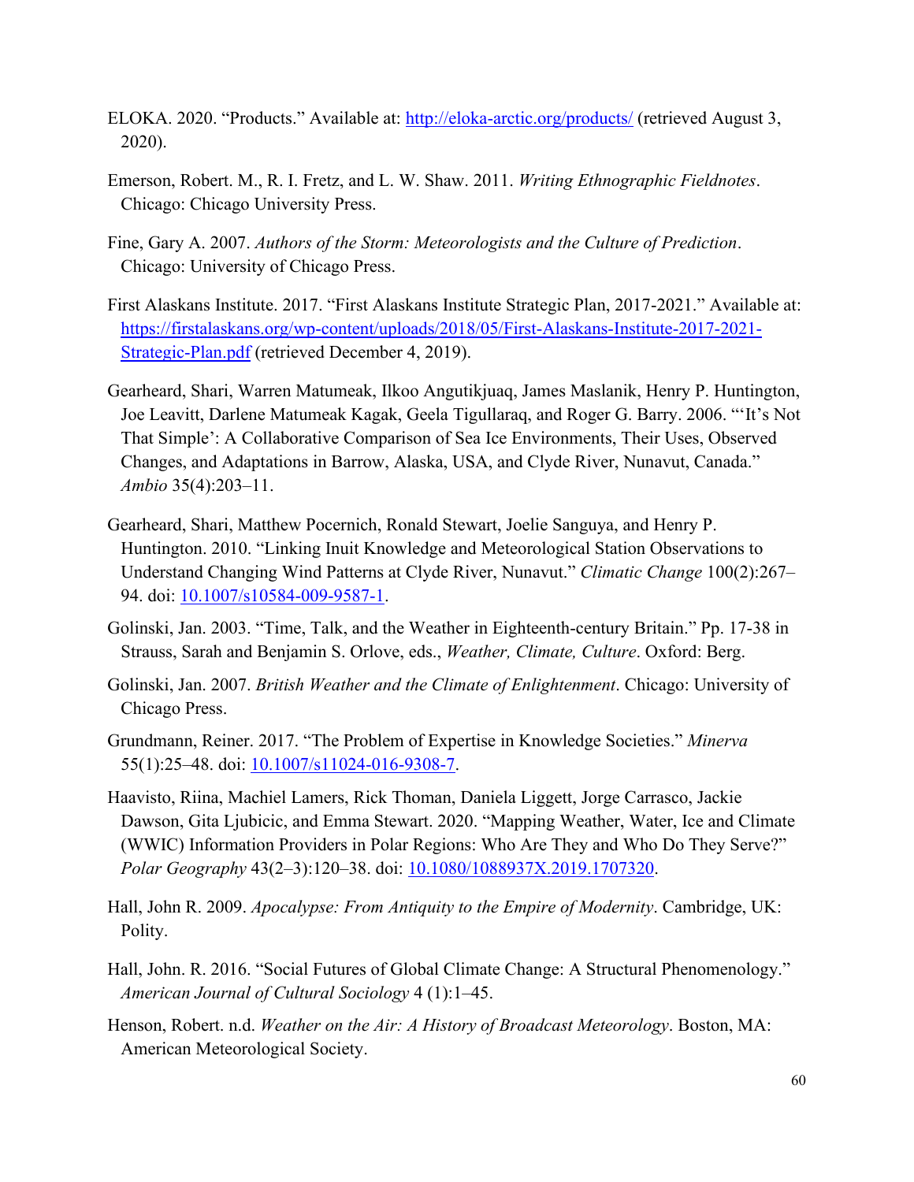ELOKA. 2020. "Products." Available at: http://eloka-arctic.org/products/ (retrieved August 3, 2020).

Emerson, Robert. M., R. I. Fretz, and L. W. Shaw. 2011. *Writing Ethnographic Fieldnotes*. Chicago: Chicago University Press.

Fine, Gary A. 2007. *Authors of the Storm: Meteorologists and the Culture of Prediction*. Chicago: University of Chicago Press.

First Alaskans Institute. 2017. "First Alaskans Institute Strategic Plan, 2017-2021." Available at: https://firstalaskans.org/wp-content/uploads/2018/05/First-Alaskans-Institute-2017-2021-Strategic-Plan.pdf (retrieved December 4, 2019).

Gearheard, Shari, Warren Matumeak, Ilkoo Angutikjuaq, James Maslanik, Henry P. Huntington, Joe Leavitt, Darlene Matumeak Kagak, Geela Tigullaraq, and Roger G. Barry. 2006. "'It's Not That Simple': A Collaborative Comparison of Sea Ice Environments, Their Uses, Observed Changes, and Adaptations in Barrow, Alaska, USA, and Clyde River, Nunavut, Canada." *Ambio* 35(4):203–11.

Gearheard, Shari, Matthew Pocernich, Ronald Stewart, Joelie Sanguya, and Henry P. Huntington. 2010. "Linking Inuit Knowledge and Meteorological Station Observations to Understand Changing Wind Patterns at Clyde River, Nunavut." *Climatic Change* 100(2):267–94. doi: 10.1007/s10584-009-9587-1.

Golinski, Jan. 2003. "Time, Talk, and the Weather in Eighteenth-century Britain." Pp. 17-38 in Strauss, Sarah and Benjamin S. Orlove, eds., *Weather, Climate, Culture*. Oxford: Berg.

Golinski, Jan. 2007. *British Weather and the Climate of Enlightenment*. Chicago: University of Chicago Press.

Grundmann, Reiner. 2017. "The Problem of Expertise in Knowledge Societies." *Minerva* 55(1):25–48. doi: 10.1007/s11024-016-9308-7.

Haavisto, Riina, Machiel Lamers, Rick Thoman, Daniela Liggett, Jorge Carrasco, Jackie Dawson, Gita Ljubicic, and Emma Stewart. 2020. "Mapping Weather, Water, Ice and Climate (WWIC) Information Providers in Polar Regions: Who Are They and Who Do They Serve?" *Polar Geography* 43(2–3):120–38. doi: 10.1080/1088937X.2019.1707320.

Hall, John R. 2009. *Apocalypse: From Antiquity to the Empire of Modernity*. Cambridge, UK: Polity.

Hall, John. R. 2016. "Social Futures of Global Climate Change: A Structural Phenomenology." *American Journal of Cultural Sociology* 4 (1):1–45.

Henson, Robert. n.d. *Weather on the Air: A History of Broadcast Meteorology*. Boston, MA: American Meteorological Society.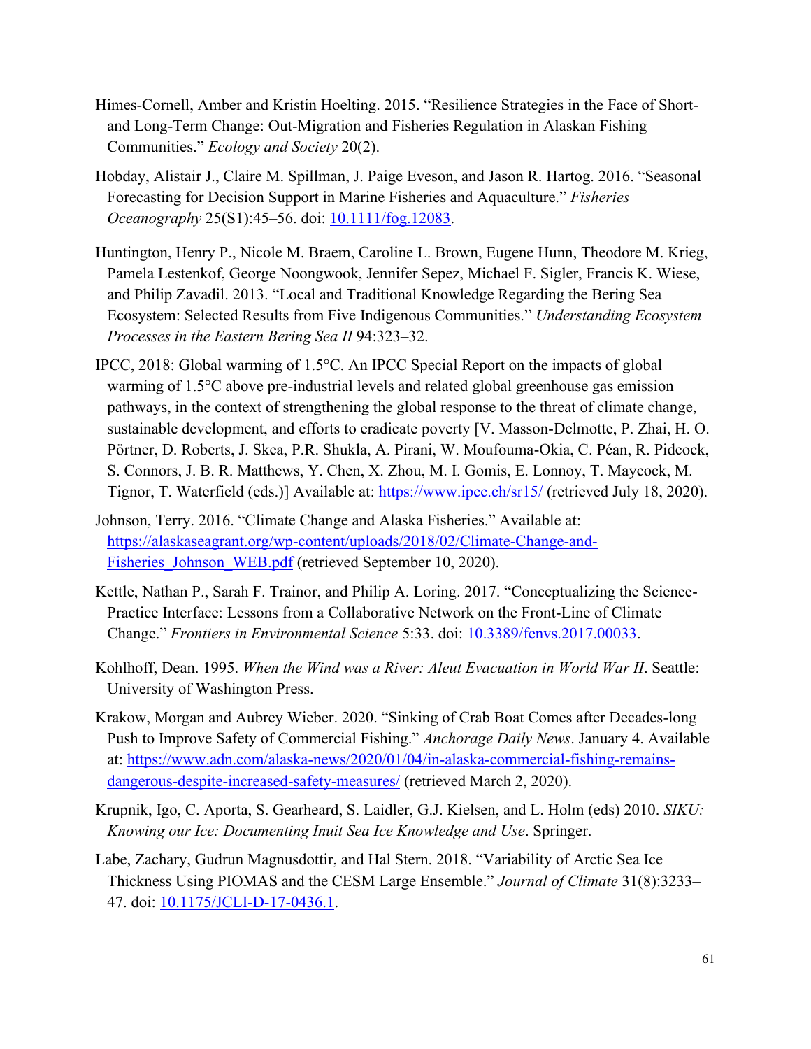Himes-Cornell, Amber and Kristin Hoelting. 2015. “Resilience Strategies in the Face of Short- and Long-Term Change: Out-Migration and Fisheries Regulation in Alaskan Fishing Communities.” *Ecology and Society* 20(2).

Hobday, Alistair J., Claire M. Spillman, J. Paige Eveson, and Jason R. Hartog. 2016. “Seasonal Forecasting for Decision Support in Marine Fisheries and Aquaculture.” *Fisheries Oceanography* 25(S1):45–56. doi: [10.1111/fog.12083](https://doi.org/10.1111/fog.12083).

Huntington, Henry P., Nicole M. Braem, Caroline L. Brown, Eugene Hunn, Theodore M. Krieg, Pamela Lestenkof, George Noongwook, Jennifer Sepez, Michael F. Sigler, Francis K. Wiese, and Philip Zavadil. 2013. “Local and Traditional Knowledge Regarding the Bering Sea Ecosystem: Selected Results from Five Indigenous Communities.” *Understanding Ecosystem Processes in the Eastern Bering Sea II* 94:323–32.

IPCC, 2018: Global warming of 1.5°C. An IPCC Special Report on the impacts of global warming of 1.5°C above pre-industrial levels and related global greenhouse gas emission pathways, in the context of strengthening the global response to the threat of climate change, sustainable development, and efforts to eradicate poverty [V. Masson-Delmotte, P. Zhai, H. O. Pörtner, D. Roberts, J. Skea, P.R. Shukla, A. Pirani, W. Moufouma-Okia, C. Péan, R. Pidcock, S. Connors, J. B. R. Matthews, Y. Chen, X. Zhou, M. I. Gomis, E. Lonnoy, T. Maycock, M. Tignor, T. Waterfield (eds.)] Available at: [https://www.ipcc.ch/sr15/](https://www.ipcc.ch/sr15/) (retrieved July 18, 2020).

Johnson, Terry. 2016. “Climate Change and Alaska Fisheries.” Available at: [https://alaskaseagrant.org/wp-content/uploads/2018/02/Climate-Change-and-Fisheries_Johnson_WEB.pdf](https://alaskaseagrant.org/wp-content/uploads/2018/02/Climate-Change-and-Fisheries_Johnson_WEB.pdf) (retrieved September 10, 2020).

Kettle, Nathan P., Sarah F. Trainor, and Philip A. Loring. 2017. “Conceptualizing the Science-Practice Interface: Lessons from a Collaborative Network on the Front-Line of Climate Change.” *Frontiers in Environmental Science* 5:33. doi: [10.3389/fenvs.2017.00033](https://doi.org/10.3389/fenvs.2017.00033).

Kohlhoff, Dean. 1995. *When the Wind was a River: Aleut Evacuation in World War II*. Seattle: University of Washington Press.

Krakow, Morgan and Aubrey Wieber. 2020. “Sinking of Crab Boat Comes after Decades-long Push to Improve Safety of Commercial Fishing.” *Anchorage Daily News*. January 4. Available at: [https://www.adn.com/alaska-news/2020/01/04/in-alaska-commercial-fishing-remains-dangerous-despite-increased-safety-measures/](https://www.adn.com/alaska-news/2020/01/04/in-alaska-commercial-fishing-remains-dangerous-despite-increased-safety-measures/) (retrieved March 2, 2020).

Krupnik, Igo, C. Aporta, S. Gearheard, S. Laidler, G.J. Kielsen, and L. Holm (eds) 2010. *SIKU: Knowing our Ice: Documenting Inuit Sea Ice Knowledge and Use*. Springer.

Labe, Zachary, Gudrun Magnusdottir, and Hal Stern. 2018. “Variability of Arctic Sea Ice Thickness Using PIOMAS and the CESM Large Ensemble.” *Journal of Climate* 31(8):3233–47. doi: [10.1175/JCLI-D-17-0436.1](https://doi.org/10.1175/JCLI-D-17-0436.1).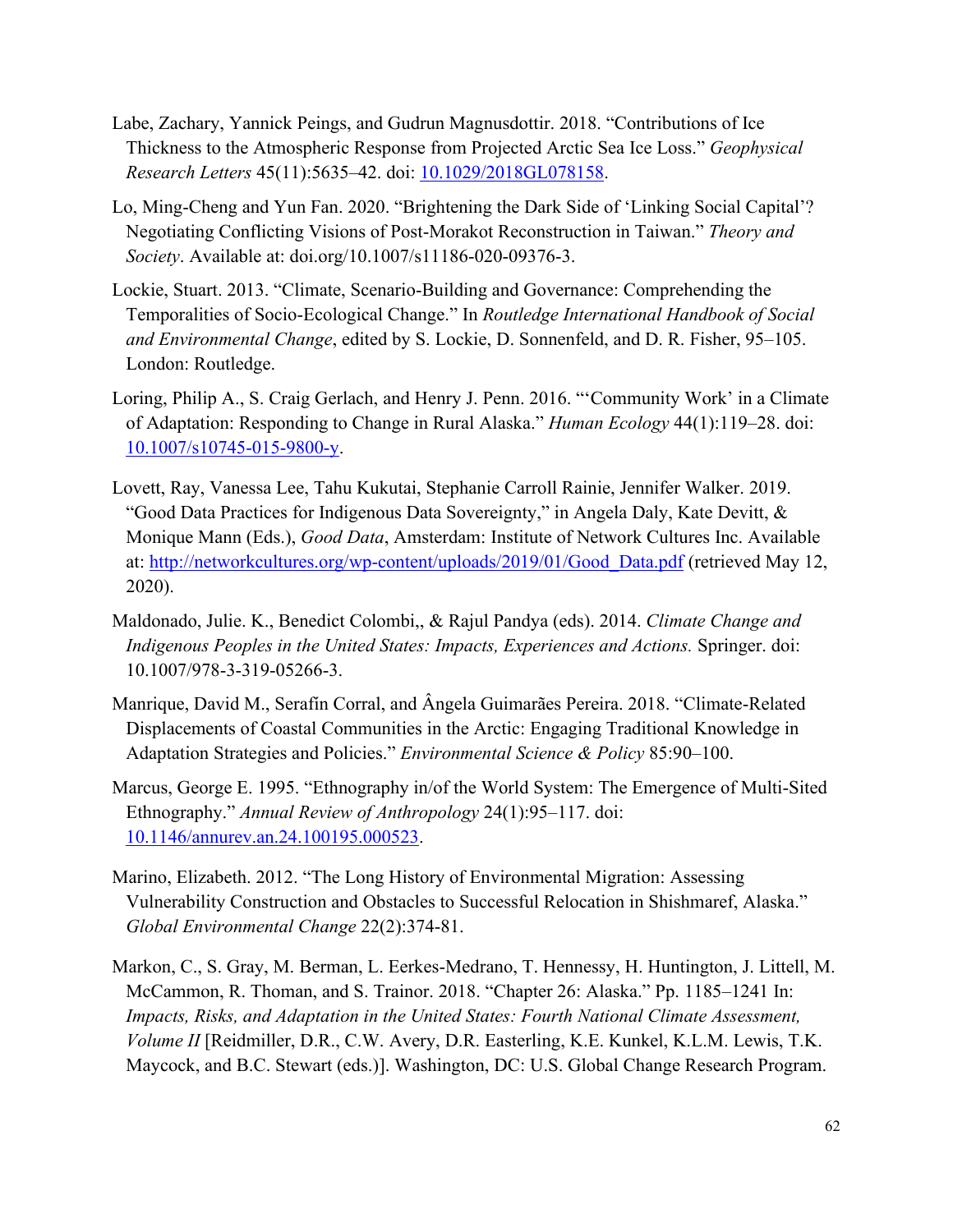Labe, Zachary, Yannick Peings, and Gudrun Magnusdottir. 2018. "Contributions of Ice Thickness to the Atmospheric Response from Projected Arctic Sea Ice Loss." *Geophysical Research Letters* 45(11):5635–42. doi: 10.1029/2018GL078158.

Lo, Ming-Cheng and Yun Fan. 2020. "Brightening the Dark Side of 'Linking Social Capital'? Negotiating Conflicting Visions of Post-Morakot Reconstruction in Taiwan." *Theory and Society*. Available at: doi.org/10.1007/s11186-020-09376-3.

Lockie, Stuart. 2013. "Climate, Scenario-Building and Governance: Comprehending the Temporalities of Socio-Ecological Change." In *Routledge International Handbook of Social and Environmental Change*, edited by S. Lockie, D. Sonnenfeld, and D. R. Fisher, 95–105. London: Routledge.

Loring, Philip A., S. Craig Gerlach, and Henry J. Penn. 2016. "'Community Work' in a Climate of Adaptation: Responding to Change in Rural Alaska." *Human Ecology* 44(1):119–28. doi: 10.1007/s10745-015-9800-y.

Lovett, Ray, Vanessa Lee, Tahu Kukutai, Stephanie Carroll Rainie, Jennifer Walker. 2019. "Good Data Practices for Indigenous Data Sovereignty," in Angela Daly, Kate Devitt, & Monique Mann (Eds.), *Good Data*, Amsterdam: Institute of Network Cultures Inc. Available at: http://networkcultures.org/wp-content/uploads/2019/01/Good_Data.pdf (retrieved May 12, 2020).

Maldonado, Julie. K., Benedict Colombi,, & Rajul Pandya (eds). 2014. *Climate Change and Indigenous Peoples in the United States: Impacts, Experiences and Actions.* Springer. doi: 10.1007/978-3-319-05266-3.

Manrique, David M., Serafín Corral, and Ângela Guimarães Pereira. 2018. "Climate-Related Displacements of Coastal Communities in the Arctic: Engaging Traditional Knowledge in Adaptation Strategies and Policies." *Environmental Science & Policy* 85:90–100.

Marcus, George E. 1995. "Ethnography in/of the World System: The Emergence of Multi-Sited Ethnography." *Annual Review of Anthropology* 24(1):95–117. doi: 10.1146/annurev.an.24.100195.000523.

Marino, Elizabeth. 2012. "The Long History of Environmental Migration: Assessing Vulnerability Construction and Obstacles to Successful Relocation in Shishmaref, Alaska." *Global Environmental Change* 22(2):374-81.

Markon, C., S. Gray, M. Berman, L. Eerkes-Medrano, T. Hennessy, H. Huntington, J. Littell, M. McCammon, R. Thoman, and S. Trainor. 2018. "Chapter 26: Alaska." Pp. 1185–1241 In: *Impacts, Risks, and Adaptation in the United States: Fourth National Climate Assessment, Volume II* [Reidmiller, D.R., C.W. Avery, D.R. Easterling, K.E. Kunkel, K.L.M. Lewis, T.K. Maycock, and B.C. Stewart (eds.)]. Washington, DC: U.S. Global Change Research Program.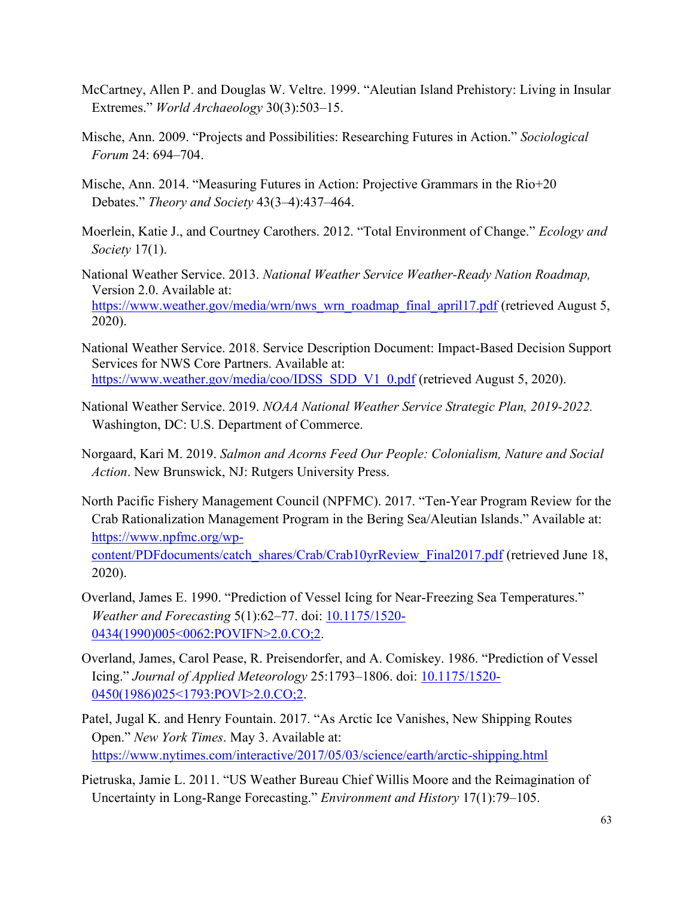McCartney, Allen P. and Douglas W. Veltre. 1999. “Aleutian Island Prehistory: Living in Insular Extremes.” *World Archaeology* 30(3):503–15.

Mische, Ann. 2009. “Projects and Possibilities: Researching Futures in Action.” *Sociological Forum* 24: 694–704.

Mische, Ann. 2014. “Measuring Futures in Action: Projective Grammars in the Rio+20 Debates.” *Theory and Society* 43(3–4):437–464.

Moerlein, Katie J., and Courtney Carothers. 2012. “Total Environment of Change.” *Ecology and Society* 17(1).

National Weather Service. 2013. *National Weather Service Weather-Ready Nation Roadmap,* Version 2.0. Available at: https://www.weather.gov/media/wrn/nws_wrn_roadmap_final_april17.pdf (retrieved August 5, 2020).

National Weather Service. 2018. Service Description Document: Impact-Based Decision Support Services for NWS Core Partners. Available at: https://www.weather.gov/media/coo/IDSS_SDD_V1_0.pdf (retrieved August 5, 2020).

National Weather Service. 2019. *NOAA National Weather Service Strategic Plan, 2019-2022.* Washington, DC: U.S. Department of Commerce.

Norgaard, Kari M. 2019. *Salmon and Acorns Feed Our People: Colonialism, Nature and Social Action*. New Brunswick, NJ: Rutgers University Press.

North Pacific Fishery Management Council (NPFMC). 2017. “Ten-Year Program Review for the Crab Rationalization Management Program in the Bering Sea/Aleutian Islands.” Available at: https://www.npfmc.org/wp-content/PDFdocuments/catch_shares/Crab/Crab10yrReview_Final2017.pdf (retrieved June 18, 2020).

Overland, James E. 1990. “Prediction of Vessel Icing for Near-Freezing Sea Temperatures.” *Weather and Forecasting* 5(1):62–77. doi: 10.1175/1520-0434(1990)005<0062:POVIFN>2.0.CO;2.

Overland, James, Carol Pease, R. Preisendorfer, and A. Comiskey. 1986. “Prediction of Vessel Icing.” *Journal of Applied Meteorology* 25:1793–1806. doi: 10.1175/1520-0450(1986)025<1793:POVI>2.0.CO;2.

Patel, Jugal K. and Henry Fountain. 2017. “As Arctic Ice Vanishes, New Shipping Routes Open.” *New York Times*. May 3. Available at: https://www.nytimes.com/interactive/2017/05/03/science/earth/arctic-shipping.html

Pietruska, Jamie L. 2011. “US Weather Bureau Chief Willis Moore and the Reimagination of Uncertainty in Long-Range Forecasting.” *Environment and History* 17(1):79–105.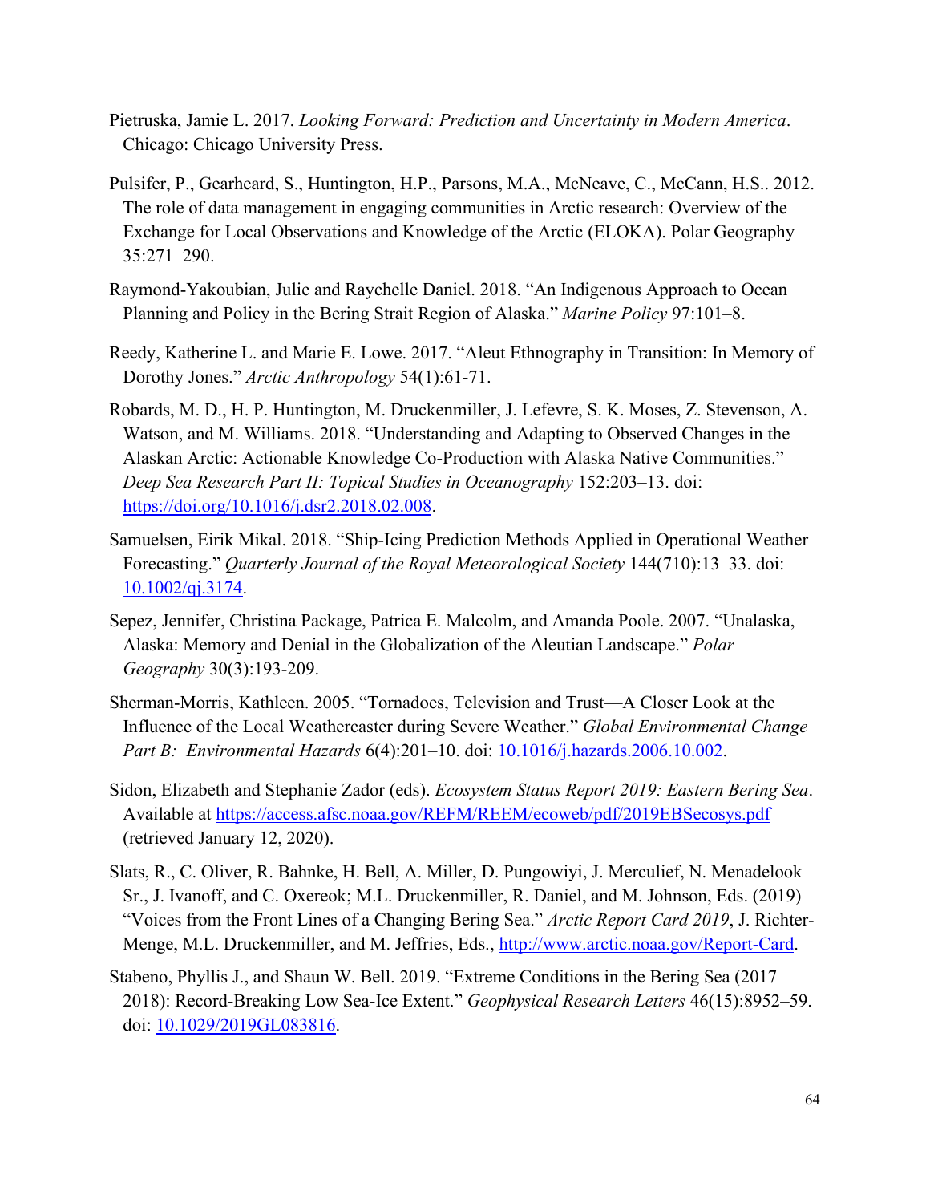Pietruska, Jamie L. 2017. *Looking Forward: Prediction and Uncertainty in Modern America*. Chicago: Chicago University Press.

Pulsifer, P., Gearheard, S., Huntington, H.P., Parsons, M.A., McNeave, C., McCann, H.S.. 2012. The role of data management in engaging communities in Arctic research: Overview of the Exchange for Local Observations and Knowledge of the Arctic (ELOKA). Polar Geography 35:271–290.

Raymond-Yakoubian, Julie and Raychelle Daniel. 2018. "An Indigenous Approach to Ocean Planning and Policy in the Bering Strait Region of Alaska." *Marine Policy* 97:101–8.

Reedy, Katherine L. and Marie E. Lowe. 2017. "Aleut Ethnography in Transition: In Memory of Dorothy Jones." *Arctic Anthropology* 54(1):61-71.

Robards, M. D., H. P. Huntington, M. Druckenmiller, J. Lefevre, S. K. Moses, Z. Stevenson, A. Watson, and M. Williams. 2018. "Understanding and Adapting to Observed Changes in the Alaskan Arctic: Actionable Knowledge Co-Production with Alaska Native Communities." *Deep Sea Research Part II: Topical Studies in Oceanography* 152:203–13. doi: https://doi.org/10.1016/j.dsr2.2018.02.008.

Samuelsen, Eirik Mikal. 2018. "Ship-Icing Prediction Methods Applied in Operational Weather Forecasting." *Quarterly Journal of the Royal Meteorological Society* 144(710):13–33. doi: 10.1002/qj.3174.

Sepez, Jennifer, Christina Package, Patrica E. Malcolm, and Amanda Poole. 2007. "Unalaska, Alaska: Memory and Denial in the Globalization of the Aleutian Landscape." *Polar Geography* 30(3):193-209.

Sherman-Morris, Kathleen. 2005. "Tornadoes, Television and Trust—A Closer Look at the Influence of the Local Weathercaster during Severe Weather." *Global Environmental Change Part B: Environmental Hazards* 6(4):201–10. doi: 10.1016/j.hazards.2006.10.002.

Sidon, Elizabeth and Stephanie Zador (eds). *Ecosystem Status Report 2019: Eastern Bering Sea*. Available at https://access.afsc.noaa.gov/REFM/REEM/ecoweb/pdf/2019EBSecosys.pdf (retrieved January 12, 2020).

Slats, R., C. Oliver, R. Bahnke, H. Bell, A. Miller, D. Pungowiyi, J. Merculief, N. Menadelook Sr., J. Ivanoff, and C. Oxereok; M.L. Druckenmiller, R. Daniel, and M. Johnson, Eds. (2019) "Voices from the Front Lines of a Changing Bering Sea." *Arctic Report Card 2019*, J. Richter-Menge, M.L. Druckenmiller, and M. Jeffries, Eds., http://www.arctic.noaa.gov/Report-Card.

Stabeno, Phyllis J., and Shaun W. Bell. 2019. "Extreme Conditions in the Bering Sea (2017–2018): Record-Breaking Low Sea-Ice Extent." *Geophysical Research Letters* 46(15):8952–59. doi: 10.1029/2019GL083816.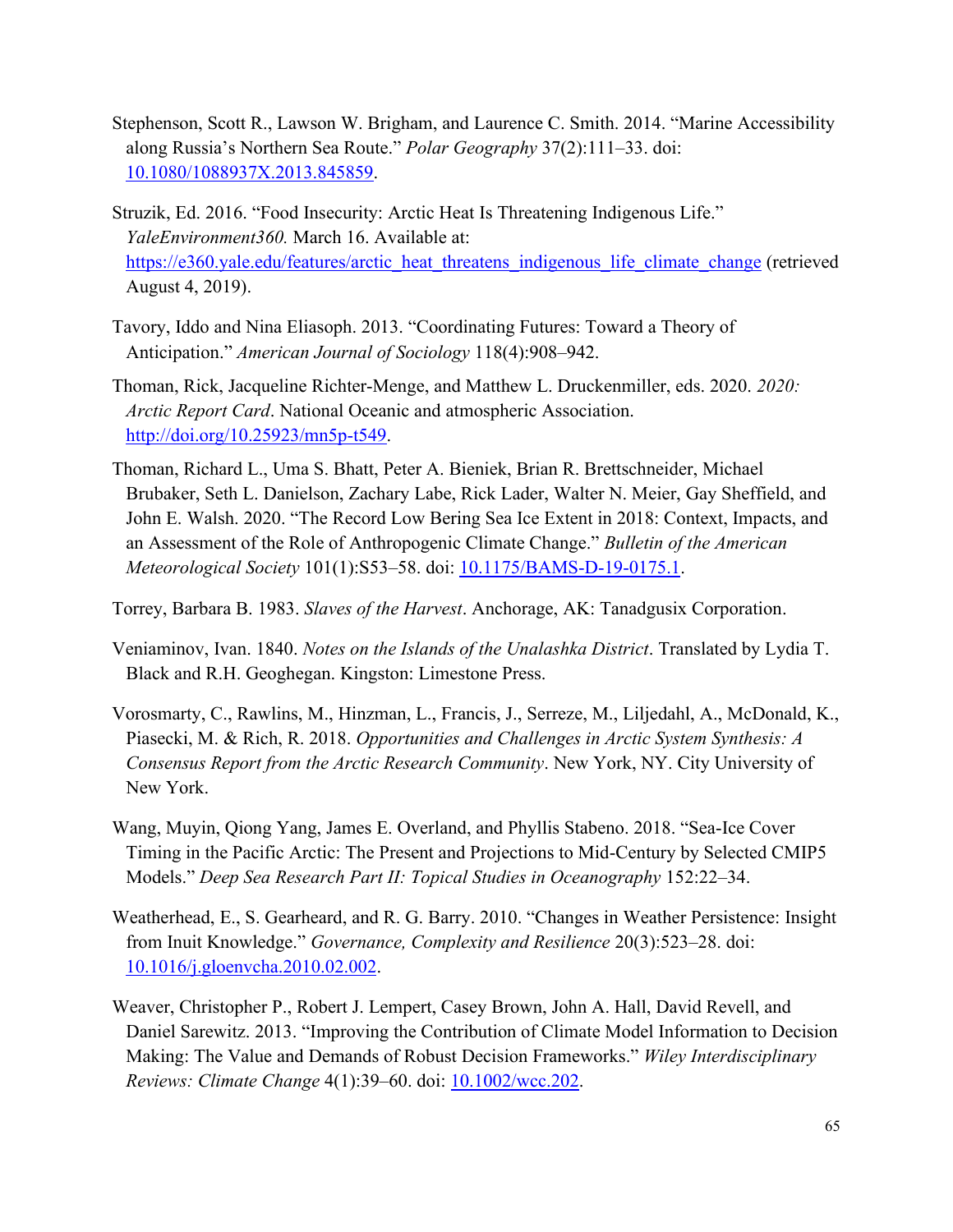Stephenson, Scott R., Lawson W. Brigham, and Laurence C. Smith. 2014. "Marine Accessibility along Russia's Northern Sea Route." *Polar Geography* 37(2):111–33. doi: [10.1080/1088937X.2013.845859](https://doi.org/10.1080/1088937X.2013.845859).

Struzik, Ed. 2016. "Food Insecurity: Arctic Heat Is Threatening Indigenous Life." *YaleEnvironment360.* March 16. Available at: [https://e360.yale.edu/features/arctic_heat_threatens_indigenous_life_climate_change](https://e360.yale.edu/features/arctic_heat_threatens_indigenous_life_climate_change) (retrieved August 4, 2019).

Tavory, Iddo and Nina Eliasoph. 2013. "Coordinating Futures: Toward a Theory of Anticipation." *American Journal of Sociology* 118(4):908–942.

Thoman, Rick, Jacqueline Richter-Menge, and Matthew L. Druckenmiller, eds. 2020. *2020: Arctic Report Card*. National Oceanic and atmospheric Association. [http://doi.org/10.25923/mn5p-t549](http://doi.org/10.25923/mn5p-t549).

Thoman, Richard L., Uma S. Bhatt, Peter A. Bieniek, Brian R. Brettschneider, Michael Brubaker, Seth L. Danielson, Zachary Labe, Rick Lader, Walter N. Meier, Gay Sheffield, and John E. Walsh. 2020. "The Record Low Bering Sea Ice Extent in 2018: Context, Impacts, and an Assessment of the Role of Anthropogenic Climate Change." *Bulletin of the American Meteorological Society* 101(1):S53–58. doi: [10.1175/BAMS-D-19-0175.1](https://doi.org/10.1175/BAMS-D-19-0175.1).

Torrey, Barbara B. 1983. *Slaves of the Harvest*. Anchorage, AK: Tanadgusix Corporation.

Veniaminov, Ivan. 1840. *Notes on the Islands of the Unalashka District*. Translated by Lydia T. Black and R.H. Geoghegan. Kingston: Limestone Press.

Vorosmarty, C., Rawlins, M., Hinzman, L., Francis, J., Serreze, M., Liljedahl, A., McDonald, K., Piasecki, M. & Rich, R. 2018. *Opportunities and Challenges in Arctic System Synthesis: A Consensus Report from the Arctic Research Community*. New York, NY. City University of New York.

Wang, Muyin, Qiong Yang, James E. Overland, and Phyllis Stabeno. 2018. "Sea-Ice Cover Timing in the Pacific Arctic: The Present and Projections to Mid-Century by Selected CMIP5 Models." *Deep Sea Research Part II: Topical Studies in Oceanography* 152:22–34.

Weatherhead, E., S. Gearheard, and R. G. Barry. 2010. "Changes in Weather Persistence: Insight from Inuit Knowledge." *Governance, Complexity and Resilience* 20(3):523–28. doi: [10.1016/j.gloenvcha.2010.02.002](https://doi.org/10.1016/j.gloenvcha.2010.02.002).

Weaver, Christopher P., Robert J. Lempert, Casey Brown, John A. Hall, David Revell, and Daniel Sarewitz. 2013. "Improving the Contribution of Climate Model Information to Decision Making: The Value and Demands of Robust Decision Frameworks." *Wiley Interdisciplinary Reviews: Climate Change* 4(1):39–60. doi: [10.1002/wcc.202](https://doi.org/10.1002/wcc.202).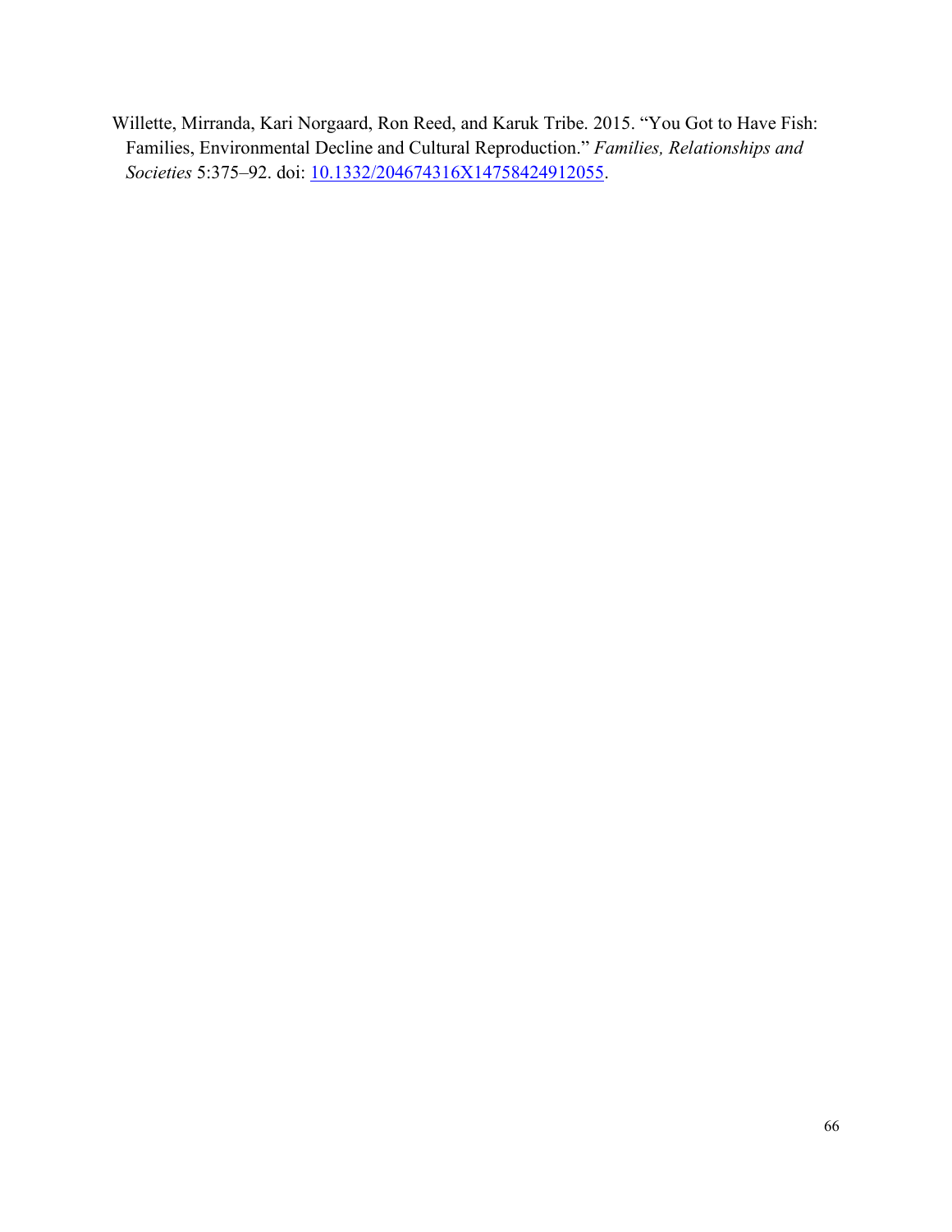Willette, Mirranda, Kari Norgaard, Ron Reed, and Karuk Tribe. 2015. "You Got to Have Fish: Families, Environmental Decline and Cultural Reproduction." *Families, Relationships and Societies* 5:375–92. doi: 10.1332/204674316X14758424912055.